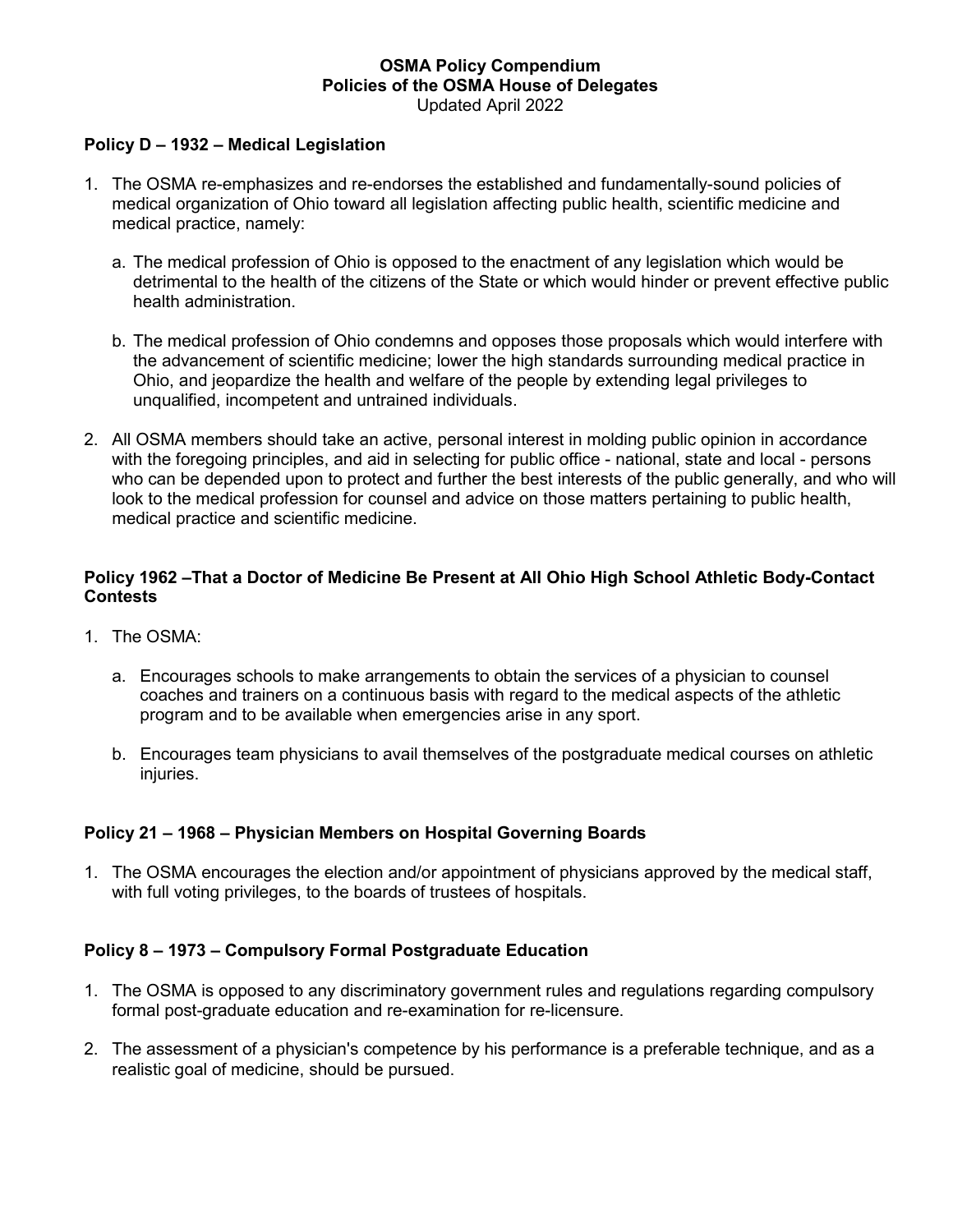# OSMA Policy Compendium
## Policies of the OSMA House of Delegates
Updated April 2022

### Policy D – 1932 – Medical Legislation

1. The OSMA re-emphasizes and re-endorses the established and fundamentally-sound policies of medical organization of Ohio toward all legislation affecting public health, scientific medicine and medical practice, namely:

   a. The medical profession of Ohio is opposed to the enactment of any legislation which would be detrimental to the health of the citizens of the State or which would hinder or prevent effective public health administration.

   b. The medical profession of Ohio condemns and opposes those proposals which would interfere with the advancement of scientific medicine; lower the high standards surrounding medical practice in Ohio, and jeopardize the health and welfare of the people by extending legal privileges to unqualified, incompetent and untrained individuals.

2. All OSMA members should take an active, personal interest in molding public opinion in accordance with the foregoing principles, and aid in selecting for public office - national, state and local - persons who can be depended upon to protect and further the best interests of the public generally, and who will look to the medical profession for counsel and advice on those matters pertaining to public health, medical practice and scientific medicine.

### Policy 1962 –That a Doctor of Medicine Be Present at All Ohio High School Athletic Body-Contact Contests

1. The OSMA:

   a. Encourages schools to make arrangements to obtain the services of a physician to counsel coaches and trainers on a continuous basis with regard to the medical aspects of the athletic program and to be available when emergencies arise in any sport.

   b. Encourages team physicians to avail themselves of the postgraduate medical courses on athletic injuries.

### Policy 21 – 1968 – Physician Members on Hospital Governing Boards

1. The OSMA encourages the election and/or appointment of physicians approved by the medical staff, with full voting privileges, to the boards of trustees of hospitals.

### Policy 8 – 1973 – Compulsory Formal Postgraduate Education

1. The OSMA is opposed to any discriminatory government rules and regulations regarding compulsory formal post-graduate education and re-examination for re-licensure.

2. The assessment of a physician's competence by his performance is a preferable technique, and as a realistic goal of medicine, should be pursued.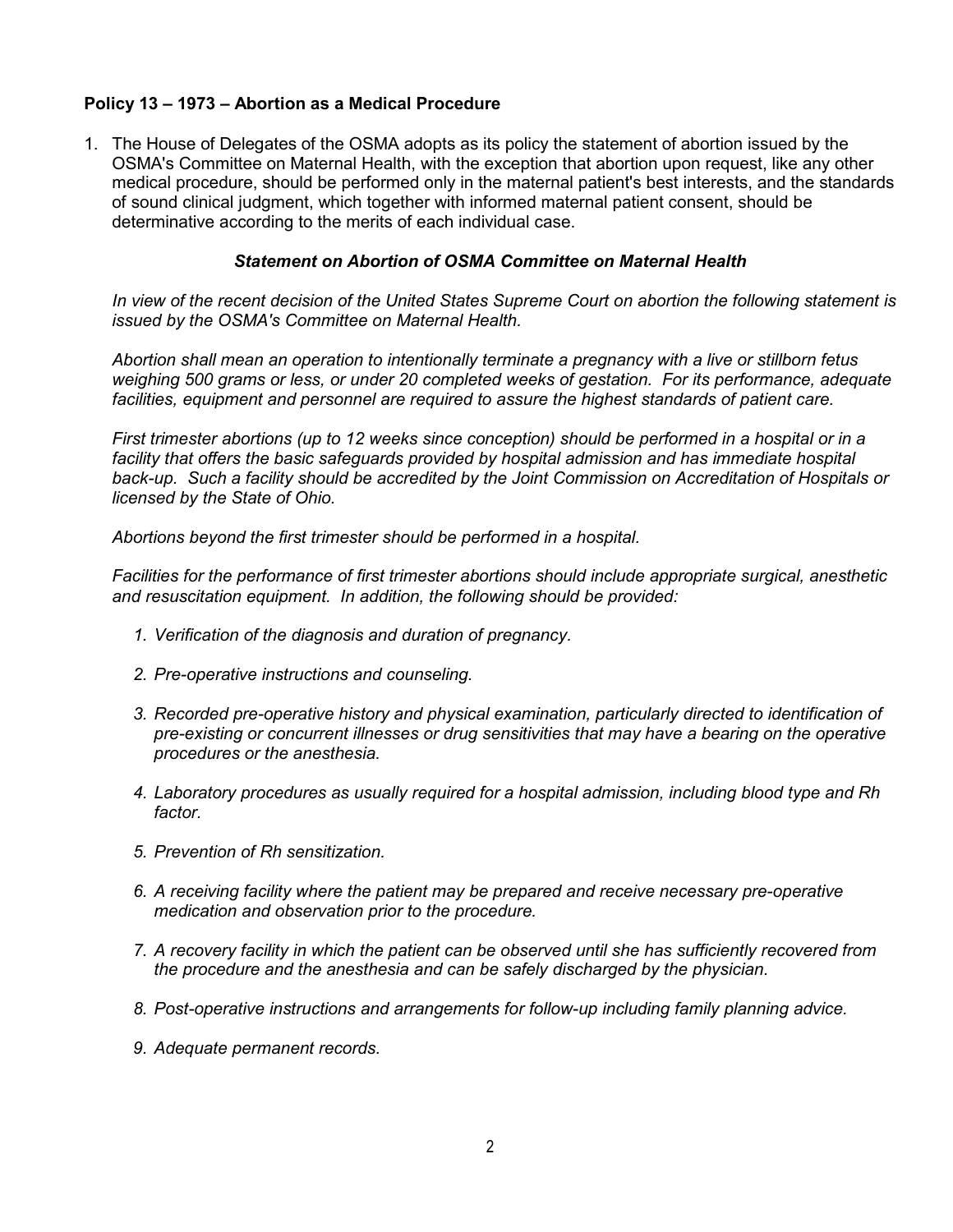**Policy 13 – 1973 – Abortion as a Medical Procedure**

1. The House of Delegates of the OSMA adopts as its policy the statement of abortion issued by the OSMA's Committee on Maternal Health, with the exception that abortion upon request, like any other medical procedure, should be performed only in the maternal patient's best interests, and the standards of sound clinical judgment, which together with informed maternal patient consent, should be determinative according to the merits of each individual case.

   ***Statement on Abortion of OSMA Committee on Maternal Health***

   *In view of the recent decision of the United States Supreme Court on abortion the following statement is issued by the OSMA's Committee on Maternal Health.*

   *Abortion shall mean an operation to intentionally terminate a pregnancy with a live or stillborn fetus weighing 500 grams or less, or under 20 completed weeks of gestation. For its performance, adequate facilities, equipment and personnel are required to assure the highest standards of patient care.*

   *First trimester abortions (up to 12 weeks since conception) should be performed in a hospital or in a facility that offers the basic safeguards provided by hospital admission and has immediate hospital back-up. Such a facility should be accredited by the Joint Commission on Accreditation of Hospitals or licensed by the State of Ohio.*

   *Abortions beyond the first trimester should be performed in a hospital.*

   *Facilities for the performance of first trimester abortions should include appropriate surgical, anesthetic and resuscitation equipment. In addition, the following should be provided:*

   1. *Verification of the diagnosis and duration of pregnancy.*
   2. *Pre-operative instructions and counseling.*
   3. *Recorded pre-operative history and physical examination, particularly directed to identification of pre-existing or concurrent illnesses or drug sensitivities that may have a bearing on the operative procedures or the anesthesia.*
   4. *Laboratory procedures as usually required for a hospital admission, including blood type and Rh factor.*
   5. *Prevention of Rh sensitization.*
   6. *A receiving facility where the patient may be prepared and receive necessary pre-operative medication and observation prior to the procedure.*
   7. *A recovery facility in which the patient can be observed until she has sufficiently recovered from the procedure and the anesthesia and can be safely discharged by the physician.*
   8. *Post-operative instructions and arrangements for follow-up including family planning advice.*
   9. *Adequate permanent records.*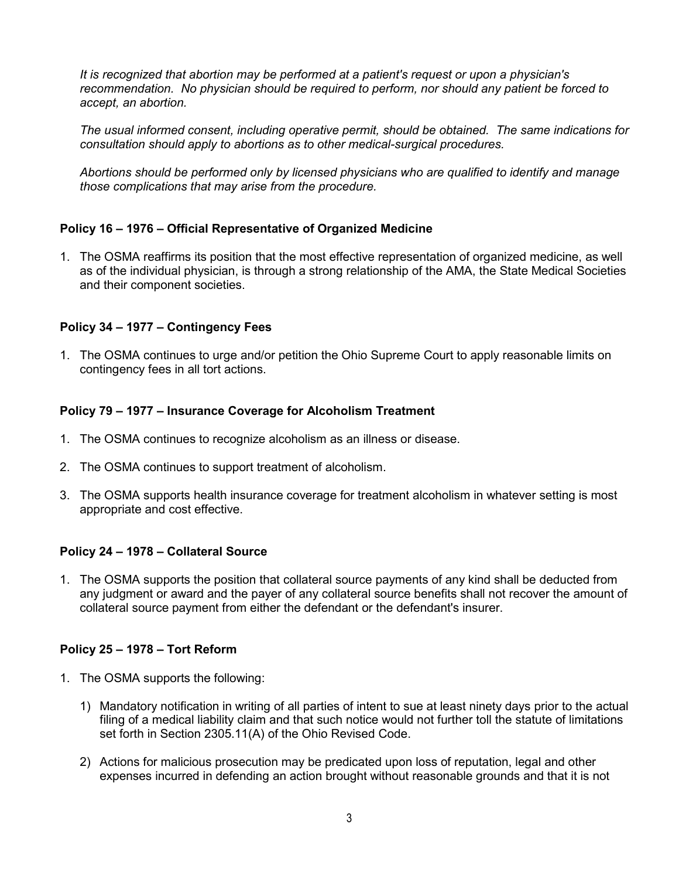*It is recognized that abortion may be performed at a patient's request or upon a physician's recommendation. No physician should be required to perform, nor should any patient be forced to accept, an abortion.*

*The usual informed consent, including operative permit, should be obtained. The same indications for consultation should apply to abortions as to other medical-surgical procedures.*

*Abortions should be performed only by licensed physicians who are qualified to identify and manage those complications that may arise from the procedure.*

**Policy 16 – 1976 – Official Representative of Organized Medicine**

1. The OSMA reaffirms its position that the most effective representation of organized medicine, as well as of the individual physician, is through a strong relationship of the AMA, the State Medical Societies and their component societies.

**Policy 34 – 1977 – Contingency Fees**

1. The OSMA continues to urge and/or petition the Ohio Supreme Court to apply reasonable limits on contingency fees in all tort actions.

**Policy 79 – 1977 – Insurance Coverage for Alcoholism Treatment**

1. The OSMA continues to recognize alcoholism as an illness or disease.
2. The OSMA continues to support treatment of alcoholism.
3. The OSMA supports health insurance coverage for treatment alcoholism in whatever setting is most appropriate and cost effective.

**Policy 24 – 1978 – Collateral Source**

1. The OSMA supports the position that collateral source payments of any kind shall be deducted from any judgment or award and the payer of any collateral source benefits shall not recover the amount of collateral source payment from either the defendant or the defendant's insurer.

**Policy 25 – 1978 – Tort Reform**

1. The OSMA supports the following:
   1) Mandatory notification in writing of all parties of intent to sue at least ninety days prior to the actual filing of a medical liability claim and that such notice would not further toll the statute of limitations set forth in Section 2305.11(A) of the Ohio Revised Code.
   2) Actions for malicious prosecution may be predicated upon loss of reputation, legal and other expenses incurred in defending an action brought without reasonable grounds and that it is not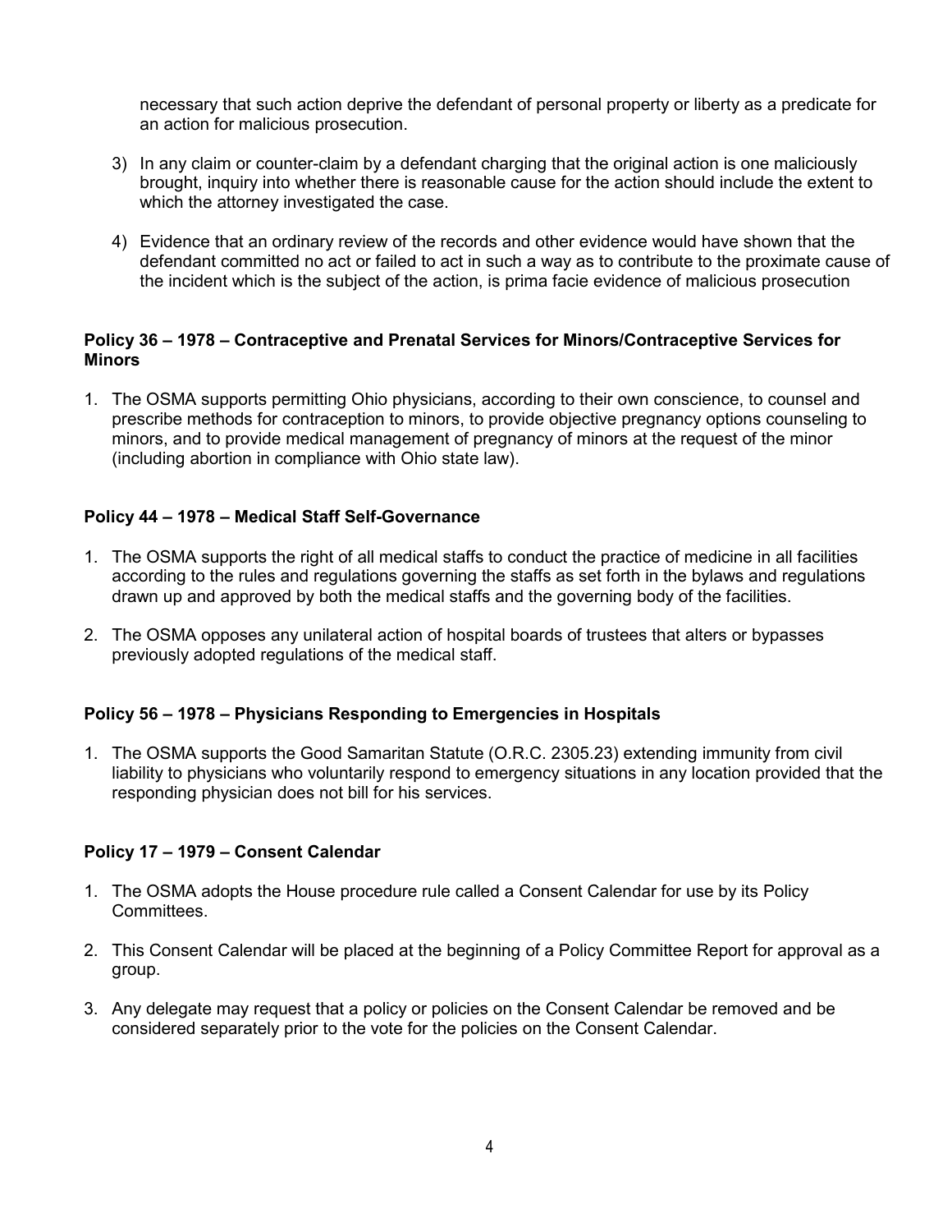necessary that such action deprive the defendant of personal property or liberty as a predicate for an action for malicious prosecution.

3) In any claim or counter-claim by a defendant charging that the original action is one maliciously brought, inquiry into whether there is reasonable cause for the action should include the extent to which the attorney investigated the case.

4) Evidence that an ordinary review of the records and other evidence would have shown that the defendant committed no act or failed to act in such a way as to contribute to the proximate cause of the incident which is the subject of the action, is prima facie evidence of malicious prosecution

**Policy 36 – 1978 – Contraceptive and Prenatal Services for Minors/Contraceptive Services for Minors**

1. The OSMA supports permitting Ohio physicians, according to their own conscience, to counsel and prescribe methods for contraception to minors, to provide objective pregnancy options counseling to minors, and to provide medical management of pregnancy of minors at the request of the minor (including abortion in compliance with Ohio state law).

**Policy 44 – 1978 – Medical Staff Self-Governance**

1. The OSMA supports the right of all medical staffs to conduct the practice of medicine in all facilities according to the rules and regulations governing the staffs as set forth in the bylaws and regulations drawn up and approved by both the medical staffs and the governing body of the facilities.

2. The OSMA opposes any unilateral action of hospital boards of trustees that alters or bypasses previously adopted regulations of the medical staff.

**Policy 56 – 1978 – Physicians Responding to Emergencies in Hospitals**

1. The OSMA supports the Good Samaritan Statute (O.R.C. 2305.23) extending immunity from civil liability to physicians who voluntarily respond to emergency situations in any location provided that the responding physician does not bill for his services.

**Policy 17 – 1979 – Consent Calendar**

1. The OSMA adopts the House procedure rule called a Consent Calendar for use by its Policy Committees.

2. This Consent Calendar will be placed at the beginning of a Policy Committee Report for approval as a group.

3. Any delegate may request that a policy or policies on the Consent Calendar be removed and be considered separately prior to the vote for the policies on the Consent Calendar.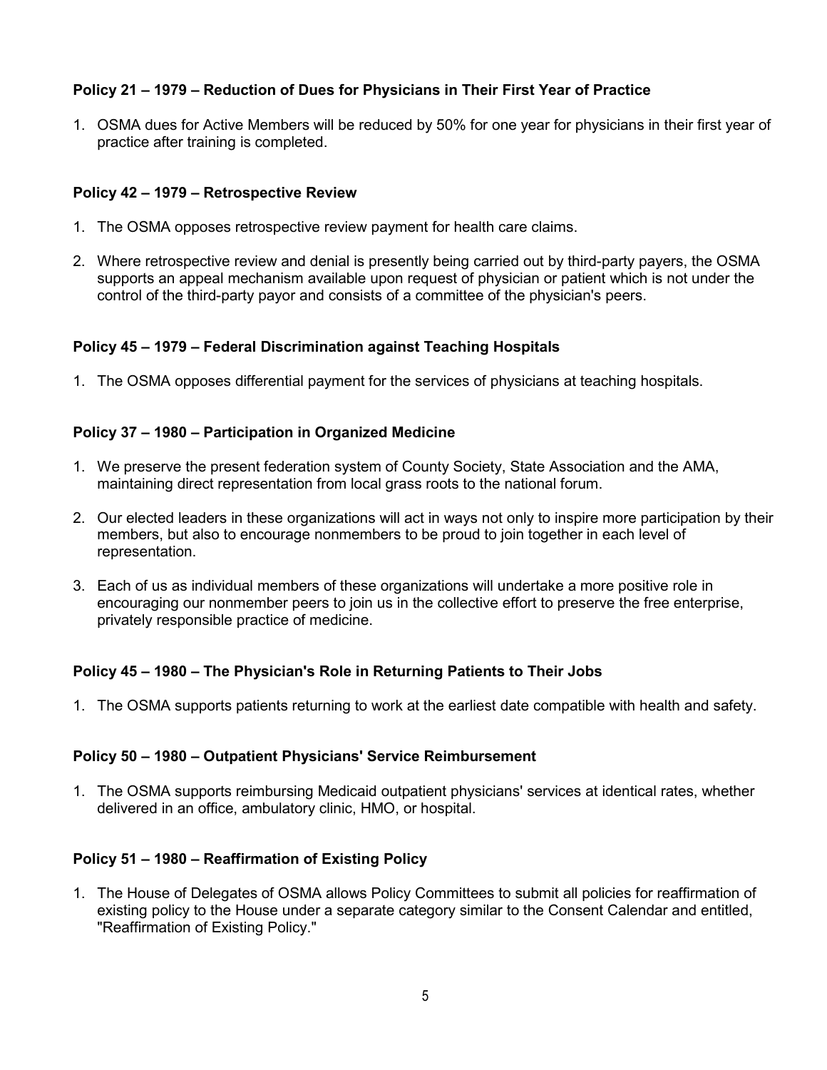**Policy 21 – 1979 – Reduction of Dues for Physicians in Their First Year of Practice**

1. OSMA dues for Active Members will be reduced by 50% for one year for physicians in their first year of practice after training is completed.

**Policy 42 – 1979 – Retrospective Review**

1. The OSMA opposes retrospective review payment for health care claims.

2. Where retrospective review and denial is presently being carried out by third-party payers, the OSMA supports an appeal mechanism available upon request of physician or patient which is not under the control of the third-party payor and consists of a committee of the physician's peers.

**Policy 45 – 1979 – Federal Discrimination against Teaching Hospitals**

1. The OSMA opposes differential payment for the services of physicians at teaching hospitals.

**Policy 37 – 1980 – Participation in Organized Medicine**

1. We preserve the present federation system of County Society, State Association and the AMA, maintaining direct representation from local grass roots to the national forum.

2. Our elected leaders in these organizations will act in ways not only to inspire more participation by their members, but also to encourage nonmembers to be proud to join together in each level of representation.

3. Each of us as individual members of these organizations will undertake a more positive role in encouraging our nonmember peers to join us in the collective effort to preserve the free enterprise, privately responsible practice of medicine.

**Policy 45 – 1980 – The Physician's Role in Returning Patients to Their Jobs**

1. The OSMA supports patients returning to work at the earliest date compatible with health and safety.

**Policy 50 – 1980 – Outpatient Physicians' Service Reimbursement**

1. The OSMA supports reimbursing Medicaid outpatient physicians' services at identical rates, whether delivered in an office, ambulatory clinic, HMO, or hospital.

**Policy 51 – 1980 – Reaffirmation of Existing Policy**

1. The House of Delegates of OSMA allows Policy Committees to submit all policies for reaffirmation of existing policy to the House under a separate category similar to the Consent Calendar and entitled, "Reaffirmation of Existing Policy."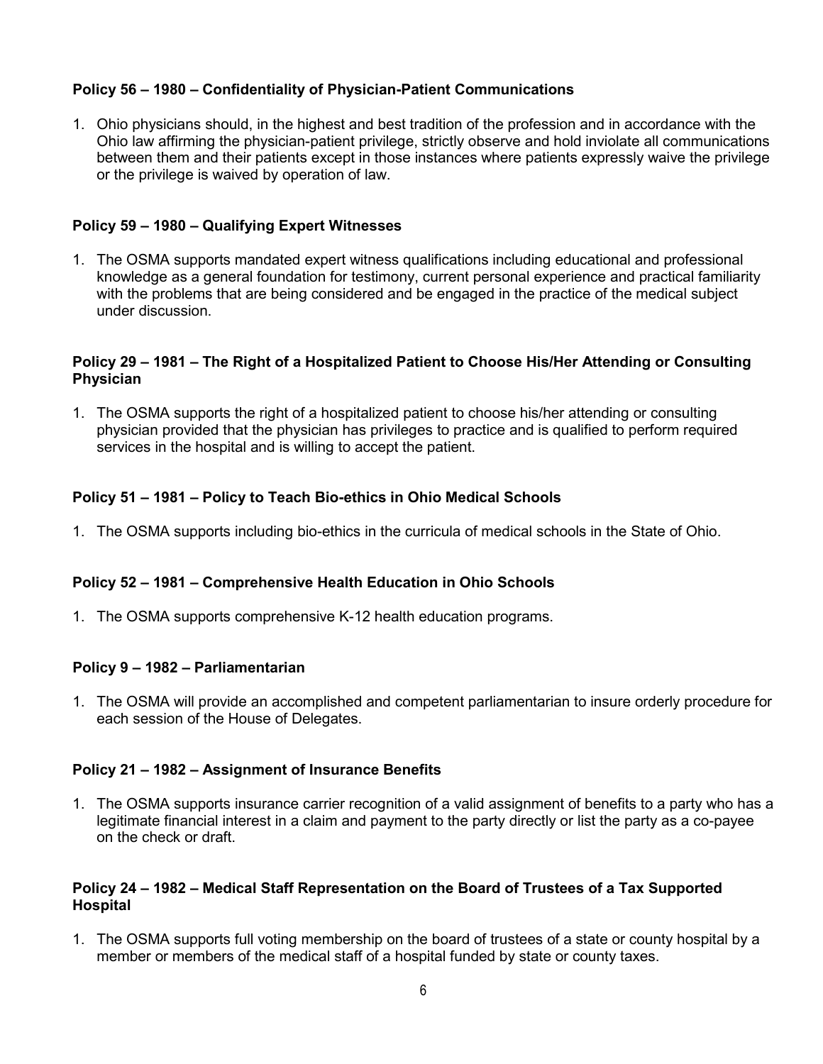**Policy 56 – 1980 – Confidentiality of Physician-Patient Communications**

1. Ohio physicians should, in the highest and best tradition of the profession and in accordance with the Ohio law affirming the physician-patient privilege, strictly observe and hold inviolate all communications between them and their patients except in those instances where patients expressly waive the privilege or the privilege is waived by operation of law.

**Policy 59 – 1980 – Qualifying Expert Witnesses**

1. The OSMA supports mandated expert witness qualifications including educational and professional knowledge as a general foundation for testimony, current personal experience and practical familiarity with the problems that are being considered and be engaged in the practice of the medical subject under discussion.

**Policy 29 – 1981 – The Right of a Hospitalized Patient to Choose His/Her Attending or Consulting Physician**

1. The OSMA supports the right of a hospitalized patient to choose his/her attending or consulting physician provided that the physician has privileges to practice and is qualified to perform required services in the hospital and is willing to accept the patient.

**Policy 51 – 1981 – Policy to Teach Bio-ethics in Ohio Medical Schools**

1. The OSMA supports including bio-ethics in the curricula of medical schools in the State of Ohio.

**Policy 52 – 1981 – Comprehensive Health Education in Ohio Schools**

1. The OSMA supports comprehensive K-12 health education programs.

**Policy 9 – 1982 – Parliamentarian**

1. The OSMA will provide an accomplished and competent parliamentarian to insure orderly procedure for each session of the House of Delegates.

**Policy 21 – 1982 – Assignment of Insurance Benefits**

1. The OSMA supports insurance carrier recognition of a valid assignment of benefits to a party who has a legitimate financial interest in a claim and payment to the party directly or list the party as a co-payee on the check or draft.

**Policy 24 – 1982 – Medical Staff Representation on the Board of Trustees of a Tax Supported Hospital**

1. The OSMA supports full voting membership on the board of trustees of a state or county hospital by a member or members of the medical staff of a hospital funded by state or county taxes.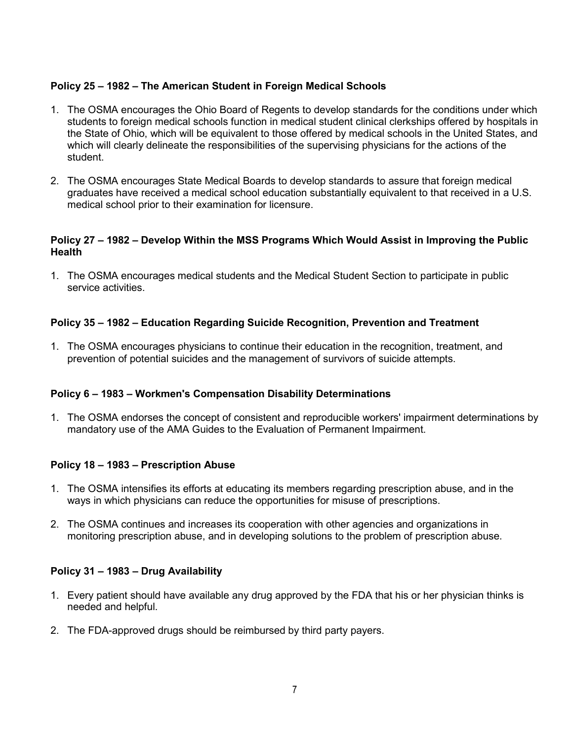**Policy 25 – 1982 – The American Student in Foreign Medical Schools**

1. The OSMA encourages the Ohio Board of Regents to develop standards for the conditions under which students to foreign medical schools function in medical student clinical clerkships offered by hospitals in the State of Ohio, which will be equivalent to those offered by medical schools in the United States, and which will clearly delineate the responsibilities of the supervising physicians for the actions of the student.

2. The OSMA encourages State Medical Boards to develop standards to assure that foreign medical graduates have received a medical school education substantially equivalent to that received in a U.S. medical school prior to their examination for licensure.

**Policy 27 – 1982 – Develop Within the MSS Programs Which Would Assist in Improving the Public Health**

1. The OSMA encourages medical students and the Medical Student Section to participate in public service activities.

**Policy 35 – 1982 – Education Regarding Suicide Recognition, Prevention and Treatment**

1. The OSMA encourages physicians to continue their education in the recognition, treatment, and prevention of potential suicides and the management of survivors of suicide attempts.

**Policy 6 – 1983 – Workmen's Compensation Disability Determinations**

1. The OSMA endorses the concept of consistent and reproducible workers' impairment determinations by mandatory use of the AMA Guides to the Evaluation of Permanent Impairment.

**Policy 18 – 1983 – Prescription Abuse**

1. The OSMA intensifies its efforts at educating its members regarding prescription abuse, and in the ways in which physicians can reduce the opportunities for misuse of prescriptions.

2. The OSMA continues and increases its cooperation with other agencies and organizations in monitoring prescription abuse, and in developing solutions to the problem of prescription abuse.

**Policy 31 – 1983 – Drug Availability**

1. Every patient should have available any drug approved by the FDA that his or her physician thinks is needed and helpful.

2. The FDA-approved drugs should be reimbursed by third party payers.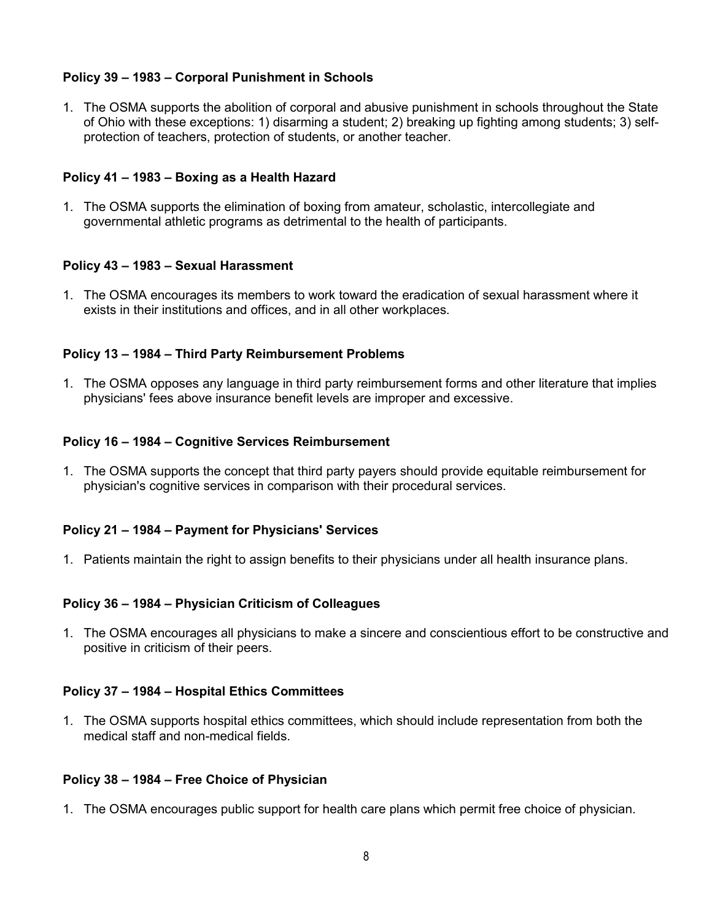**Policy 39 – 1983 – Corporal Punishment in Schools**

1. The OSMA supports the abolition of corporal and abusive punishment in schools throughout the State of Ohio with these exceptions: 1) disarming a student; 2) breaking up fighting among students; 3) self-protection of teachers, protection of students, or another teacher.

**Policy 41 – 1983 – Boxing as a Health Hazard**

1. The OSMA supports the elimination of boxing from amateur, scholastic, intercollegiate and governmental athletic programs as detrimental to the health of participants.

**Policy 43 – 1983 – Sexual Harassment**

1. The OSMA encourages its members to work toward the eradication of sexual harassment where it exists in their institutions and offices, and in all other workplaces.

**Policy 13 – 1984 – Third Party Reimbursement Problems**

1. The OSMA opposes any language in third party reimbursement forms and other literature that implies physicians' fees above insurance benefit levels are improper and excessive.

**Policy 16 – 1984 – Cognitive Services Reimbursement**

1. The OSMA supports the concept that third party payers should provide equitable reimbursement for physician's cognitive services in comparison with their procedural services.

**Policy 21 – 1984 – Payment for Physicians' Services**

1. Patients maintain the right to assign benefits to their physicians under all health insurance plans.

**Policy 36 – 1984 – Physician Criticism of Colleagues**

1. The OSMA encourages all physicians to make a sincere and conscientious effort to be constructive and positive in criticism of their peers.

**Policy 37 – 1984 – Hospital Ethics Committees**

1. The OSMA supports hospital ethics committees, which should include representation from both the medical staff and non-medical fields.

**Policy 38 – 1984 – Free Choice of Physician**

1. The OSMA encourages public support for health care plans which permit free choice of physician.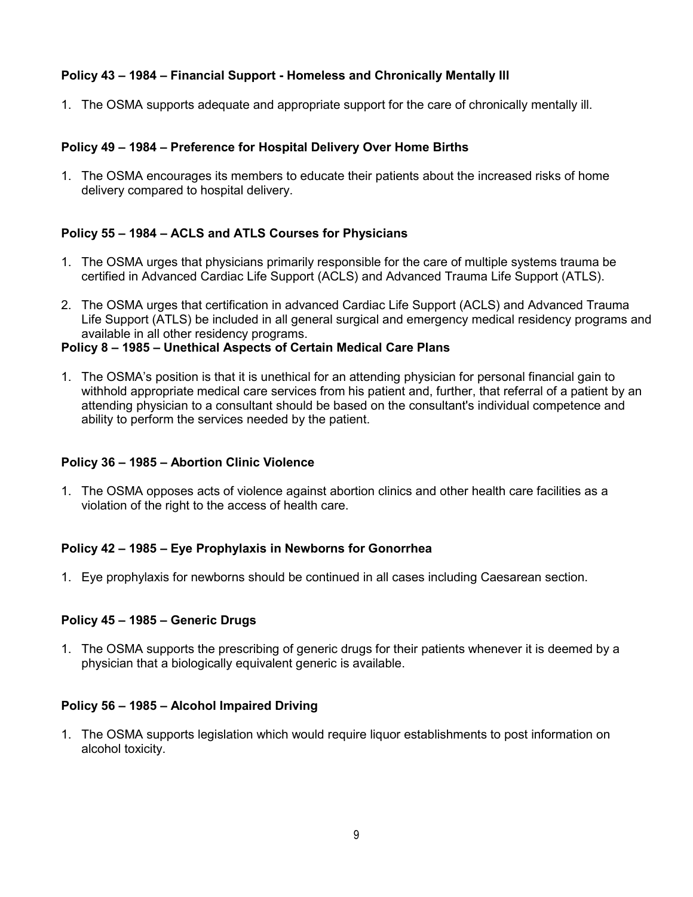**Policy 43 – 1984 – Financial Support - Homeless and Chronically Mentally Ill**

1. The OSMA supports adequate and appropriate support for the care of chronically mentally ill.

**Policy 49 – 1984 – Preference for Hospital Delivery Over Home Births**

1. The OSMA encourages its members to educate their patients about the increased risks of home delivery compared to hospital delivery.

**Policy 55 – 1984 – ACLS and ATLS Courses for Physicians**

1. The OSMA urges that physicians primarily responsible for the care of multiple systems trauma be certified in Advanced Cardiac Life Support (ACLS) and Advanced Trauma Life Support (ATLS).

2. The OSMA urges that certification in advanced Cardiac Life Support (ACLS) and Advanced Trauma Life Support (ATLS) be included in all general surgical and emergency medical residency programs and available in all other residency programs.

**Policy 8 – 1985 – Unethical Aspects of Certain Medical Care Plans**

1. The OSMA's position is that it is unethical for an attending physician for personal financial gain to withhold appropriate medical care services from his patient and, further, that referral of a patient by an attending physician to a consultant should be based on the consultant's individual competence and ability to perform the services needed by the patient.

**Policy 36 – 1985 – Abortion Clinic Violence**

1. The OSMA opposes acts of violence against abortion clinics and other health care facilities as a violation of the right to the access of health care.

**Policy 42 – 1985 – Eye Prophylaxis in Newborns for Gonorrhea**

1. Eye prophylaxis for newborns should be continued in all cases including Caesarean section.

**Policy 45 – 1985 – Generic Drugs**

1. The OSMA supports the prescribing of generic drugs for their patients whenever it is deemed by a physician that a biologically equivalent generic is available.

**Policy 56 – 1985 – Alcohol Impaired Driving**

1. The OSMA supports legislation which would require liquor establishments to post information on alcohol toxicity.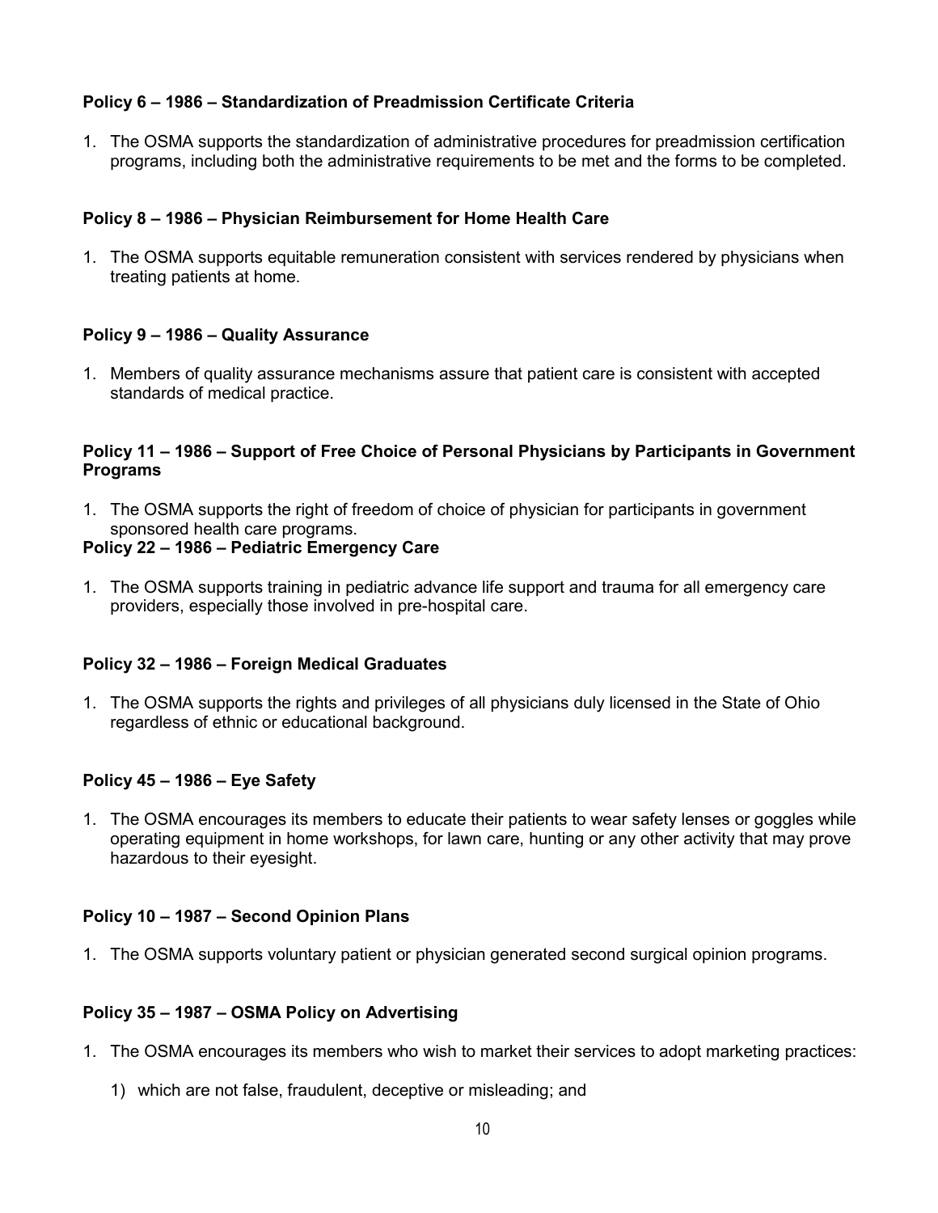**Policy 6 – 1986 – Standardization of Preadmission Certificate Criteria**

1. The OSMA supports the standardization of administrative procedures for preadmission certification programs, including both the administrative requirements to be met and the forms to be completed.

**Policy 8 – 1986 – Physician Reimbursement for Home Health Care**

1. The OSMA supports equitable remuneration consistent with services rendered by physicians when treating patients at home.

**Policy 9 – 1986 – Quality Assurance**

1. Members of quality assurance mechanisms assure that patient care is consistent with accepted standards of medical practice.

**Policy 11 – 1986 – Support of Free Choice of Personal Physicians by Participants in Government Programs**

1. The OSMA supports the right of freedom of choice of physician for participants in government sponsored health care programs.

**Policy 22 – 1986 – Pediatric Emergency Care**

1. The OSMA supports training in pediatric advance life support and trauma for all emergency care providers, especially those involved in pre-hospital care.

**Policy 32 – 1986 – Foreign Medical Graduates**

1. The OSMA supports the rights and privileges of all physicians duly licensed in the State of Ohio regardless of ethnic or educational background.

**Policy 45 – 1986 – Eye Safety**

1. The OSMA encourages its members to educate their patients to wear safety lenses or goggles while operating equipment in home workshops, for lawn care, hunting or any other activity that may prove hazardous to their eyesight.

**Policy 10 – 1987 – Second Opinion Plans**

1. The OSMA supports voluntary patient or physician generated second surgical opinion programs.

**Policy 35 – 1987 – OSMA Policy on Advertising**

1. The OSMA encourages its members who wish to market their services to adopt marketing practices:

    1) which are not false, fraudulent, deceptive or misleading; and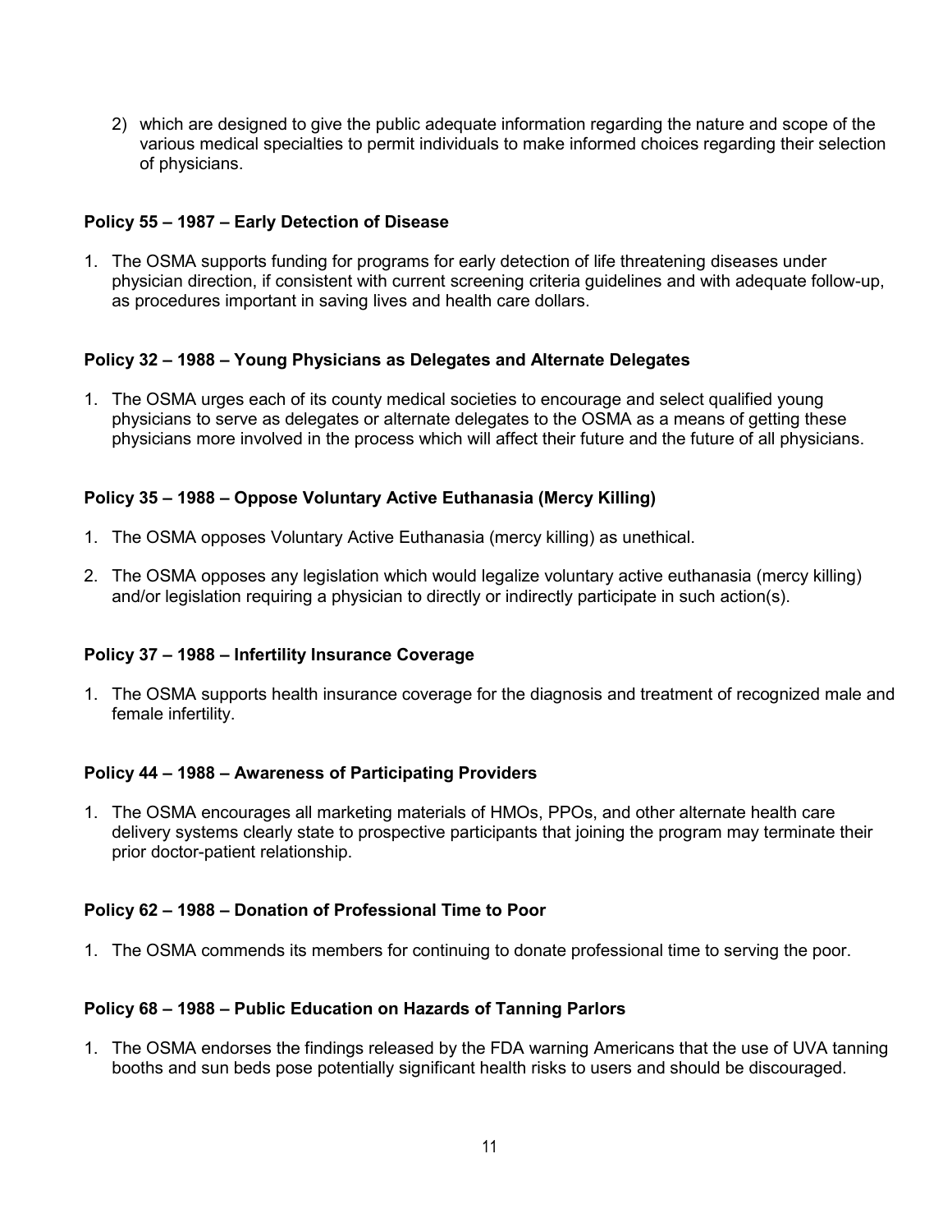2) which are designed to give the public adequate information regarding the nature and scope of the various medical specialties to permit individuals to make informed choices regarding their selection of physicians.

**Policy 55 – 1987 – Early Detection of Disease**

1. The OSMA supports funding for programs for early detection of life threatening diseases under physician direction, if consistent with current screening criteria guidelines and with adequate follow-up, as procedures important in saving lives and health care dollars.

**Policy 32 – 1988 – Young Physicians as Delegates and Alternate Delegates**

1. The OSMA urges each of its county medical societies to encourage and select qualified young physicians to serve as delegates or alternate delegates to the OSMA as a means of getting these physicians more involved in the process which will affect their future and the future of all physicians.

**Policy 35 – 1988 – Oppose Voluntary Active Euthanasia (Mercy Killing)**

1. The OSMA opposes Voluntary Active Euthanasia (mercy killing) as unethical.
2. The OSMA opposes any legislation which would legalize voluntary active euthanasia (mercy killing) and/or legislation requiring a physician to directly or indirectly participate in such action(s).

**Policy 37 – 1988 – Infertility Insurance Coverage**

1. The OSMA supports health insurance coverage for the diagnosis and treatment of recognized male and female infertility.

**Policy 44 – 1988 – Awareness of Participating Providers**

1. The OSMA encourages all marketing materials of HMOs, PPOs, and other alternate health care delivery systems clearly state to prospective participants that joining the program may terminate their prior doctor-patient relationship.

**Policy 62 – 1988 – Donation of Professional Time to Poor**

1. The OSMA commends its members for continuing to donate professional time to serving the poor.

**Policy 68 – 1988 – Public Education on Hazards of Tanning Parlors**

1. The OSMA endorses the findings released by the FDA warning Americans that the use of UVA tanning booths and sun beds pose potentially significant health risks to users and should be discouraged.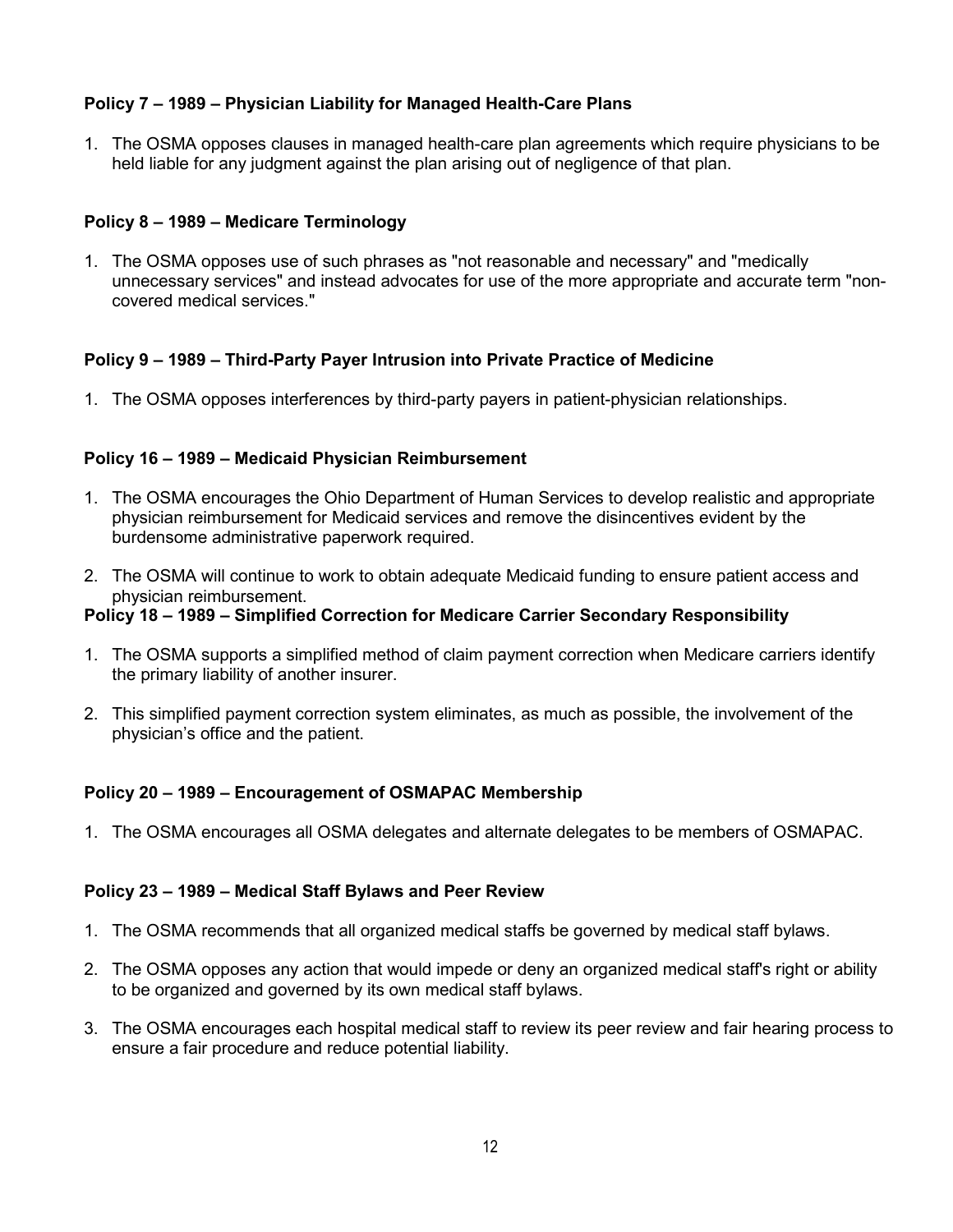**Policy 7 – 1989 – Physician Liability for Managed Health-Care Plans**

1. The OSMA opposes clauses in managed health-care plan agreements which require physicians to be held liable for any judgment against the plan arising out of negligence of that plan.

**Policy 8 – 1989 – Medicare Terminology**

1. The OSMA opposes use of such phrases as "not reasonable and necessary" and "medically unnecessary services" and instead advocates for use of the more appropriate and accurate term "non-covered medical services."

**Policy 9 – 1989 – Third-Party Payer Intrusion into Private Practice of Medicine**

1. The OSMA opposes interferences by third-party payers in patient-physician relationships.

**Policy 16 – 1989 – Medicaid Physician Reimbursement**

1. The OSMA encourages the Ohio Department of Human Services to develop realistic and appropriate physician reimbursement for Medicaid services and remove the disincentives evident by the burdensome administrative paperwork required.
2. The OSMA will continue to work to obtain adequate Medicaid funding to ensure patient access and physician reimbursement.

**Policy 18 – 1989 – Simplified Correction for Medicare Carrier Secondary Responsibility**

1. The OSMA supports a simplified method of claim payment correction when Medicare carriers identify the primary liability of another insurer.
2. This simplified payment correction system eliminates, as much as possible, the involvement of the physician's office and the patient.

**Policy 20 – 1989 – Encouragement of OSMAPAC Membership**

1. The OSMA encourages all OSMA delegates and alternate delegates to be members of OSMAPAC.

**Policy 23 – 1989 – Medical Staff Bylaws and Peer Review**

1. The OSMA recommends that all organized medical staffs be governed by medical staff bylaws.
2. The OSMA opposes any action that would impede or deny an organized medical staff's right or ability to be organized and governed by its own medical staff bylaws.
3. The OSMA encourages each hospital medical staff to review its peer review and fair hearing process to ensure a fair procedure and reduce potential liability.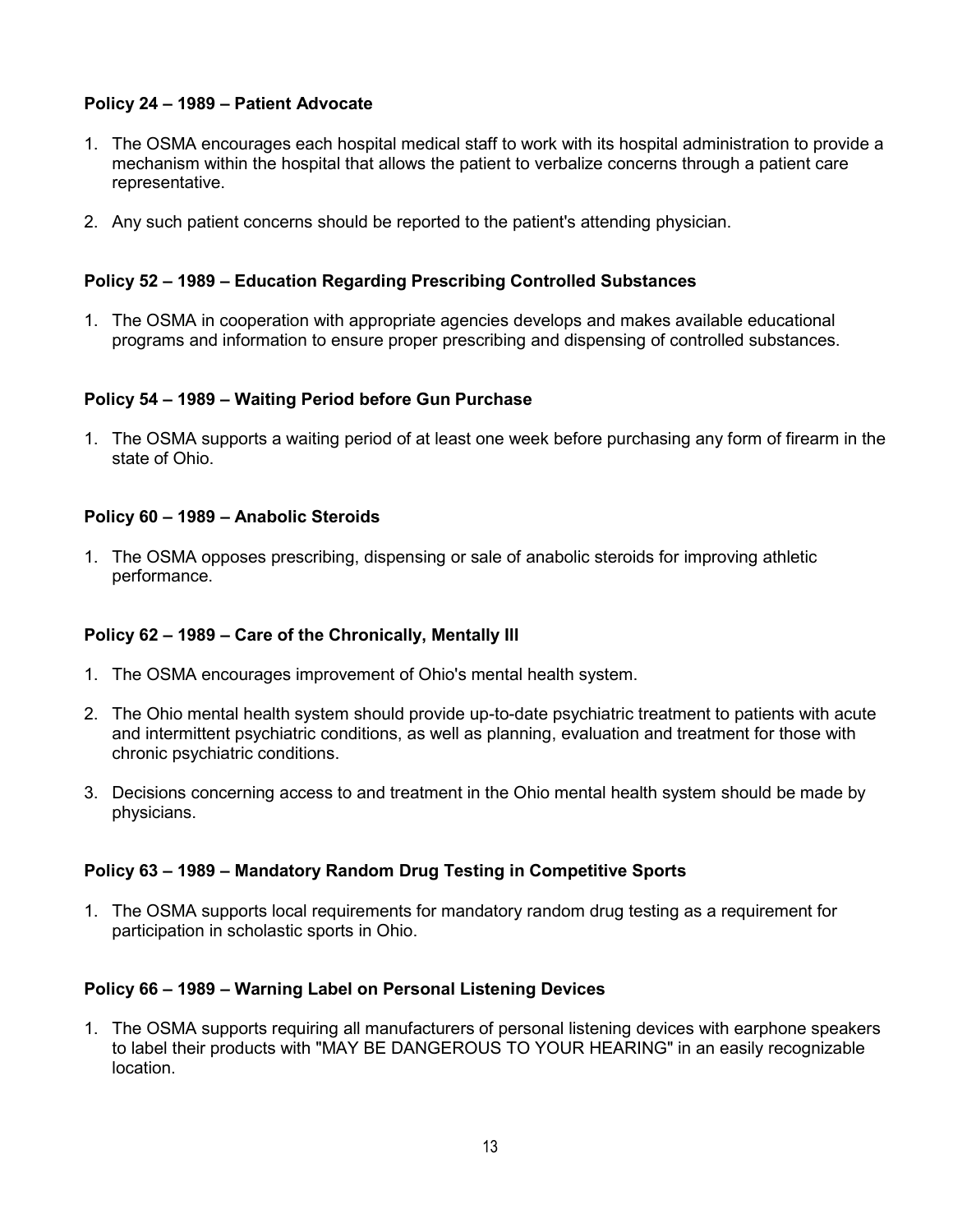**Policy 24 – 1989 – Patient Advocate**

1. The OSMA encourages each hospital medical staff to work with its hospital administration to provide a mechanism within the hospital that allows the patient to verbalize concerns through a patient care representative.

2. Any such patient concerns should be reported to the patient's attending physician.

**Policy 52 – 1989 – Education Regarding Prescribing Controlled Substances**

1. The OSMA in cooperation with appropriate agencies develops and makes available educational programs and information to ensure proper prescribing and dispensing of controlled substances.

**Policy 54 – 1989 – Waiting Period before Gun Purchase**

1. The OSMA supports a waiting period of at least one week before purchasing any form of firearm in the state of Ohio.

**Policy 60 – 1989 – Anabolic Steroids**

1. The OSMA opposes prescribing, dispensing or sale of anabolic steroids for improving athletic performance.

**Policy 62 – 1989 – Care of the Chronically, Mentally Ill**

1. The OSMA encourages improvement of Ohio's mental health system.

2. The Ohio mental health system should provide up-to-date psychiatric treatment to patients with acute and intermittent psychiatric conditions, as well as planning, evaluation and treatment for those with chronic psychiatric conditions.

3. Decisions concerning access to and treatment in the Ohio mental health system should be made by physicians.

**Policy 63 – 1989 – Mandatory Random Drug Testing in Competitive Sports**

1. The OSMA supports local requirements for mandatory random drug testing as a requirement for participation in scholastic sports in Ohio.

**Policy 66 – 1989 – Warning Label on Personal Listening Devices**

1. The OSMA supports requiring all manufacturers of personal listening devices with earphone speakers to label their products with "MAY BE DANGEROUS TO YOUR HEARING" in an easily recognizable location.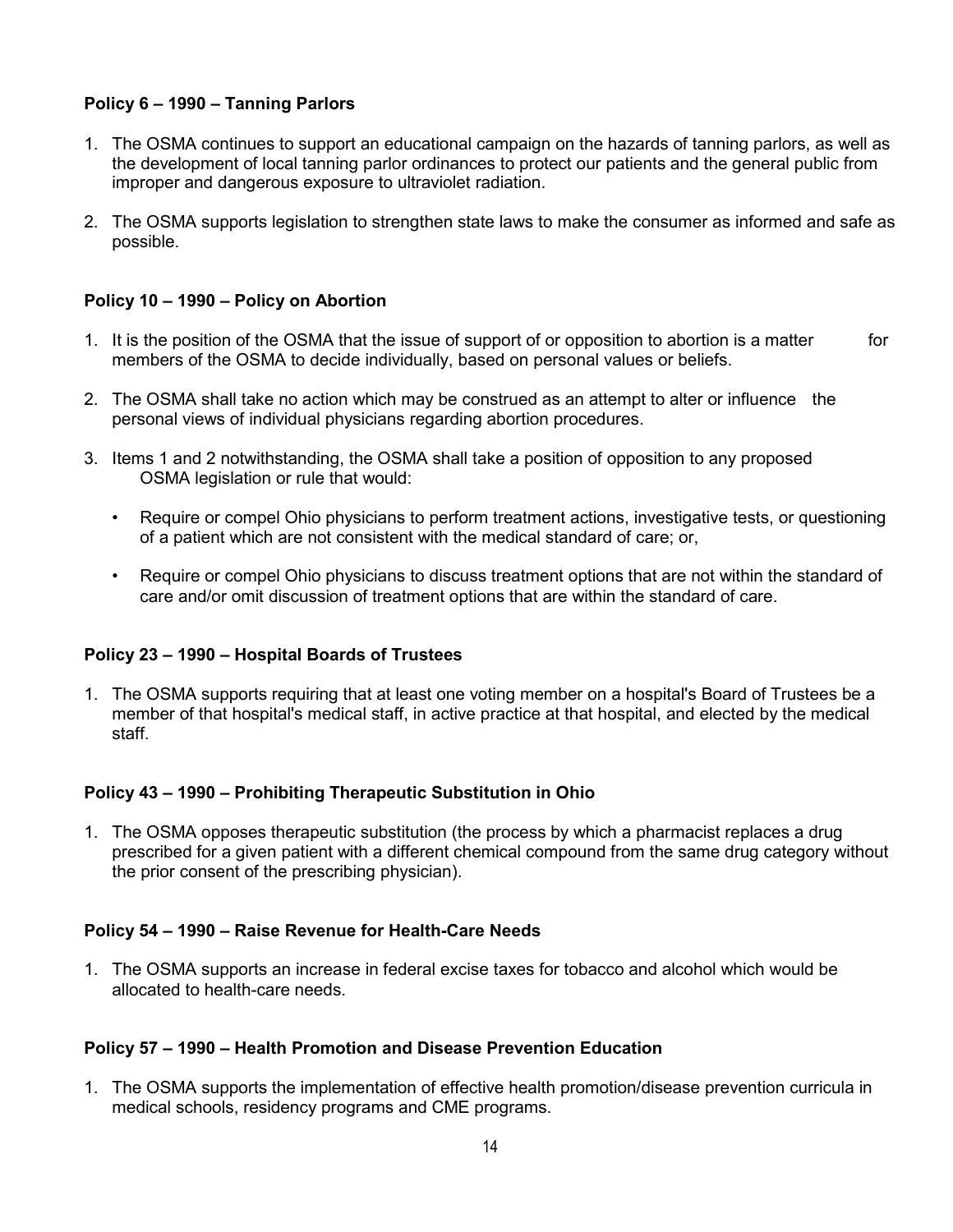**Policy 6 – 1990 – Tanning Parlors**

1. The OSMA continues to support an educational campaign on the hazards of tanning parlors, as well as the development of local tanning parlor ordinances to protect our patients and the general public from improper and dangerous exposure to ultraviolet radiation.

2. The OSMA supports legislation to strengthen state laws to make the consumer as informed and safe as possible.

**Policy 10 – 1990 – Policy on Abortion**

1. It is the position of the OSMA that the issue of support of or opposition to abortion is a matter for members of the OSMA to decide individually, based on personal values or beliefs.

2. The OSMA shall take no action which may be construed as an attempt to alter or influence the personal views of individual physicians regarding abortion procedures.

3. Items 1 and 2 notwithstanding, the OSMA shall take a position of opposition to any proposed OSMA legislation or rule that would:

   - Require or compel Ohio physicians to perform treatment actions, investigative tests, or questioning of a patient which are not consistent with the medical standard of care; or,

   - Require or compel Ohio physicians to discuss treatment options that are not within the standard of care and/or omit discussion of treatment options that are within the standard of care.

**Policy 23 – 1990 – Hospital Boards of Trustees**

1. The OSMA supports requiring that at least one voting member on a hospital's Board of Trustees be a member of that hospital's medical staff, in active practice at that hospital, and elected by the medical staff.

**Policy 43 – 1990 – Prohibiting Therapeutic Substitution in Ohio**

1. The OSMA opposes therapeutic substitution (the process by which a pharmacist replaces a drug prescribed for a given patient with a different chemical compound from the same drug category without the prior consent of the prescribing physician).

**Policy 54 – 1990 – Raise Revenue for Health-Care Needs**

1. The OSMA supports an increase in federal excise taxes for tobacco and alcohol which would be allocated to health-care needs.

**Policy 57 – 1990 – Health Promotion and Disease Prevention Education**

1. The OSMA supports the implementation of effective health promotion/disease prevention curricula in medical schools, residency programs and CME programs.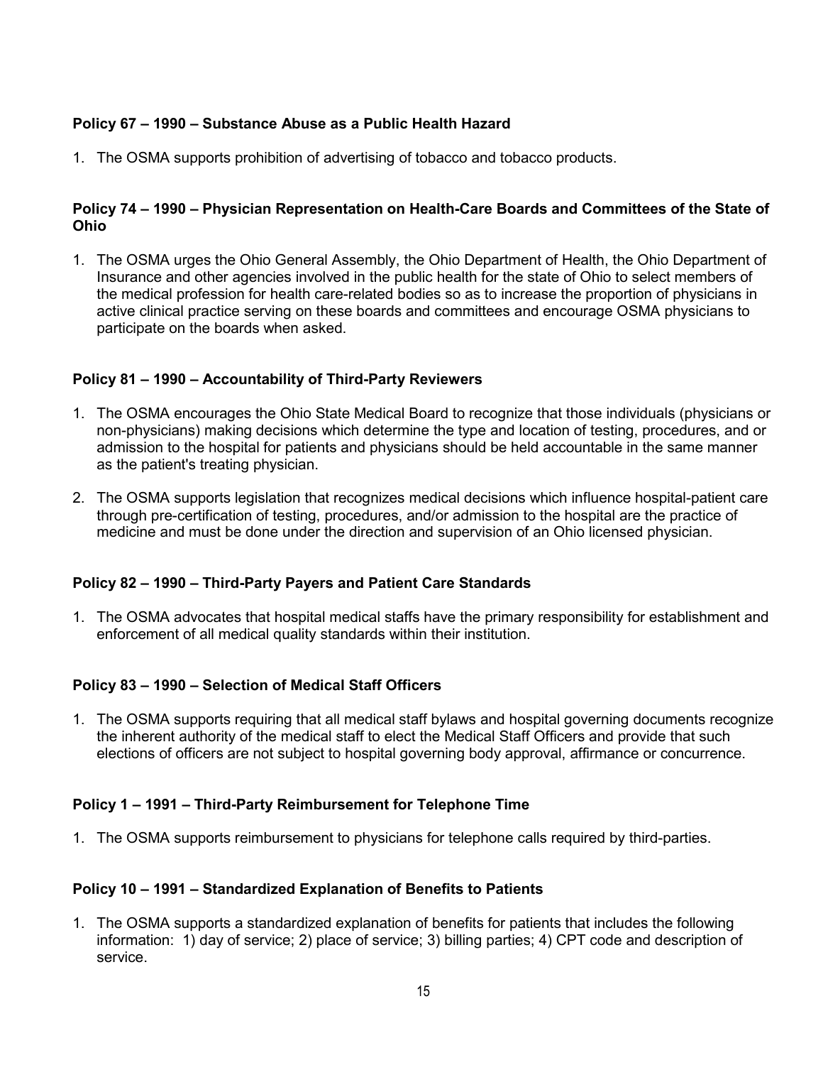**Policy 67 – 1990 – Substance Abuse as a Public Health Hazard**

1. The OSMA supports prohibition of advertising of tobacco and tobacco products.

**Policy 74 – 1990 – Physician Representation on Health-Care Boards and Committees of the State of Ohio**

1. The OSMA urges the Ohio General Assembly, the Ohio Department of Health, the Ohio Department of Insurance and other agencies involved in the public health for the state of Ohio to select members of the medical profession for health care-related bodies so as to increase the proportion of physicians in active clinical practice serving on these boards and committees and encourage OSMA physicians to participate on the boards when asked.

**Policy 81 – 1990 – Accountability of Third-Party Reviewers**

1. The OSMA encourages the Ohio State Medical Board to recognize that those individuals (physicians or non-physicians) making decisions which determine the type and location of testing, procedures, and or admission to the hospital for patients and physicians should be held accountable in the same manner as the patient's treating physician.
2. The OSMA supports legislation that recognizes medical decisions which influence hospital-patient care through pre-certification of testing, procedures, and/or admission to the hospital are the practice of medicine and must be done under the direction and supervision of an Ohio licensed physician.

**Policy 82 – 1990 – Third-Party Payers and Patient Care Standards**

1. The OSMA advocates that hospital medical staffs have the primary responsibility for establishment and enforcement of all medical quality standards within their institution.

**Policy 83 – 1990 – Selection of Medical Staff Officers**

1. The OSMA supports requiring that all medical staff bylaws and hospital governing documents recognize the inherent authority of the medical staff to elect the Medical Staff Officers and provide that such elections of officers are not subject to hospital governing body approval, affirmance or concurrence.

**Policy 1 – 1991 – Third-Party Reimbursement for Telephone Time**

1. The OSMA supports reimbursement to physicians for telephone calls required by third-parties.

**Policy 10 – 1991 – Standardized Explanation of Benefits to Patients**

1. The OSMA supports a standardized explanation of benefits for patients that includes the following information: 1) day of service; 2) place of service; 3) billing parties; 4) CPT code and description of service.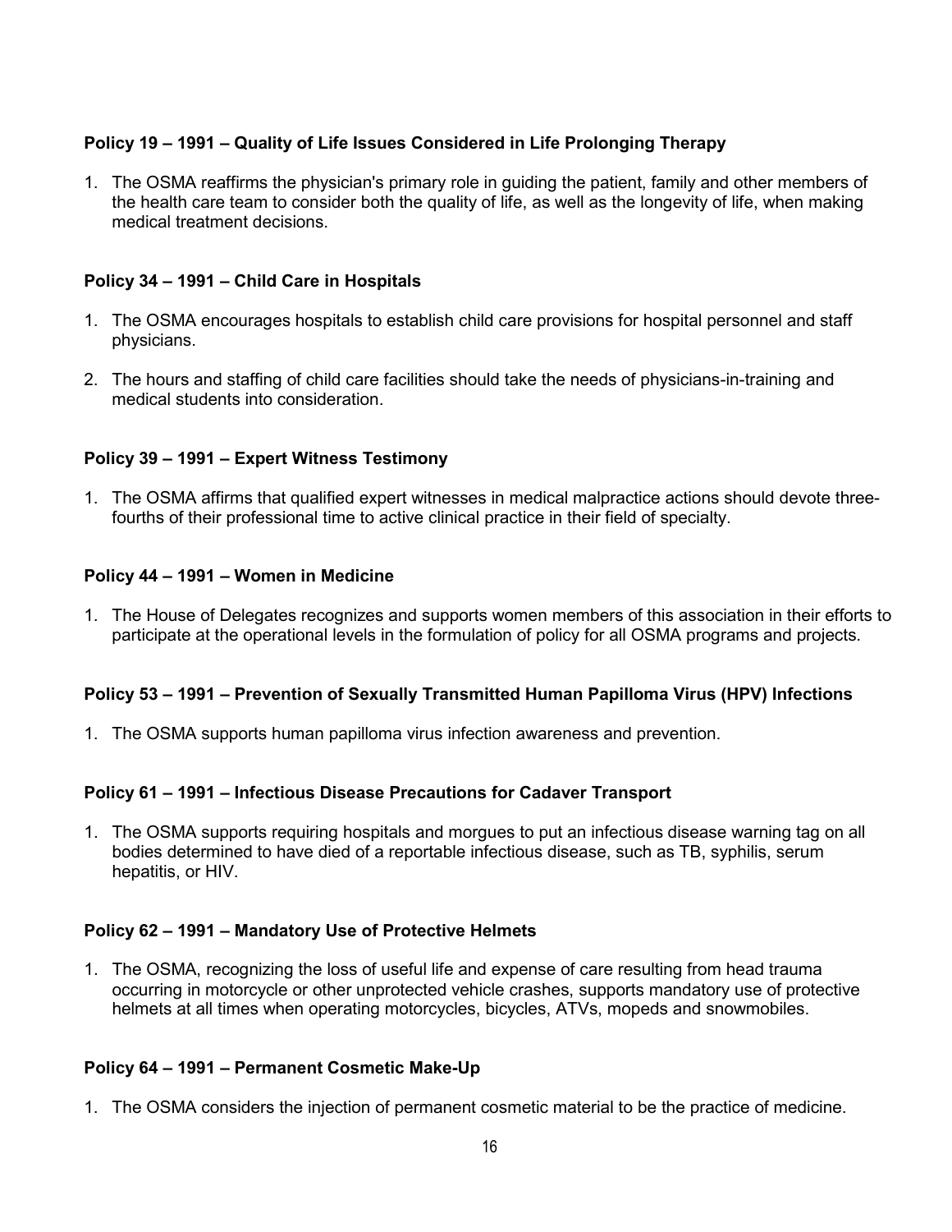**Policy 19 – 1991 – Quality of Life Issues Considered in Life Prolonging Therapy**

1. The OSMA reaffirms the physician's primary role in guiding the patient, family and other members of the health care team to consider both the quality of life, as well as the longevity of life, when making medical treatment decisions.

**Policy 34 – 1991 – Child Care in Hospitals**

1. The OSMA encourages hospitals to establish child care provisions for hospital personnel and staff physicians.
2. The hours and staffing of child care facilities should take the needs of physicians-in-training and medical students into consideration.

**Policy 39 – 1991 – Expert Witness Testimony**

1. The OSMA affirms that qualified expert witnesses in medical malpractice actions should devote three-fourths of their professional time to active clinical practice in their field of specialty.

**Policy 44 – 1991 – Women in Medicine**

1. The House of Delegates recognizes and supports women members of this association in their efforts to participate at the operational levels in the formulation of policy for all OSMA programs and projects.

**Policy 53 – 1991 – Prevention of Sexually Transmitted Human Papilloma Virus (HPV) Infections**

1. The OSMA supports human papilloma virus infection awareness and prevention.

**Policy 61 – 1991 – Infectious Disease Precautions for Cadaver Transport**

1. The OSMA supports requiring hospitals and morgues to put an infectious disease warning tag on all bodies determined to have died of a reportable infectious disease, such as TB, syphilis, serum hepatitis, or HIV.

**Policy 62 – 1991 – Mandatory Use of Protective Helmets**

1. The OSMA, recognizing the loss of useful life and expense of care resulting from head trauma occurring in motorcycle or other unprotected vehicle crashes, supports mandatory use of protective helmets at all times when operating motorcycles, bicycles, ATVs, mopeds and snowmobiles.

**Policy 64 – 1991 – Permanent Cosmetic Make-Up**

1. The OSMA considers the injection of permanent cosmetic material to be the practice of medicine.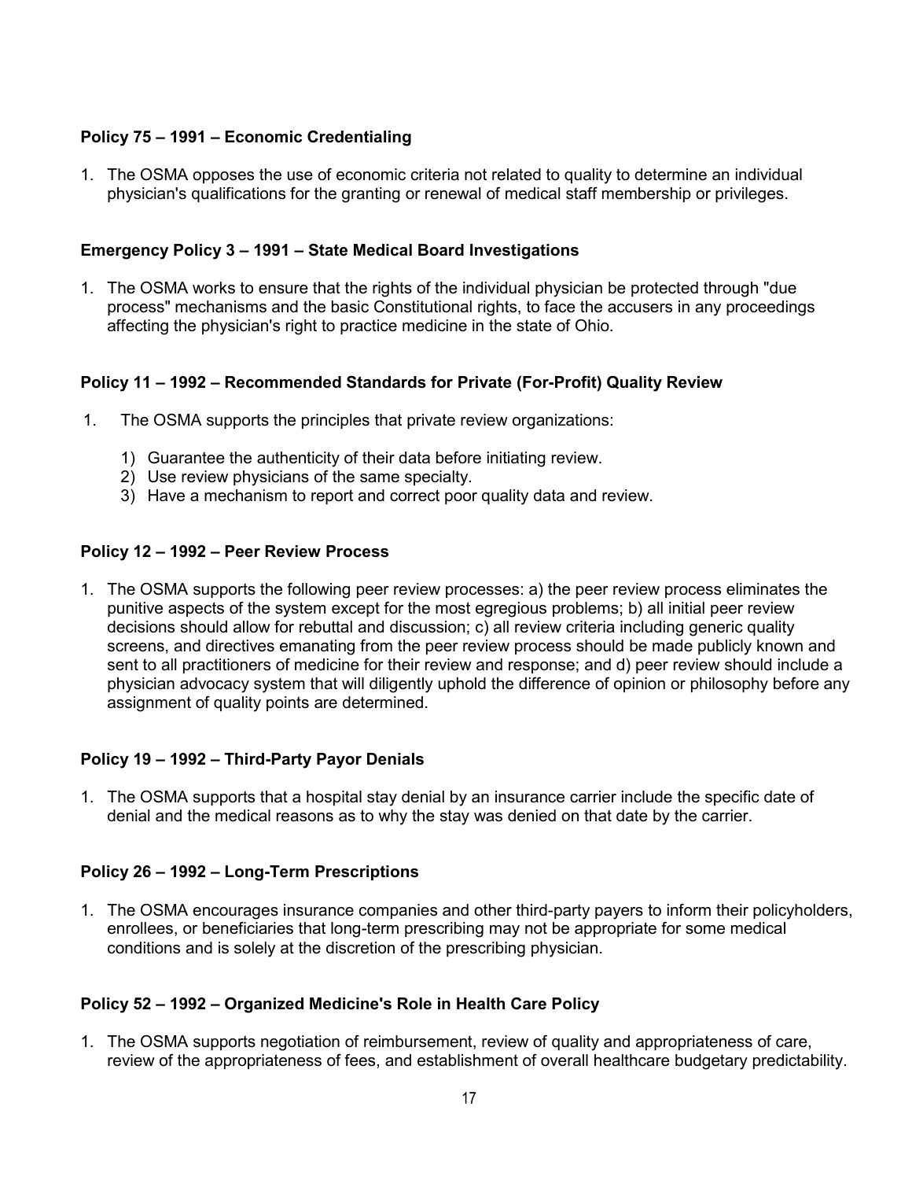**Policy 75 – 1991 – Economic Credentialing**

1. The OSMA opposes the use of economic criteria not related to quality to determine an individual physician's qualifications for the granting or renewal of medical staff membership or privileges.

**Emergency Policy 3 – 1991 – State Medical Board Investigations**

1. The OSMA works to ensure that the rights of the individual physician be protected through "due process" mechanisms and the basic Constitutional rights, to face the accusers in any proceedings affecting the physician's right to practice medicine in the state of Ohio.

**Policy 11 – 1992 – Recommended Standards for Private (For-Profit) Quality Review**

1. The OSMA supports the principles that private review organizations:
   1) Guarantee the authenticity of their data before initiating review.
   2) Use review physicians of the same specialty.
   3) Have a mechanism to report and correct poor quality data and review.

**Policy 12 – 1992 – Peer Review Process**

1. The OSMA supports the following peer review processes: a) the peer review process eliminates the punitive aspects of the system except for the most egregious problems; b) all initial peer review decisions should allow for rebuttal and discussion; c) all review criteria including generic quality screens, and directives emanating from the peer review process should be made publicly known and sent to all practitioners of medicine for their review and response; and d) peer review should include a physician advocacy system that will diligently uphold the difference of opinion or philosophy before any assignment of quality points are determined.

**Policy 19 – 1992 – Third-Party Payor Denials**

1. The OSMA supports that a hospital stay denial by an insurance carrier include the specific date of denial and the medical reasons as to why the stay was denied on that date by the carrier.

**Policy 26 – 1992 – Long-Term Prescriptions**

1. The OSMA encourages insurance companies and other third-party payers to inform their policyholders, enrollees, or beneficiaries that long-term prescribing may not be appropriate for some medical conditions and is solely at the discretion of the prescribing physician.

**Policy 52 – 1992 – Organized Medicine's Role in Health Care Policy**

1. The OSMA supports negotiation of reimbursement, review of quality and appropriateness of care, review of the appropriateness of fees, and establishment of overall healthcare budgetary predictability.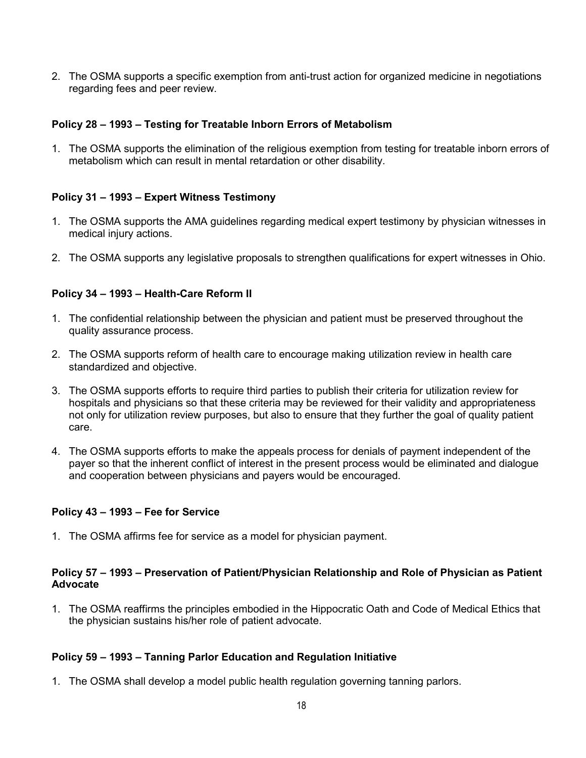2. The OSMA supports a specific exemption from anti-trust action for organized medicine in negotiations regarding fees and peer review.

**Policy 28 – 1993 – Testing for Treatable Inborn Errors of Metabolism**

1. The OSMA supports the elimination of the religious exemption from testing for treatable inborn errors of metabolism which can result in mental retardation or other disability.

**Policy 31 – 1993 – Expert Witness Testimony**

1. The OSMA supports the AMA guidelines regarding medical expert testimony by physician witnesses in medical injury actions.

2. The OSMA supports any legislative proposals to strengthen qualifications for expert witnesses in Ohio.

**Policy 34 – 1993 – Health-Care Reform II**

1. The confidential relationship between the physician and patient must be preserved throughout the quality assurance process.

2. The OSMA supports reform of health care to encourage making utilization review in health care standardized and objective.

3. The OSMA supports efforts to require third parties to publish their criteria for utilization review for hospitals and physicians so that these criteria may be reviewed for their validity and appropriateness not only for utilization review purposes, but also to ensure that they further the goal of quality patient care.

4. The OSMA supports efforts to make the appeals process for denials of payment independent of the payer so that the inherent conflict of interest in the present process would be eliminated and dialogue and cooperation between physicians and payers would be encouraged.

**Policy 43 – 1993 – Fee for Service**

1. The OSMA affirms fee for service as a model for physician payment.

**Policy 57 – 1993 – Preservation of Patient/Physician Relationship and Role of Physician as Patient Advocate**

1. The OSMA reaffirms the principles embodied in the Hippocratic Oath and Code of Medical Ethics that the physician sustains his/her role of patient advocate.

**Policy 59 – 1993 – Tanning Parlor Education and Regulation Initiative**

1. The OSMA shall develop a model public health regulation governing tanning parlors.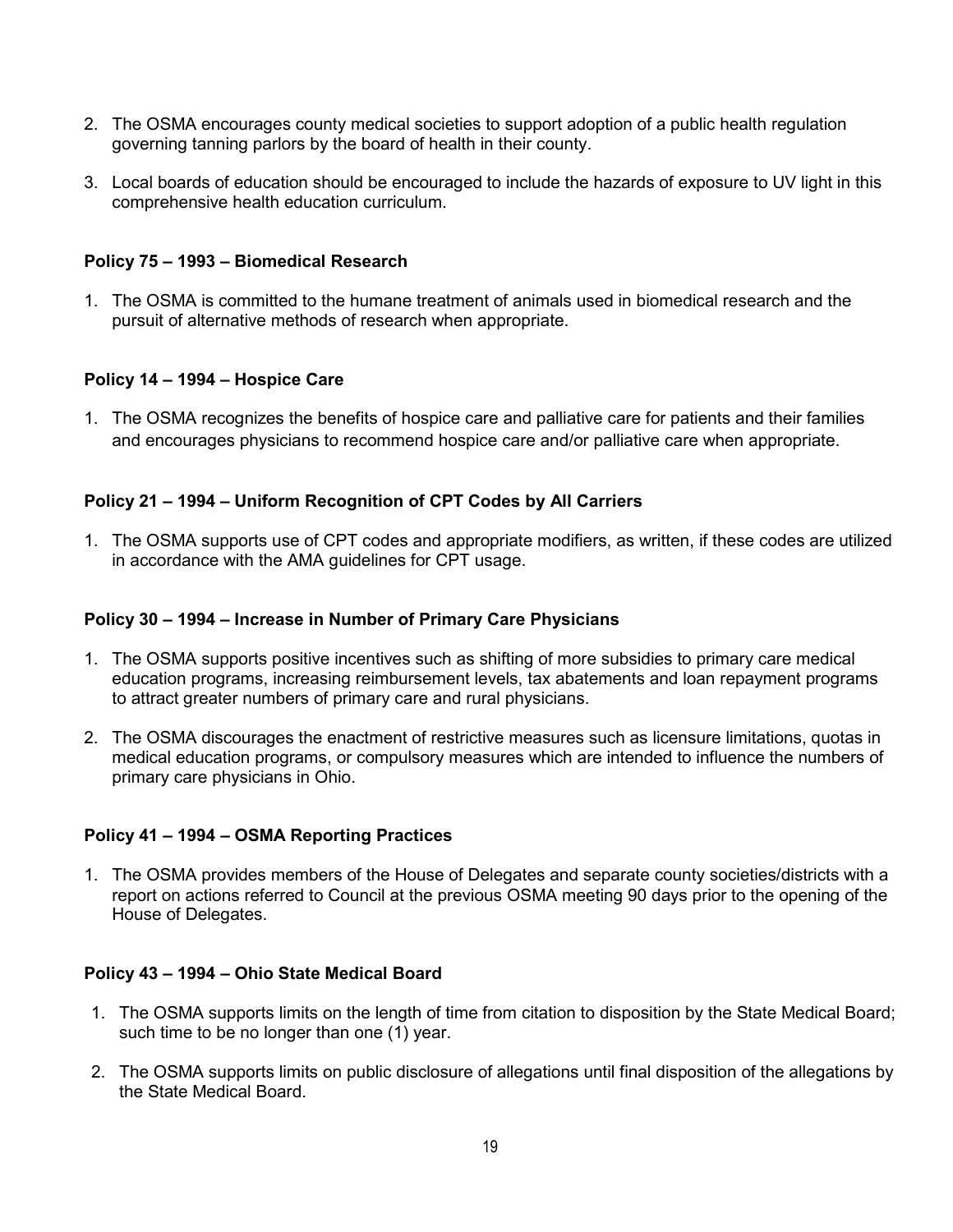2. The OSMA encourages county medical societies to support adoption of a public health regulation governing tanning parlors by the board of health in their county.

3. Local boards of education should be encouraged to include the hazards of exposure to UV light in this comprehensive health education curriculum.

**Policy 75 – 1993 – Biomedical Research**

1. The OSMA is committed to the humane treatment of animals used in biomedical research and the pursuit of alternative methods of research when appropriate.

**Policy 14 – 1994 – Hospice Care**

1. The OSMA recognizes the benefits of hospice care and palliative care for patients and their families and encourages physicians to recommend hospice care and/or palliative care when appropriate.

**Policy 21 – 1994 – Uniform Recognition of CPT Codes by All Carriers**

1. The OSMA supports use of CPT codes and appropriate modifiers, as written, if these codes are utilized in accordance with the AMA guidelines for CPT usage.

**Policy 30 – 1994 – Increase in Number of Primary Care Physicians**

1. The OSMA supports positive incentives such as shifting of more subsidies to primary care medical education programs, increasing reimbursement levels, tax abatements and loan repayment programs to attract greater numbers of primary care and rural physicians.

2. The OSMA discourages the enactment of restrictive measures such as licensure limitations, quotas in medical education programs, or compulsory measures which are intended to influence the numbers of primary care physicians in Ohio.

**Policy 41 – 1994 – OSMA Reporting Practices**

1. The OSMA provides members of the House of Delegates and separate county societies/districts with a report on actions referred to Council at the previous OSMA meeting 90 days prior to the opening of the House of Delegates.

**Policy 43 – 1994 – Ohio State Medical Board**

1. The OSMA supports limits on the length of time from citation to disposition by the State Medical Board; such time to be no longer than one (1) year.

2. The OSMA supports limits on public disclosure of allegations until final disposition of the allegations by the State Medical Board.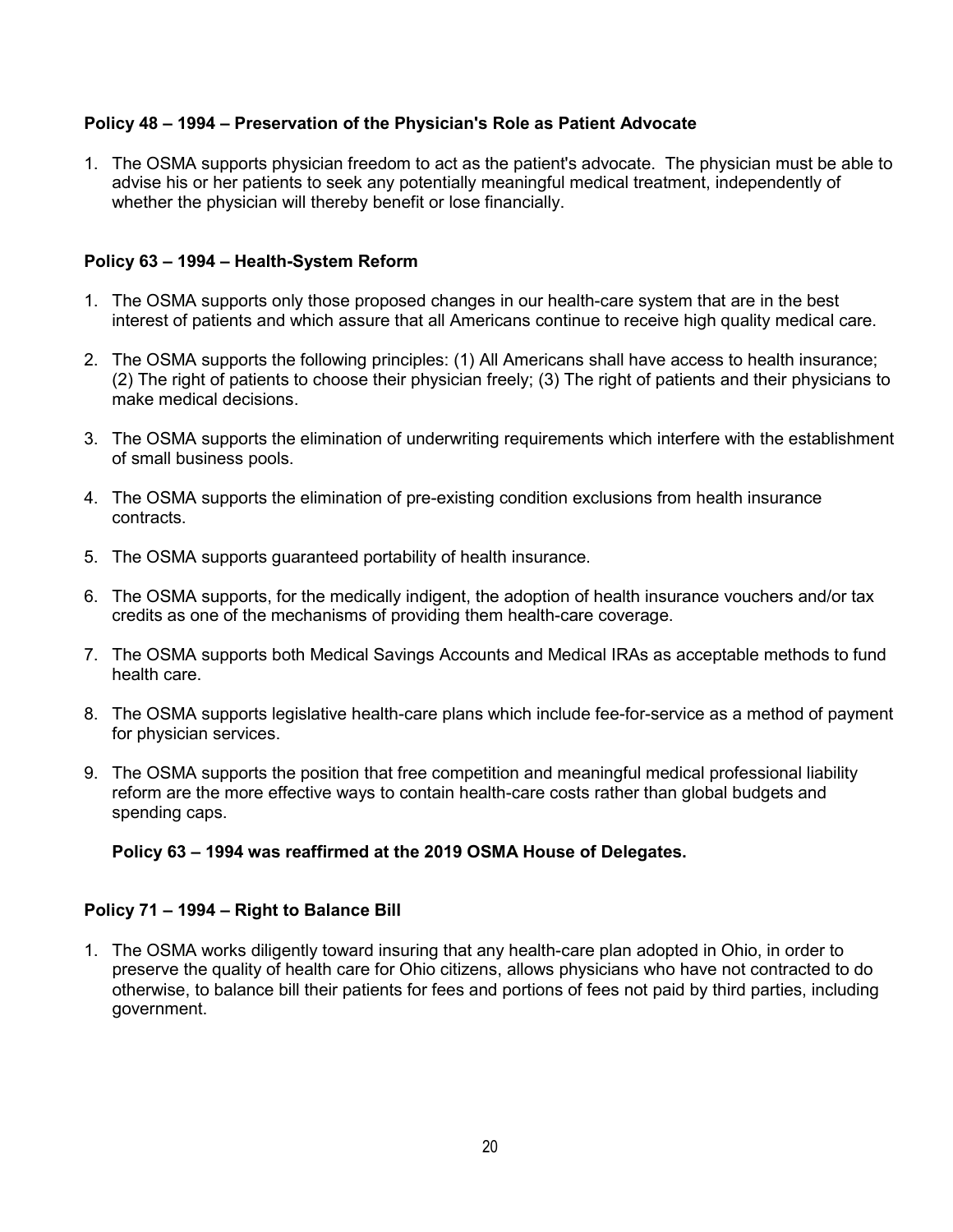**Policy 48 – 1994 – Preservation of the Physician's Role as Patient Advocate**

1. The OSMA supports physician freedom to act as the patient's advocate. The physician must be able to advise his or her patients to seek any potentially meaningful medical treatment, independently of whether the physician will thereby benefit or lose financially.

**Policy 63 – 1994 – Health-System Reform**

1. The OSMA supports only those proposed changes in our health-care system that are in the best interest of patients and which assure that all Americans continue to receive high quality medical care.
2. The OSMA supports the following principles: (1) All Americans shall have access to health insurance; (2) The right of patients to choose their physician freely; (3) The right of patients and their physicians to make medical decisions.
3. The OSMA supports the elimination of underwriting requirements which interfere with the establishment of small business pools.
4. The OSMA supports the elimination of pre-existing condition exclusions from health insurance contracts.
5. The OSMA supports guaranteed portability of health insurance.
6. The OSMA supports, for the medically indigent, the adoption of health insurance vouchers and/or tax credits as one of the mechanisms of providing them health-care coverage.
7. The OSMA supports both Medical Savings Accounts and Medical IRAs as acceptable methods to fund health care.
8. The OSMA supports legislative health-care plans which include fee-for-service as a method of payment for physician services.
9. The OSMA supports the position that free competition and meaningful medical professional liability reform are the more effective ways to contain health-care costs rather than global budgets and spending caps.

**Policy 63 – 1994 was reaffirmed at the 2019 OSMA House of Delegates.**

**Policy 71 – 1994 – Right to Balance Bill**

1. The OSMA works diligently toward insuring that any health-care plan adopted in Ohio, in order to preserve the quality of health care for Ohio citizens, allows physicians who have not contracted to do otherwise, to balance bill their patients for fees and portions of fees not paid by third parties, including government.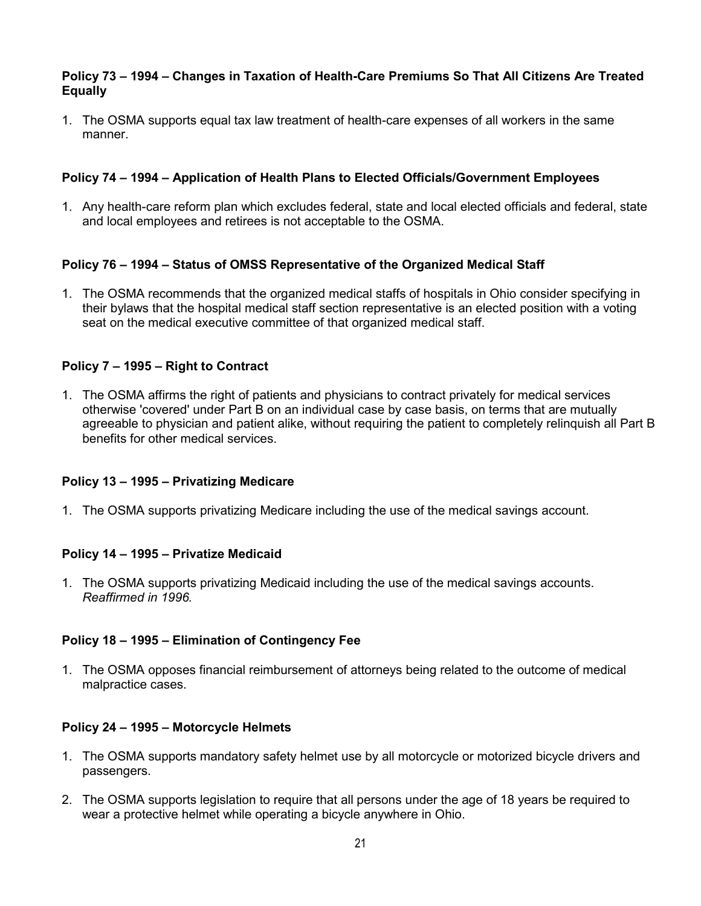**Policy 73 – 1994 – Changes in Taxation of Health-Care Premiums So That All Citizens Are Treated Equally**

1. The OSMA supports equal tax law treatment of health-care expenses of all workers in the same manner.

**Policy 74 – 1994 – Application of Health Plans to Elected Officials/Government Employees**

1. Any health-care reform plan which excludes federal, state and local elected officials and federal, state and local employees and retirees is not acceptable to the OSMA.

**Policy 76 – 1994 – Status of OMSS Representative of the Organized Medical Staff**

1. The OSMA recommends that the organized medical staffs of hospitals in Ohio consider specifying in their bylaws that the hospital medical staff section representative is an elected position with a voting seat on the medical executive committee of that organized medical staff.

**Policy 7 – 1995 – Right to Contract**

1. The OSMA affirms the right of patients and physicians to contract privately for medical services otherwise 'covered' under Part B on an individual case by case basis, on terms that are mutually agreeable to physician and patient alike, without requiring the patient to completely relinquish all Part B benefits for other medical services.

**Policy 13 – 1995 – Privatizing Medicare**

1. The OSMA supports privatizing Medicare including the use of the medical savings account.

**Policy 14 – 1995 – Privatize Medicaid**

1. The OSMA supports privatizing Medicaid including the use of the medical savings accounts. *Reaffirmed in 1996.*

**Policy 18 – 1995 – Elimination of Contingency Fee**

1. The OSMA opposes financial reimbursement of attorneys being related to the outcome of medical malpractice cases.

**Policy 24 – 1995 – Motorcycle Helmets**

1. The OSMA supports mandatory safety helmet use by all motorcycle or motorized bicycle drivers and passengers.

2. The OSMA supports legislation to require that all persons under the age of 18 years be required to wear a protective helmet while operating a bicycle anywhere in Ohio.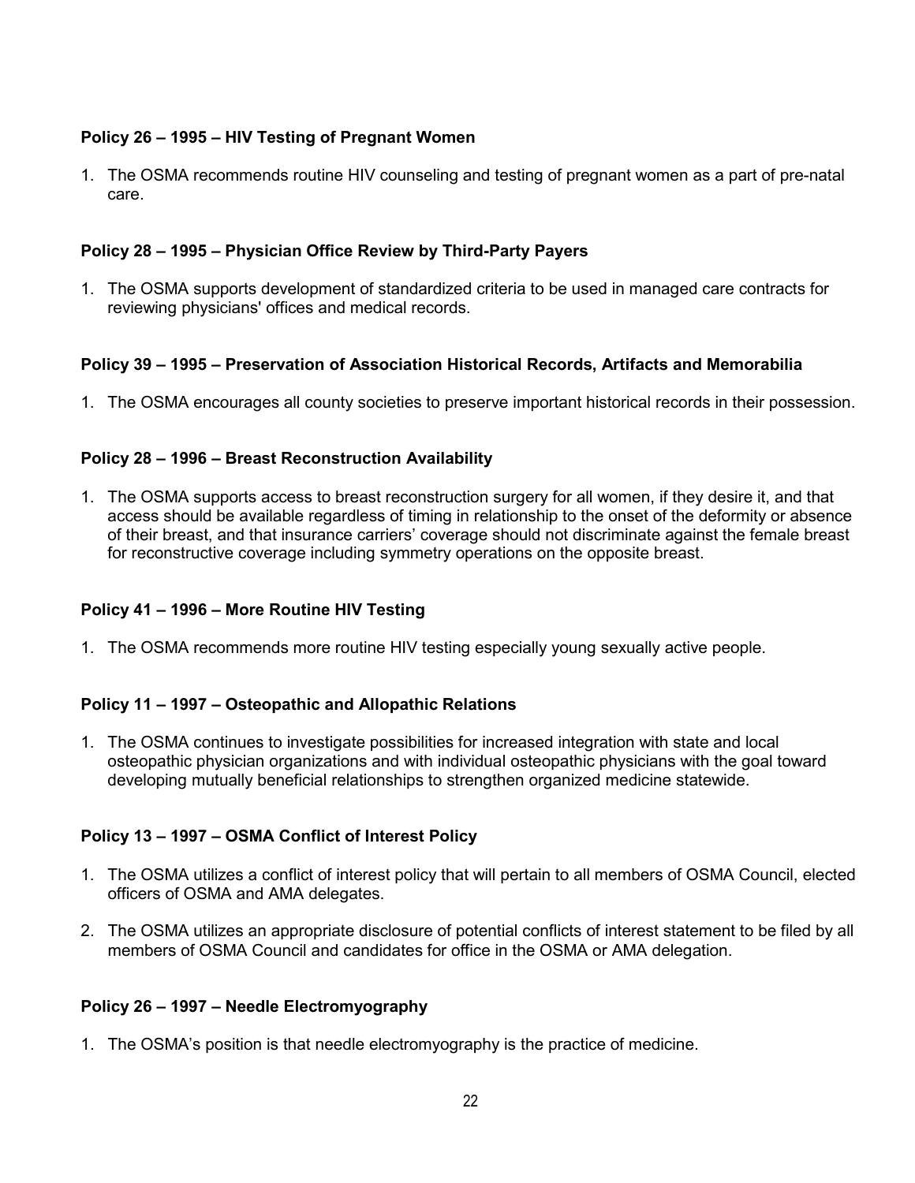**Policy 26 – 1995 – HIV Testing of Pregnant Women**

1. The OSMA recommends routine HIV counseling and testing of pregnant women as a part of pre-natal care.

**Policy 28 – 1995 – Physician Office Review by Third-Party Payers**

1. The OSMA supports development of standardized criteria to be used in managed care contracts for reviewing physicians' offices and medical records.

**Policy 39 – 1995 – Preservation of Association Historical Records, Artifacts and Memorabilia**

1. The OSMA encourages all county societies to preserve important historical records in their possession.

**Policy 28 – 1996 – Breast Reconstruction Availability**

1. The OSMA supports access to breast reconstruction surgery for all women, if they desire it, and that access should be available regardless of timing in relationship to the onset of the deformity or absence of their breast, and that insurance carriers' coverage should not discriminate against the female breast for reconstructive coverage including symmetry operations on the opposite breast.

**Policy 41 – 1996 – More Routine HIV Testing**

1. The OSMA recommends more routine HIV testing especially young sexually active people.

**Policy 11 – 1997 – Osteopathic and Allopathic Relations**

1. The OSMA continues to investigate possibilities for increased integration with state and local osteopathic physician organizations and with individual osteopathic physicians with the goal toward developing mutually beneficial relationships to strengthen organized medicine statewide.

**Policy 13 – 1997 – OSMA Conflict of Interest Policy**

1. The OSMA utilizes a conflict of interest policy that will pertain to all members of OSMA Council, elected officers of OSMA and AMA delegates.

2. The OSMA utilizes an appropriate disclosure of potential conflicts of interest statement to be filed by all members of OSMA Council and candidates for office in the OSMA or AMA delegation.

**Policy 26 – 1997 – Needle Electromyography**

1. The OSMA's position is that needle electromyography is the practice of medicine.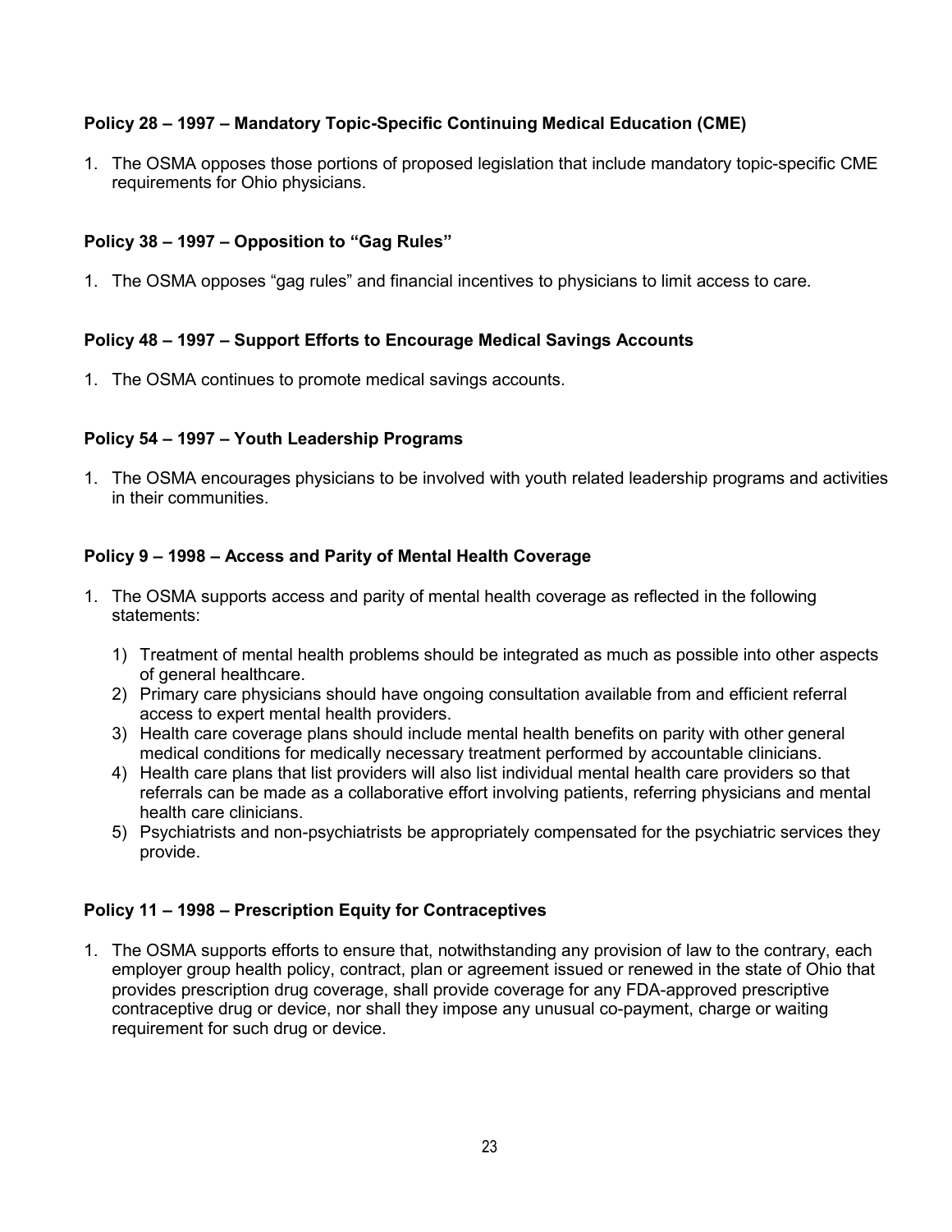**Policy 28 – 1997 – Mandatory Topic-Specific Continuing Medical Education (CME)**

1. The OSMA opposes those portions of proposed legislation that include mandatory topic-specific CME requirements for Ohio physicians.

**Policy 38 – 1997 – Opposition to "Gag Rules"**

1. The OSMA opposes "gag rules" and financial incentives to physicians to limit access to care.

**Policy 48 – 1997 – Support Efforts to Encourage Medical Savings Accounts**

1. The OSMA continues to promote medical savings accounts.

**Policy 54 – 1997 – Youth Leadership Programs**

1. The OSMA encourages physicians to be involved with youth related leadership programs and activities in their communities.

**Policy 9 – 1998 – Access and Parity of Mental Health Coverage**

1. The OSMA supports access and parity of mental health coverage as reflected in the following statements:

   1) Treatment of mental health problems should be integrated as much as possible into other aspects of general healthcare.
   2) Primary care physicians should have ongoing consultation available from and efficient referral access to expert mental health providers.
   3) Health care coverage plans should include mental health benefits on parity with other general medical conditions for medically necessary treatment performed by accountable clinicians.
   4) Health care plans that list providers will also list individual mental health care providers so that referrals can be made as a collaborative effort involving patients, referring physicians and mental health care clinicians.
   5) Psychiatrists and non-psychiatrists be appropriately compensated for the psychiatric services they provide.

**Policy 11 – 1998 – Prescription Equity for Contraceptives**

1. The OSMA supports efforts to ensure that, notwithstanding any provision of law to the contrary, each employer group health policy, contract, plan or agreement issued or renewed in the state of Ohio that provides prescription drug coverage, shall provide coverage for any FDA-approved prescriptive contraceptive drug or device, nor shall they impose any unusual co-payment, charge or waiting requirement for such drug or device.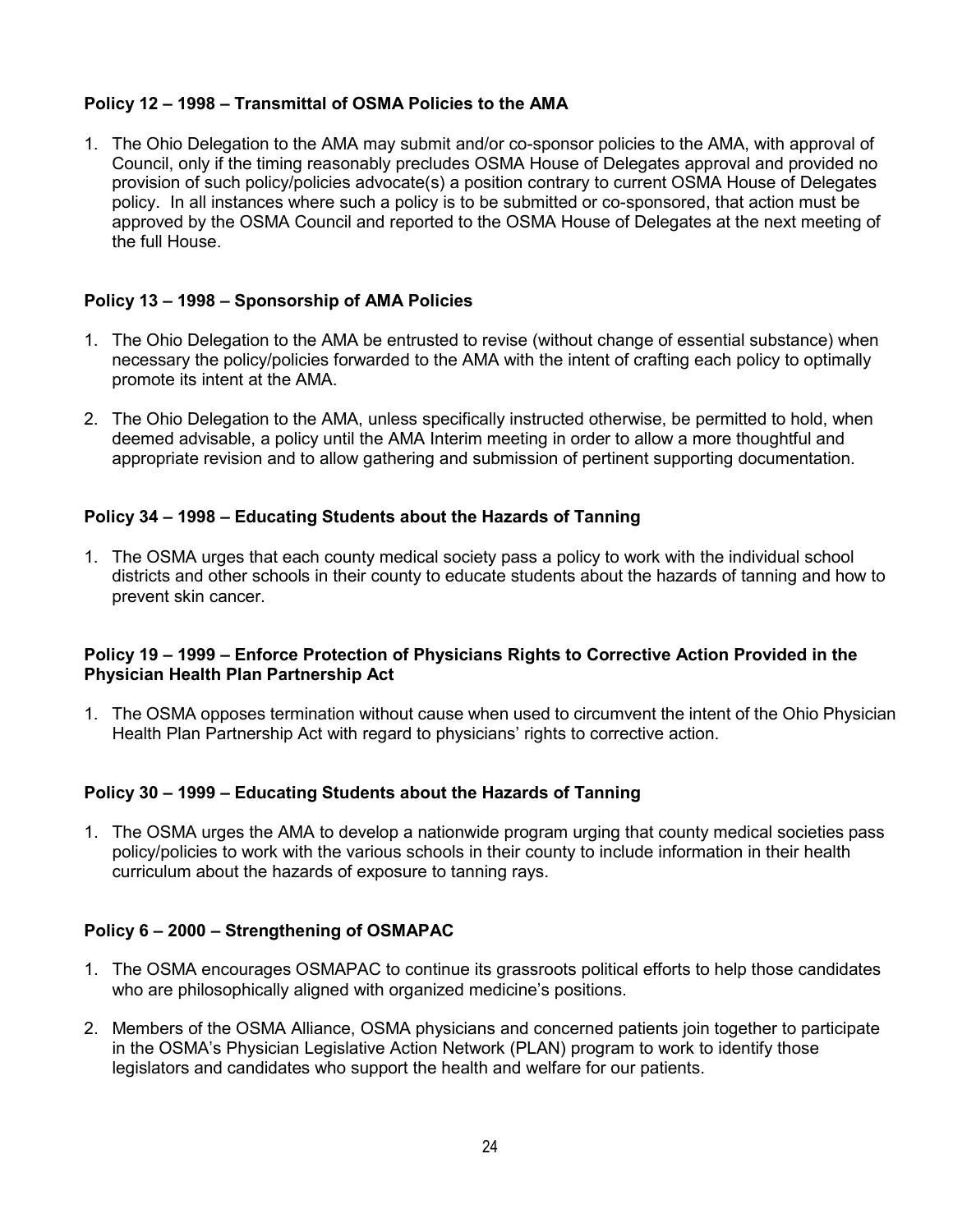**Policy 12 – 1998 – Transmittal of OSMA Policies to the AMA**

1. The Ohio Delegation to the AMA may submit and/or co-sponsor policies to the AMA, with approval of Council, only if the timing reasonably precludes OSMA House of Delegates approval and provided no provision of such policy/policies advocate(s) a position contrary to current OSMA House of Delegates policy. In all instances where such a policy is to be submitted or co-sponsored, that action must be approved by the OSMA Council and reported to the OSMA House of Delegates at the next meeting of the full House.

**Policy 13 – 1998 – Sponsorship of AMA Policies**

1. The Ohio Delegation to the AMA be entrusted to revise (without change of essential substance) when necessary the policy/policies forwarded to the AMA with the intent of crafting each policy to optimally promote its intent at the AMA.
2. The Ohio Delegation to the AMA, unless specifically instructed otherwise, be permitted to hold, when deemed advisable, a policy until the AMA Interim meeting in order to allow a more thoughtful and appropriate revision and to allow gathering and submission of pertinent supporting documentation.

**Policy 34 – 1998 – Educating Students about the Hazards of Tanning**

1. The OSMA urges that each county medical society pass a policy to work with the individual school districts and other schools in their county to educate students about the hazards of tanning and how to prevent skin cancer.

**Policy 19 – 1999 – Enforce Protection of Physicians Rights to Corrective Action Provided in the Physician Health Plan Partnership Act**

1. The OSMA opposes termination without cause when used to circumvent the intent of the Ohio Physician Health Plan Partnership Act with regard to physicians' rights to corrective action.

**Policy 30 – 1999 – Educating Students about the Hazards of Tanning**

1. The OSMA urges the AMA to develop a nationwide program urging that county medical societies pass policy/policies to work with the various schools in their county to include information in their health curriculum about the hazards of exposure to tanning rays.

**Policy 6 – 2000 – Strengthening of OSMAPAC**

1. The OSMA encourages OSMAPAC to continue its grassroots political efforts to help those candidates who are philosophically aligned with organized medicine's positions.
2. Members of the OSMA Alliance, OSMA physicians and concerned patients join together to participate in the OSMA's Physician Legislative Action Network (PLAN) program to work to identify those legislators and candidates who support the health and welfare for our patients.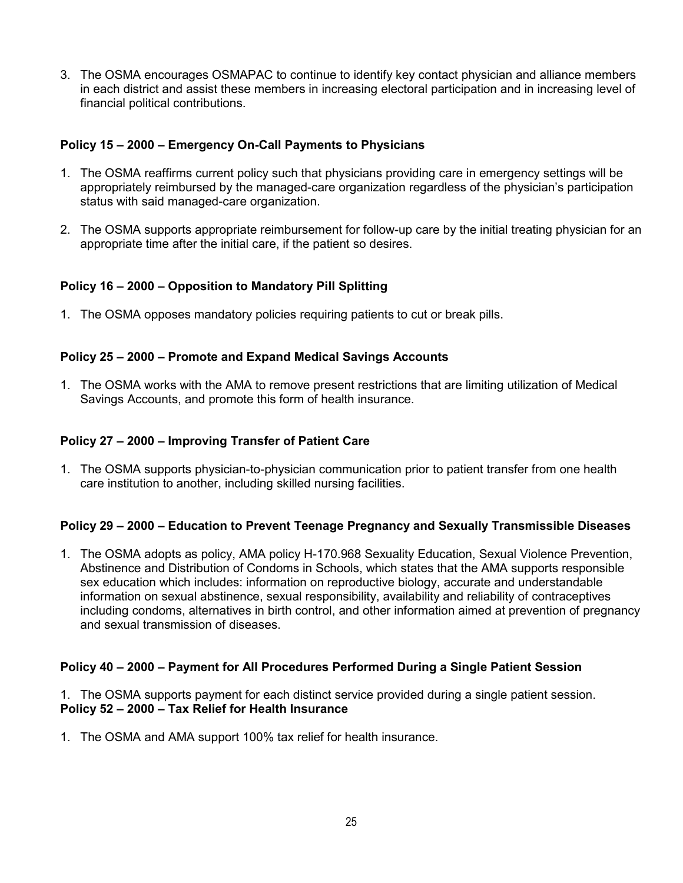3. The OSMA encourages OSMAPAC to continue to identify key contact physician and alliance members in each district and assist these members in increasing electoral participation and in increasing level of financial political contributions.

**Policy 15 – 2000 – Emergency On-Call Payments to Physicians**

1. The OSMA reaffirms current policy such that physicians providing care in emergency settings will be appropriately reimbursed by the managed-care organization regardless of the physician's participation status with said managed-care organization.
2. The OSMA supports appropriate reimbursement for follow-up care by the initial treating physician for an appropriate time after the initial care, if the patient so desires.

**Policy 16 – 2000 – Opposition to Mandatory Pill Splitting**

1. The OSMA opposes mandatory policies requiring patients to cut or break pills.

**Policy 25 – 2000 – Promote and Expand Medical Savings Accounts**

1. The OSMA works with the AMA to remove present restrictions that are limiting utilization of Medical Savings Accounts, and promote this form of health insurance.

**Policy 27 – 2000 – Improving Transfer of Patient Care**

1. The OSMA supports physician-to-physician communication prior to patient transfer from one health care institution to another, including skilled nursing facilities.

**Policy 29 – 2000 – Education to Prevent Teenage Pregnancy and Sexually Transmissible Diseases**

1. The OSMA adopts as policy, AMA policy H-170.968 Sexuality Education, Sexual Violence Prevention, Abstinence and Distribution of Condoms in Schools, which states that the AMA supports responsible sex education which includes: information on reproductive biology, accurate and understandable information on sexual abstinence, sexual responsibility, availability and reliability of contraceptives including condoms, alternatives in birth control, and other information aimed at prevention of pregnancy and sexual transmission of diseases.

**Policy 40 – 2000 – Payment for All Procedures Performed During a Single Patient Session**

1. The OSMA supports payment for each distinct service provided during a single patient session.

**Policy 52 – 2000 – Tax Relief for Health Insurance**

1. The OSMA and AMA support 100% tax relief for health insurance.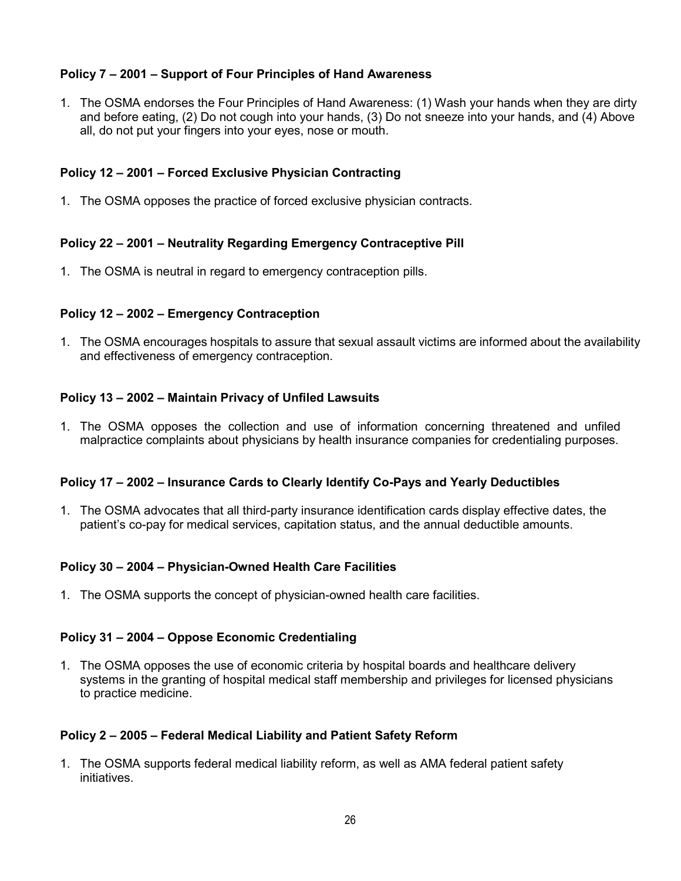**Policy 7 – 2001 – Support of Four Principles of Hand Awareness**

1. The OSMA endorses the Four Principles of Hand Awareness: (1) Wash your hands when they are dirty and before eating, (2) Do not cough into your hands, (3) Do not sneeze into your hands, and (4) Above all, do not put your fingers into your eyes, nose or mouth.

**Policy 12 – 2001 – Forced Exclusive Physician Contracting**

1. The OSMA opposes the practice of forced exclusive physician contracts.

**Policy 22 – 2001 – Neutrality Regarding Emergency Contraceptive Pill**

1. The OSMA is neutral in regard to emergency contraception pills.

**Policy 12 – 2002 – Emergency Contraception**

1. The OSMA encourages hospitals to assure that sexual assault victims are informed about the availability and effectiveness of emergency contraception.

**Policy 13 – 2002 – Maintain Privacy of Unfiled Lawsuits**

1. The OSMA opposes the collection and use of information concerning threatened and unfiled malpractice complaints about physicians by health insurance companies for credentialing purposes.

**Policy 17 – 2002 – Insurance Cards to Clearly Identify Co-Pays and Yearly Deductibles**

1. The OSMA advocates that all third-party insurance identification cards display effective dates, the patient's co-pay for medical services, capitation status, and the annual deductible amounts.

**Policy 30 – 2004 – Physician-Owned Health Care Facilities**

1. The OSMA supports the concept of physician-owned health care facilities.

**Policy 31 – 2004 – Oppose Economic Credentialing**

1. The OSMA opposes the use of economic criteria by hospital boards and healthcare delivery systems in the granting of hospital medical staff membership and privileges for licensed physicians to practice medicine.

**Policy 2 – 2005 – Federal Medical Liability and Patient Safety Reform**

1. The OSMA supports federal medical liability reform, as well as AMA federal patient safety initiatives.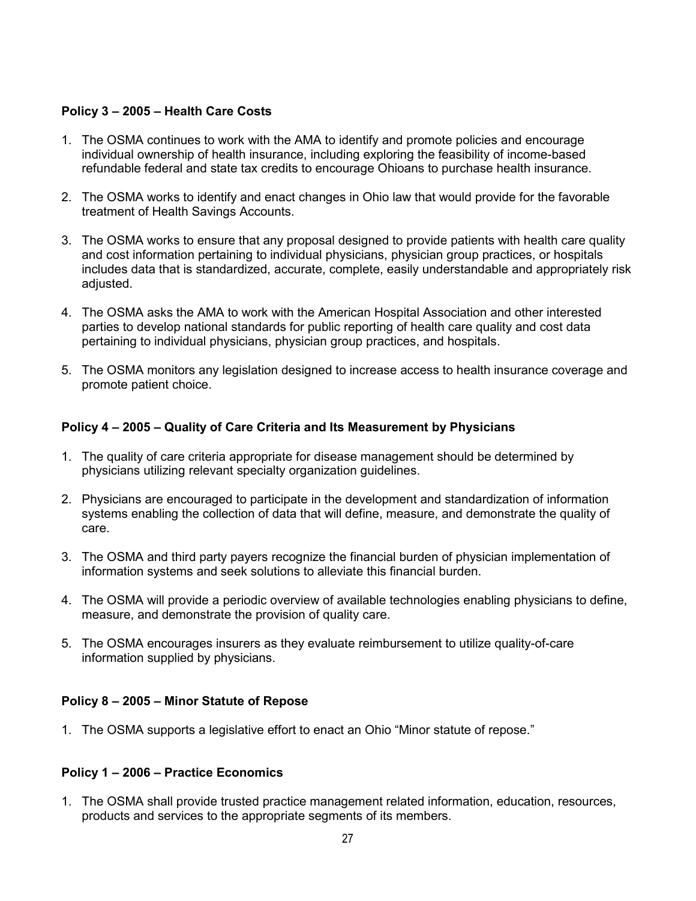**Policy 3 – 2005 – Health Care Costs**

1. The OSMA continues to work with the AMA to identify and promote policies and encourage individual ownership of health insurance, including exploring the feasibility of income-based refundable federal and state tax credits to encourage Ohioans to purchase health insurance.

2. The OSMA works to identify and enact changes in Ohio law that would provide for the favorable treatment of Health Savings Accounts.

3. The OSMA works to ensure that any proposal designed to provide patients with health care quality and cost information pertaining to individual physicians, physician group practices, or hospitals includes data that is standardized, accurate, complete, easily understandable and appropriately risk adjusted.

4. The OSMA asks the AMA to work with the American Hospital Association and other interested parties to develop national standards for public reporting of health care quality and cost data pertaining to individual physicians, physician group practices, and hospitals.

5. The OSMA monitors any legislation designed to increase access to health insurance coverage and promote patient choice.

**Policy 4 – 2005 – Quality of Care Criteria and Its Measurement by Physicians**

1. The quality of care criteria appropriate for disease management should be determined by physicians utilizing relevant specialty organization guidelines.

2. Physicians are encouraged to participate in the development and standardization of information systems enabling the collection of data that will define, measure, and demonstrate the quality of care.

3. The OSMA and third party payers recognize the financial burden of physician implementation of information systems and seek solutions to alleviate this financial burden.

4. The OSMA will provide a periodic overview of available technologies enabling physicians to define, measure, and demonstrate the provision of quality care.

5. The OSMA encourages insurers as they evaluate reimbursement to utilize quality-of-care information supplied by physicians.

**Policy 8 – 2005 – Minor Statute of Repose**

1. The OSMA supports a legislative effort to enact an Ohio "Minor statute of repose."

**Policy 1 – 2006 – Practice Economics**

1. The OSMA shall provide trusted practice management related information, education, resources, products and services to the appropriate segments of its members.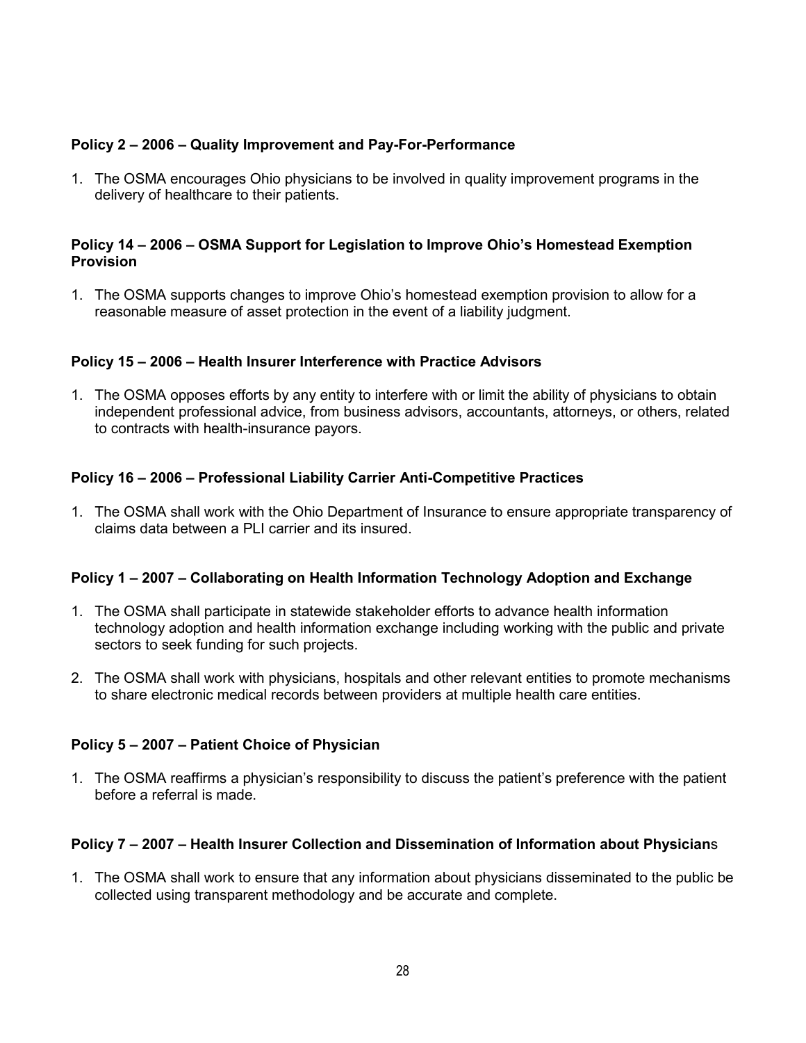**Policy 2 – 2006 – Quality Improvement and Pay-For-Performance**

1. The OSMA encourages Ohio physicians to be involved in quality improvement programs in the delivery of healthcare to their patients.

**Policy 14 – 2006 – OSMA Support for Legislation to Improve Ohio's Homestead Exemption Provision**

1. The OSMA supports changes to improve Ohio's homestead exemption provision to allow for a reasonable measure of asset protection in the event of a liability judgment.

**Policy 15 – 2006 – Health Insurer Interference with Practice Advisors**

1. The OSMA opposes efforts by any entity to interfere with or limit the ability of physicians to obtain independent professional advice, from business advisors, accountants, attorneys, or others, related to contracts with health-insurance payors.

**Policy 16 – 2006 – Professional Liability Carrier Anti-Competitive Practices**

1. The OSMA shall work with the Ohio Department of Insurance to ensure appropriate transparency of claims data between a PLI carrier and its insured.

**Policy 1 – 2007 – Collaborating on Health Information Technology Adoption and Exchange**

1. The OSMA shall participate in statewide stakeholder efforts to advance health information technology adoption and health information exchange including working with the public and private sectors to seek funding for such projects.
2. The OSMA shall work with physicians, hospitals and other relevant entities to promote mechanisms to share electronic medical records between providers at multiple health care entities.

**Policy 5 – 2007 – Patient Choice of Physician**

1. The OSMA reaffirms a physician's responsibility to discuss the patient's preference with the patient before a referral is made.

**Policy 7 – 2007 – Health Insurer Collection and Dissemination of Information about Physician**s

1. The OSMA shall work to ensure that any information about physicians disseminated to the public be collected using transparent methodology and be accurate and complete.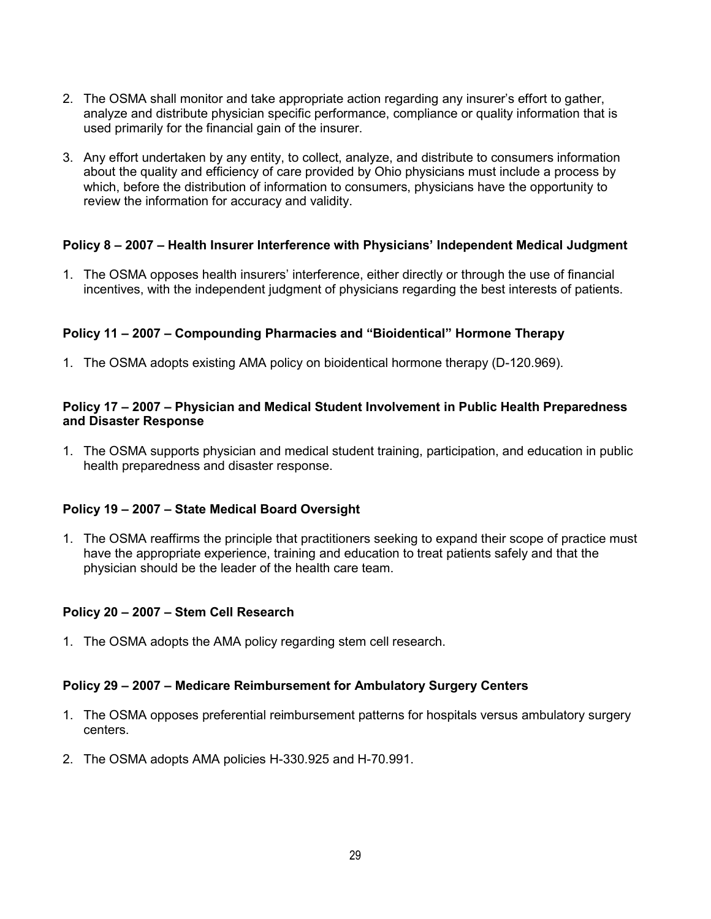2. The OSMA shall monitor and take appropriate action regarding any insurer's effort to gather, analyze and distribute physician specific performance, compliance or quality information that is used primarily for the financial gain of the insurer.

3. Any effort undertaken by any entity, to collect, analyze, and distribute to consumers information about the quality and efficiency of care provided by Ohio physicians must include a process by which, before the distribution of information to consumers, physicians have the opportunity to review the information for accuracy and validity.

**Policy 8 – 2007 – Health Insurer Interference with Physicians' Independent Medical Judgment**

1. The OSMA opposes health insurers' interference, either directly or through the use of financial incentives, with the independent judgment of physicians regarding the best interests of patients.

**Policy 11 – 2007 – Compounding Pharmacies and "Bioidentical" Hormone Therapy**

1. The OSMA adopts existing AMA policy on bioidentical hormone therapy (D-120.969).

**Policy 17 – 2007 – Physician and Medical Student Involvement in Public Health Preparedness and Disaster Response**

1. The OSMA supports physician and medical student training, participation, and education in public health preparedness and disaster response.

**Policy 19 – 2007 – State Medical Board Oversight**

1. The OSMA reaffirms the principle that practitioners seeking to expand their scope of practice must have the appropriate experience, training and education to treat patients safely and that the physician should be the leader of the health care team.

**Policy 20 – 2007 – Stem Cell Research**

1. The OSMA adopts the AMA policy regarding stem cell research.

**Policy 29 – 2007 – Medicare Reimbursement for Ambulatory Surgery Centers**

1. The OSMA opposes preferential reimbursement patterns for hospitals versus ambulatory surgery centers.

2. The OSMA adopts AMA policies H-330.925 and H-70.991.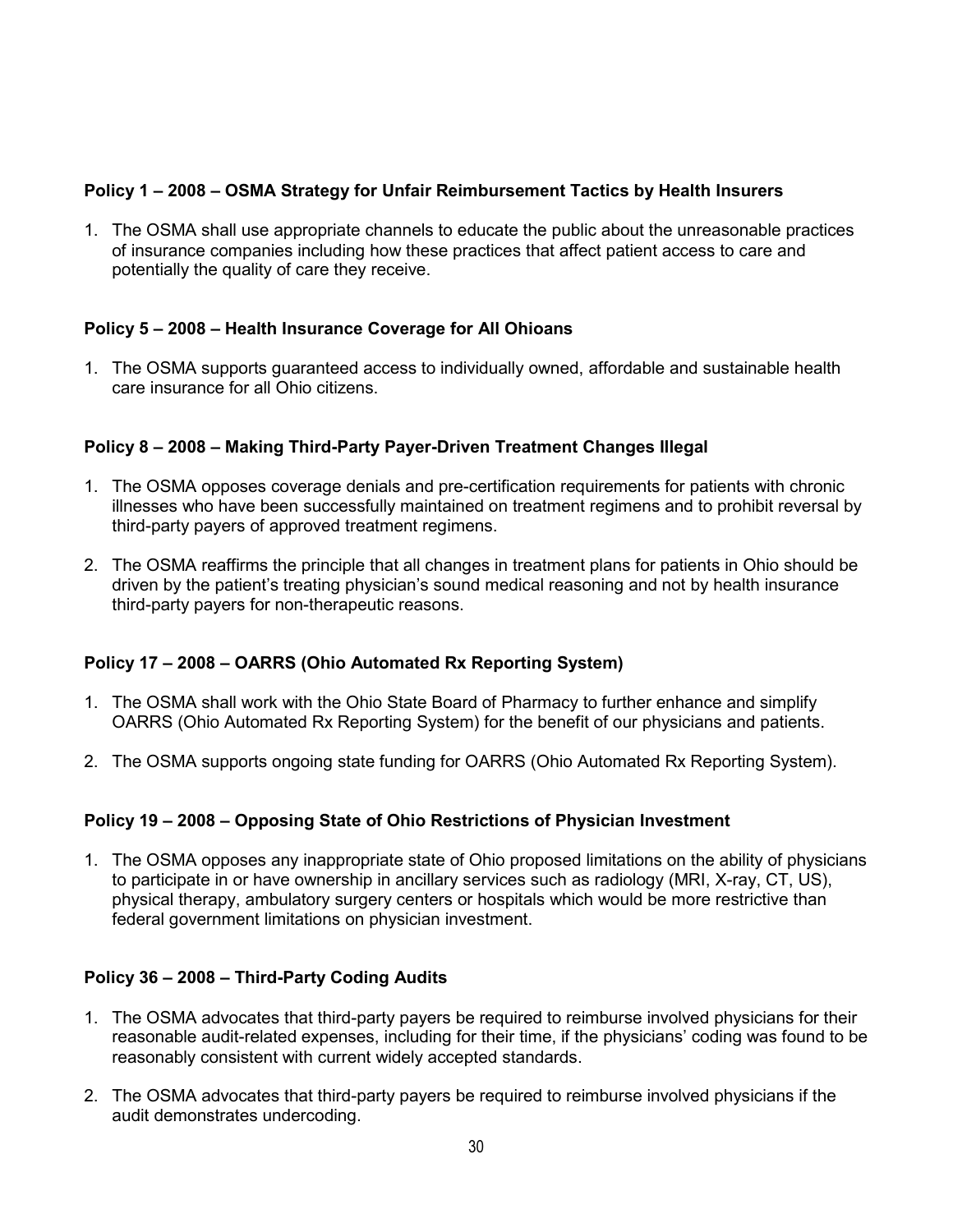**Policy 1 – 2008 – OSMA Strategy for Unfair Reimbursement Tactics by Health Insurers**

1. The OSMA shall use appropriate channels to educate the public about the unreasonable practices of insurance companies including how these practices that affect patient access to care and potentially the quality of care they receive.

**Policy 5 – 2008 – Health Insurance Coverage for All Ohioans**

1. The OSMA supports guaranteed access to individually owned, affordable and sustainable health care insurance for all Ohio citizens.

**Policy 8 – 2008 – Making Third-Party Payer-Driven Treatment Changes Illegal**

1. The OSMA opposes coverage denials and pre-certification requirements for patients with chronic illnesses who have been successfully maintained on treatment regimens and to prohibit reversal by third-party payers of approved treatment regimens.

2. The OSMA reaffirms the principle that all changes in treatment plans for patients in Ohio should be driven by the patient's treating physician's sound medical reasoning and not by health insurance third-party payers for non-therapeutic reasons.

**Policy 17 – 2008 – OARRS (Ohio Automated Rx Reporting System)**

1. The OSMA shall work with the Ohio State Board of Pharmacy to further enhance and simplify OARRS (Ohio Automated Rx Reporting System) for the benefit of our physicians and patients.

2. The OSMA supports ongoing state funding for OARRS (Ohio Automated Rx Reporting System).

**Policy 19 – 2008 – Opposing State of Ohio Restrictions of Physician Investment**

1. The OSMA opposes any inappropriate state of Ohio proposed limitations on the ability of physicians to participate in or have ownership in ancillary services such as radiology (MRI, X-ray, CT, US), physical therapy, ambulatory surgery centers or hospitals which would be more restrictive than federal government limitations on physician investment.

**Policy 36 – 2008 – Third-Party Coding Audits**

1. The OSMA advocates that third-party payers be required to reimburse involved physicians for their reasonable audit-related expenses, including for their time, if the physicians' coding was found to be reasonably consistent with current widely accepted standards.

2. The OSMA advocates that third-party payers be required to reimburse involved physicians if the audit demonstrates undercoding.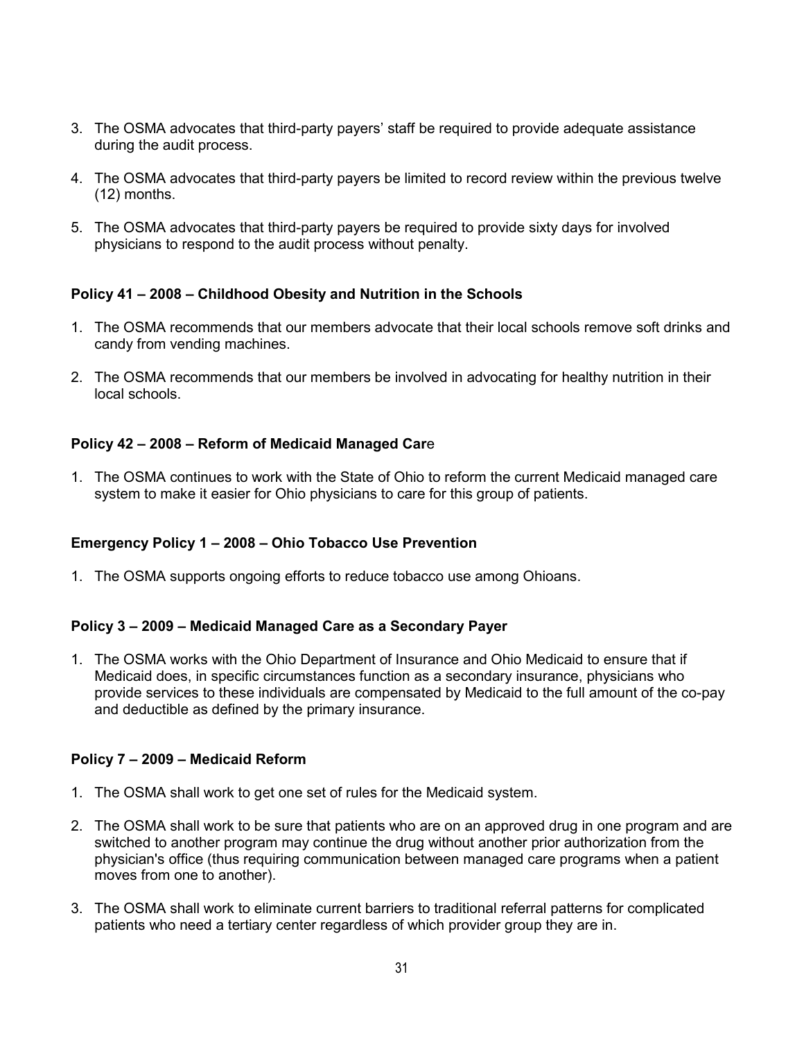3. The OSMA advocates that third-party payers' staff be required to provide adequate assistance during the audit process.

4. The OSMA advocates that third-party payers be limited to record review within the previous twelve (12) months.

5. The OSMA advocates that third-party payers be required to provide sixty days for involved physicians to respond to the audit process without penalty.

**Policy 41 – 2008 – Childhood Obesity and Nutrition in the Schools**

1. The OSMA recommends that our members advocate that their local schools remove soft drinks and candy from vending machines.

2. The OSMA recommends that our members be involved in advocating for healthy nutrition in their local schools.

**Policy 42 – 2008 – Reform of Medicaid Managed Care**

1. The OSMA continues to work with the State of Ohio to reform the current Medicaid managed care system to make it easier for Ohio physicians to care for this group of patients.

**Emergency Policy 1 – 2008 – Ohio Tobacco Use Prevention**

1. The OSMA supports ongoing efforts to reduce tobacco use among Ohioans.

**Policy 3 – 2009 – Medicaid Managed Care as a Secondary Payer**

1. The OSMA works with the Ohio Department of Insurance and Ohio Medicaid to ensure that if Medicaid does, in specific circumstances function as a secondary insurance, physicians who provide services to these individuals are compensated by Medicaid to the full amount of the co-pay and deductible as defined by the primary insurance.

**Policy 7 – 2009 – Medicaid Reform**

1. The OSMA shall work to get one set of rules for the Medicaid system.

2. The OSMA shall work to be sure that patients who are on an approved drug in one program and are switched to another program may continue the drug without another prior authorization from the physician's office (thus requiring communication between managed care programs when a patient moves from one to another).

3. The OSMA shall work to eliminate current barriers to traditional referral patterns for complicated patients who need a tertiary center regardless of which provider group they are in.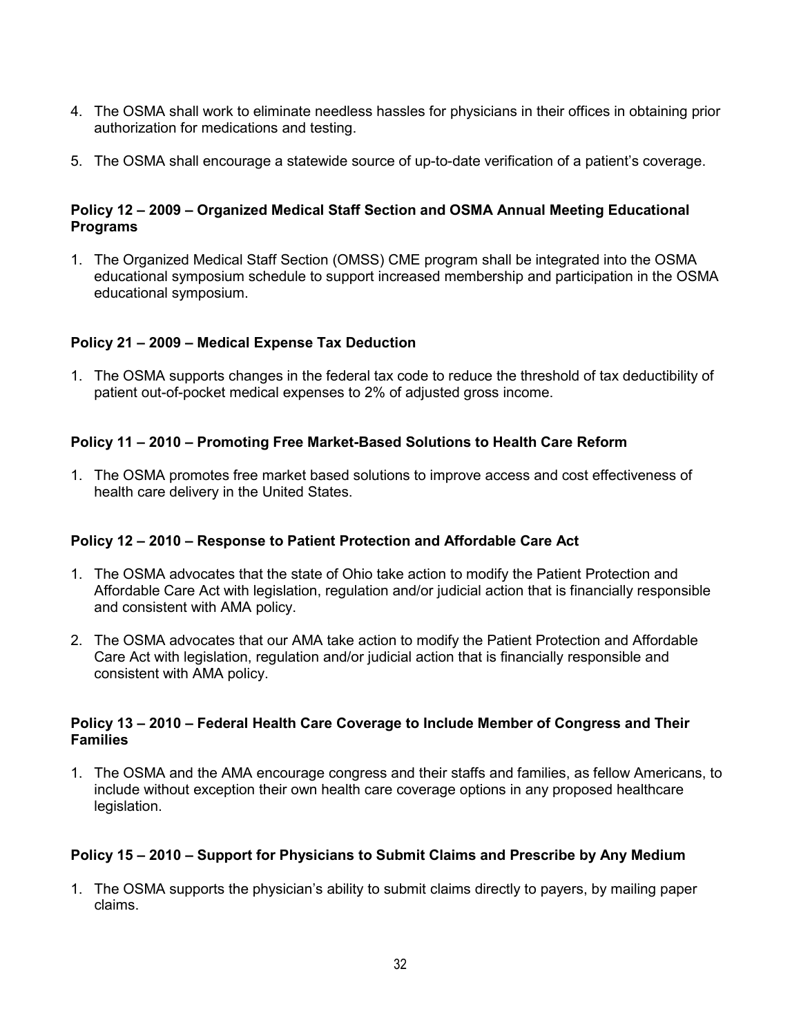4. The OSMA shall work to eliminate needless hassles for physicians in their offices in obtaining prior authorization for medications and testing.

5. The OSMA shall encourage a statewide source of up-to-date verification of a patient's coverage.

**Policy 12 – 2009 – Organized Medical Staff Section and OSMA Annual Meeting Educational Programs**

1. The Organized Medical Staff Section (OMSS) CME program shall be integrated into the OSMA educational symposium schedule to support increased membership and participation in the OSMA educational symposium.

**Policy 21 – 2009 – Medical Expense Tax Deduction**

1. The OSMA supports changes in the federal tax code to reduce the threshold of tax deductibility of patient out-of-pocket medical expenses to 2% of adjusted gross income.

**Policy 11 – 2010 – Promoting Free Market-Based Solutions to Health Care Reform**

1. The OSMA promotes free market based solutions to improve access and cost effectiveness of health care delivery in the United States.

**Policy 12 – 2010 – Response to Patient Protection and Affordable Care Act**

1. The OSMA advocates that the state of Ohio take action to modify the Patient Protection and Affordable Care Act with legislation, regulation and/or judicial action that is financially responsible and consistent with AMA policy.

2. The OSMA advocates that our AMA take action to modify the Patient Protection and Affordable Care Act with legislation, regulation and/or judicial action that is financially responsible and consistent with AMA policy.

**Policy 13 – 2010 – Federal Health Care Coverage to Include Member of Congress and Their Families**

1. The OSMA and the AMA encourage congress and their staffs and families, as fellow Americans, to include without exception their own health care coverage options in any proposed healthcare legislation.

**Policy 15 – 2010 – Support for Physicians to Submit Claims and Prescribe by Any Medium**

1. The OSMA supports the physician's ability to submit claims directly to payers, by mailing paper claims.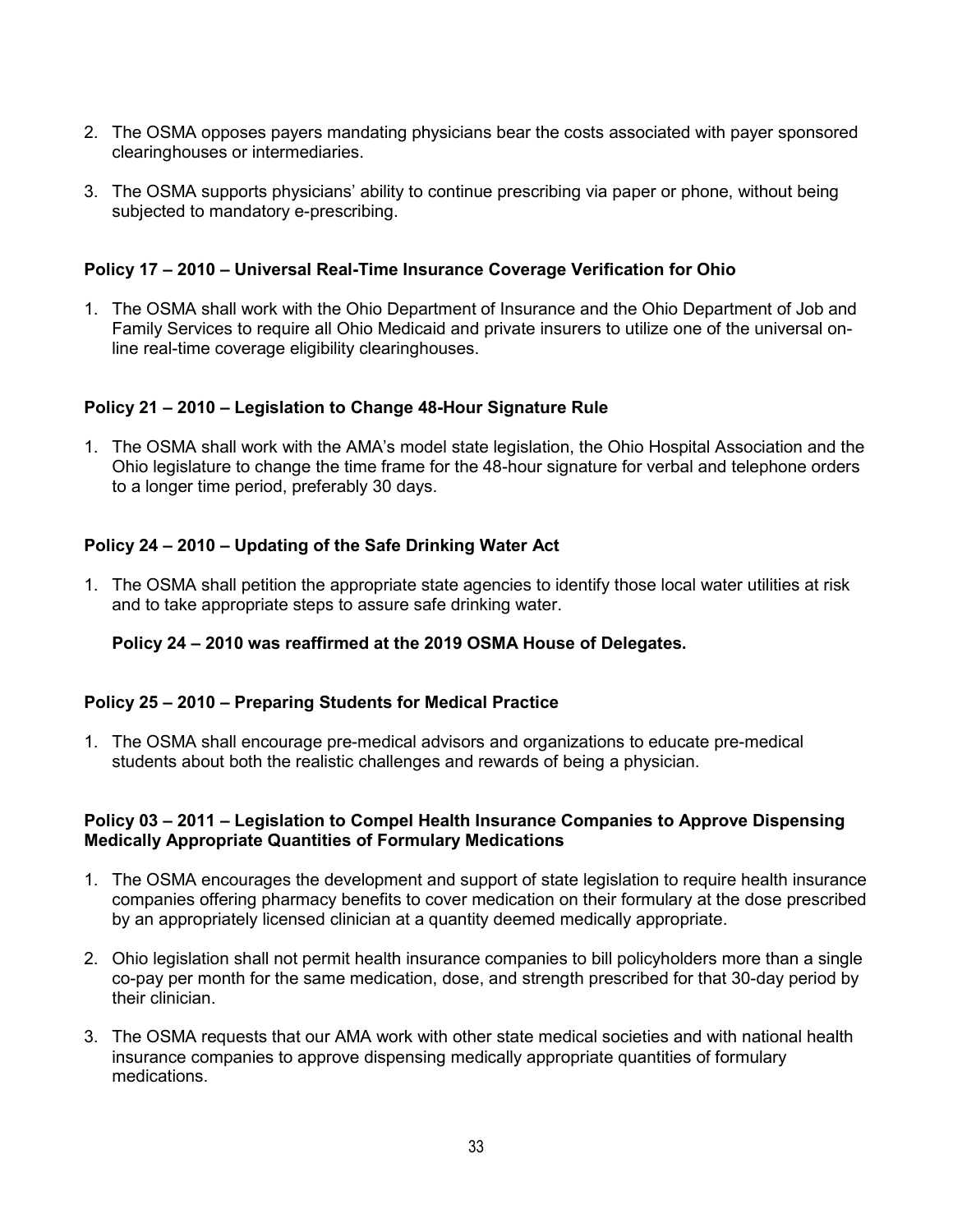2. The OSMA opposes payers mandating physicians bear the costs associated with payer sponsored clearinghouses or intermediaries.

3. The OSMA supports physicians' ability to continue prescribing via paper or phone, without being subjected to mandatory e-prescribing.

**Policy 17 – 2010 – Universal Real-Time Insurance Coverage Verification for Ohio**

1. The OSMA shall work with the Ohio Department of Insurance and the Ohio Department of Job and Family Services to require all Ohio Medicaid and private insurers to utilize one of the universal on-line real-time coverage eligibility clearinghouses.

**Policy 21 – 2010 – Legislation to Change 48-Hour Signature Rule**

1. The OSMA shall work with the AMA's model state legislation, the Ohio Hospital Association and the Ohio legislature to change the time frame for the 48-hour signature for verbal and telephone orders to a longer time period, preferably 30 days.

**Policy 24 – 2010 – Updating of the Safe Drinking Water Act**

1. The OSMA shall petition the appropriate state agencies to identify those local water utilities at risk and to take appropriate steps to assure safe drinking water.

   **Policy 24 – 2010 was reaffirmed at the 2019 OSMA House of Delegates.**

**Policy 25 – 2010 – Preparing Students for Medical Practice**

1. The OSMA shall encourage pre-medical advisors and organizations to educate pre-medical students about both the realistic challenges and rewards of being a physician.

**Policy 03 – 2011 – Legislation to Compel Health Insurance Companies to Approve Dispensing Medically Appropriate Quantities of Formulary Medications**

1. The OSMA encourages the development and support of state legislation to require health insurance companies offering pharmacy benefits to cover medication on their formulary at the dose prescribed by an appropriately licensed clinician at a quantity deemed medically appropriate.

2. Ohio legislation shall not permit health insurance companies to bill policyholders more than a single co-pay per month for the same medication, dose, and strength prescribed for that 30-day period by their clinician.

3. The OSMA requests that our AMA work with other state medical societies and with national health insurance companies to approve dispensing medically appropriate quantities of formulary medications.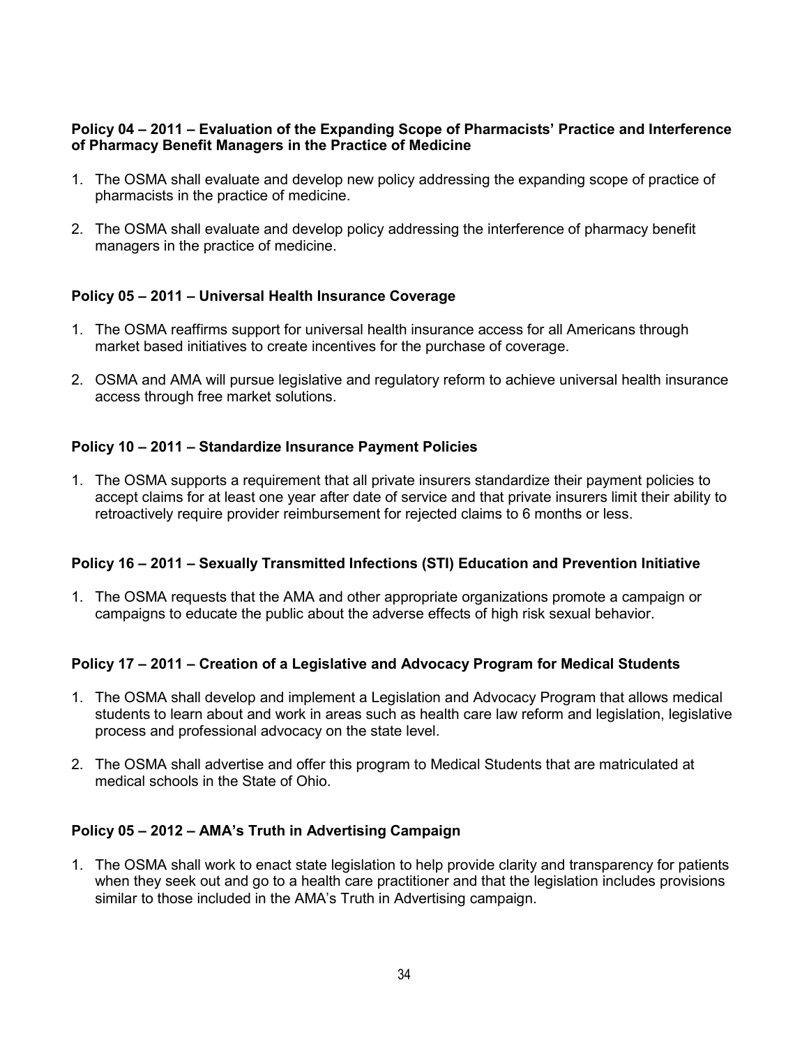**Policy 04 – 2011 – Evaluation of the Expanding Scope of Pharmacists' Practice and Interference of Pharmacy Benefit Managers in the Practice of Medicine**

1. The OSMA shall evaluate and develop new policy addressing the expanding scope of practice of pharmacists in the practice of medicine.

2. The OSMA shall evaluate and develop policy addressing the interference of pharmacy benefit managers in the practice of medicine.

**Policy 05 – 2011 – Universal Health Insurance Coverage**

1. The OSMA reaffirms support for universal health insurance access for all Americans through market based initiatives to create incentives for the purchase of coverage.

2. OSMA and AMA will pursue legislative and regulatory reform to achieve universal health insurance access through free market solutions.

**Policy 10 – 2011 – Standardize Insurance Payment Policies**

1. The OSMA supports a requirement that all private insurers standardize their payment policies to accept claims for at least one year after date of service and that private insurers limit their ability to retroactively require provider reimbursement for rejected claims to 6 months or less.

**Policy 16 – 2011 – Sexually Transmitted Infections (STI) Education and Prevention Initiative**

1. The OSMA requests that the AMA and other appropriate organizations promote a campaign or campaigns to educate the public about the adverse effects of high risk sexual behavior.

**Policy 17 – 2011 – Creation of a Legislative and Advocacy Program for Medical Students**

1. The OSMA shall develop and implement a Legislation and Advocacy Program that allows medical students to learn about and work in areas such as health care law reform and legislation, legislative process and professional advocacy on the state level.

2. The OSMA shall advertise and offer this program to Medical Students that are matriculated at medical schools in the State of Ohio.

**Policy 05 – 2012 – AMA's Truth in Advertising Campaign**

1. The OSMA shall work to enact state legislation to help provide clarity and transparency for patients when they seek out and go to a health care practitioner and that the legislation includes provisions similar to those included in the AMA's Truth in Advertising campaign.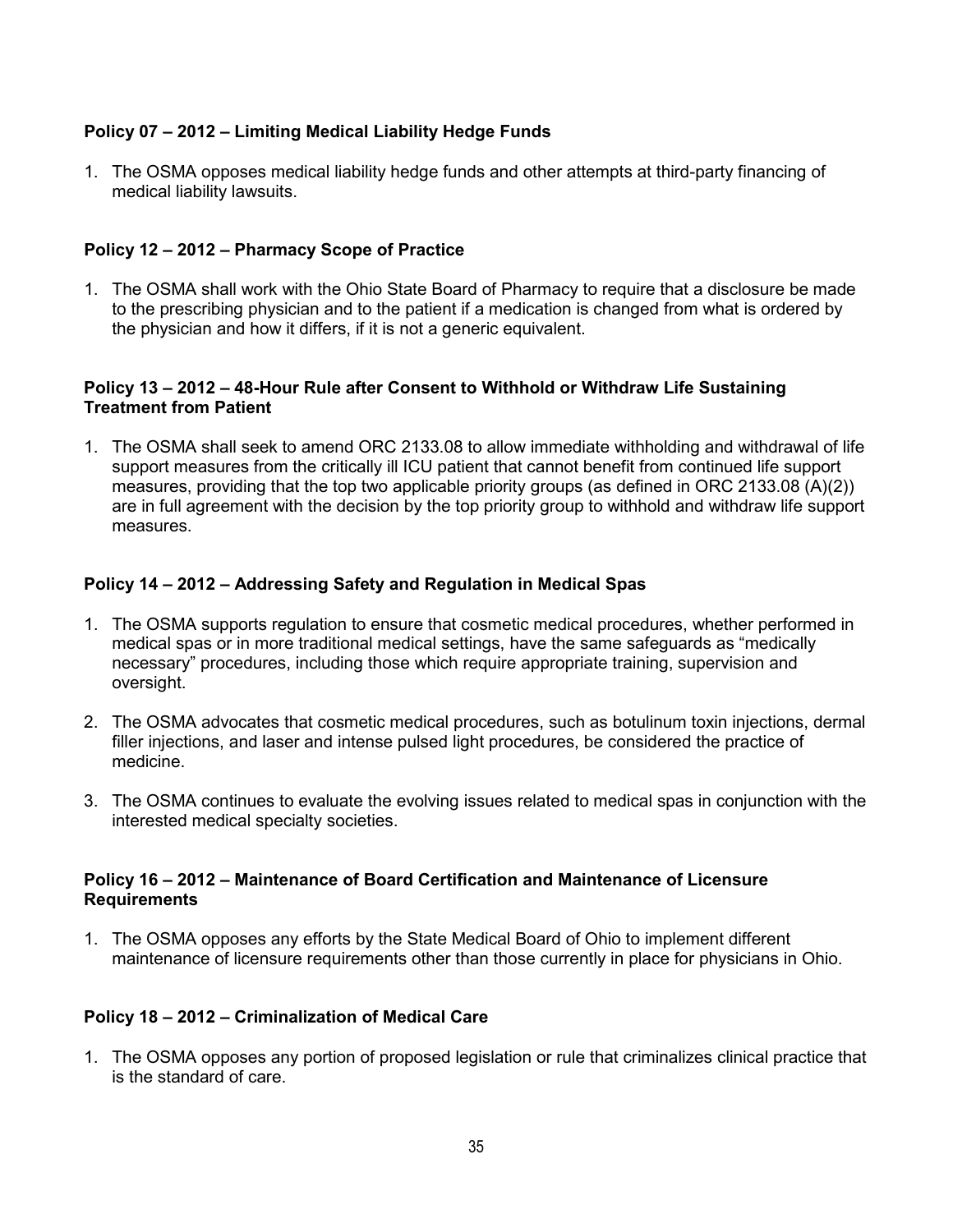**Policy 07 – 2012 – Limiting Medical Liability Hedge Funds**

1. The OSMA opposes medical liability hedge funds and other attempts at third-party financing of medical liability lawsuits.

**Policy 12 – 2012 – Pharmacy Scope of Practice**

1. The OSMA shall work with the Ohio State Board of Pharmacy to require that a disclosure be made to the prescribing physician and to the patient if a medication is changed from what is ordered by the physician and how it differs, if it is not a generic equivalent.

**Policy 13 – 2012 – 48-Hour Rule after Consent to Withhold or Withdraw Life Sustaining Treatment from Patient**

1. The OSMA shall seek to amend ORC 2133.08 to allow immediate withholding and withdrawal of life support measures from the critically ill ICU patient that cannot benefit from continued life support measures, providing that the top two applicable priority groups (as defined in ORC 2133.08 (A)(2)) are in full agreement with the decision by the top priority group to withhold and withdraw life support measures.

**Policy 14 – 2012 – Addressing Safety and Regulation in Medical Spas**

1. The OSMA supports regulation to ensure that cosmetic medical procedures, whether performed in medical spas or in more traditional medical settings, have the same safeguards as "medically necessary" procedures, including those which require appropriate training, supervision and oversight.
2. The OSMA advocates that cosmetic medical procedures, such as botulinum toxin injections, dermal filler injections, and laser and intense pulsed light procedures, be considered the practice of medicine.
3. The OSMA continues to evaluate the evolving issues related to medical spas in conjunction with the interested medical specialty societies.

**Policy 16 – 2012 – Maintenance of Board Certification and Maintenance of Licensure Requirements**

1. The OSMA opposes any efforts by the State Medical Board of Ohio to implement different maintenance of licensure requirements other than those currently in place for physicians in Ohio.

**Policy 18 – 2012 – Criminalization of Medical Care**

1. The OSMA opposes any portion of proposed legislation or rule that criminalizes clinical practice that is the standard of care.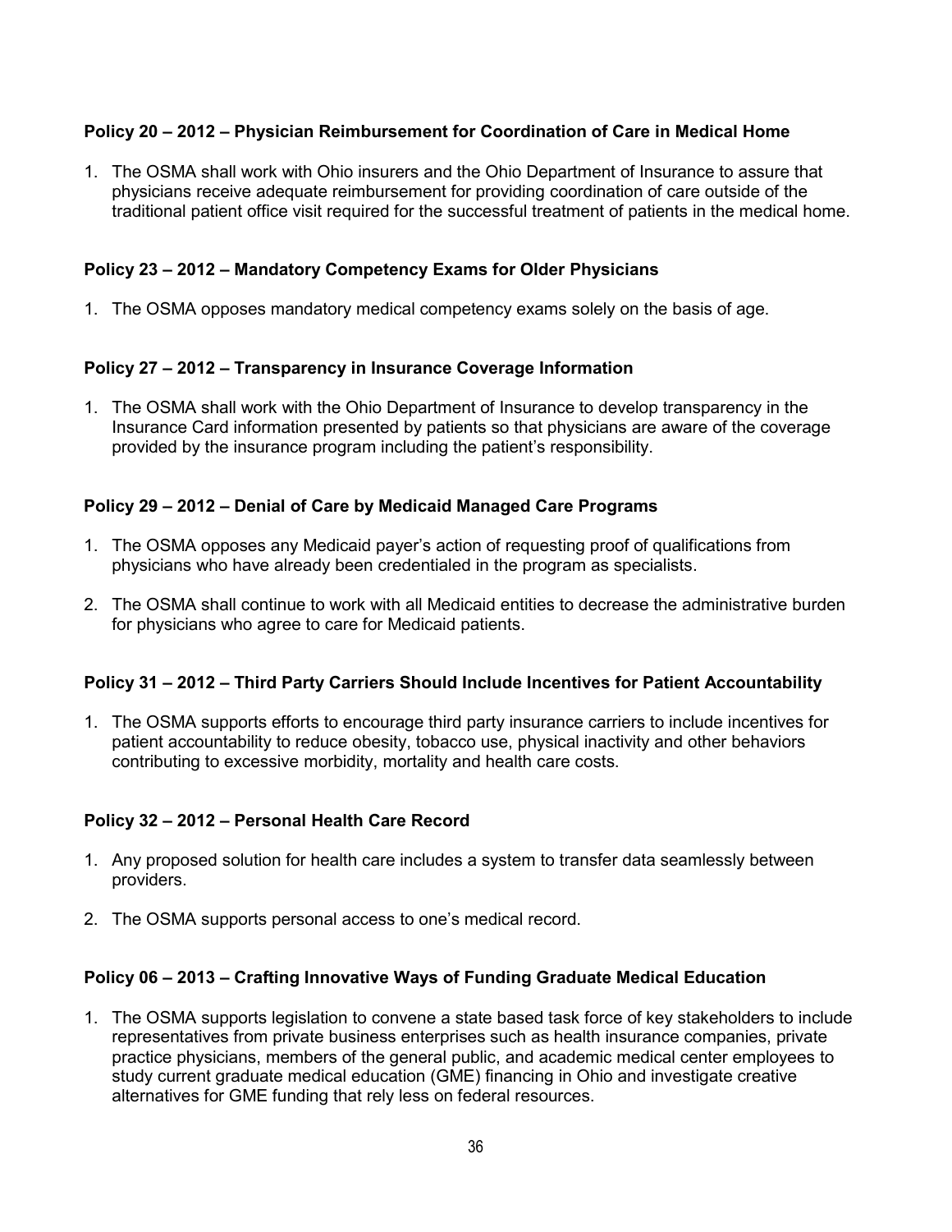**Policy 20 – 2012 – Physician Reimbursement for Coordination of Care in Medical Home**

1. The OSMA shall work with Ohio insurers and the Ohio Department of Insurance to assure that physicians receive adequate reimbursement for providing coordination of care outside of the traditional patient office visit required for the successful treatment of patients in the medical home.

**Policy 23 – 2012 – Mandatory Competency Exams for Older Physicians**

1. The OSMA opposes mandatory medical competency exams solely on the basis of age.

**Policy 27 – 2012 – Transparency in Insurance Coverage Information**

1. The OSMA shall work with the Ohio Department of Insurance to develop transparency in the Insurance Card information presented by patients so that physicians are aware of the coverage provided by the insurance program including the patient's responsibility.

**Policy 29 – 2012 – Denial of Care by Medicaid Managed Care Programs**

1. The OSMA opposes any Medicaid payer's action of requesting proof of qualifications from physicians who have already been credentialed in the program as specialists.

2. The OSMA shall continue to work with all Medicaid entities to decrease the administrative burden for physicians who agree to care for Medicaid patients.

**Policy 31 – 2012 – Third Party Carriers Should Include Incentives for Patient Accountability**

1. The OSMA supports efforts to encourage third party insurance carriers to include incentives for patient accountability to reduce obesity, tobacco use, physical inactivity and other behaviors contributing to excessive morbidity, mortality and health care costs.

**Policy 32 – 2012 – Personal Health Care Record**

1. Any proposed solution for health care includes a system to transfer data seamlessly between providers.

2. The OSMA supports personal access to one's medical record.

**Policy 06 – 2013 – Crafting Innovative Ways of Funding Graduate Medical Education**

1. The OSMA supports legislation to convene a state based task force of key stakeholders to include representatives from private business enterprises such as health insurance companies, private practice physicians, members of the general public, and academic medical center employees to study current graduate medical education (GME) financing in Ohio and investigate creative alternatives for GME funding that rely less on federal resources.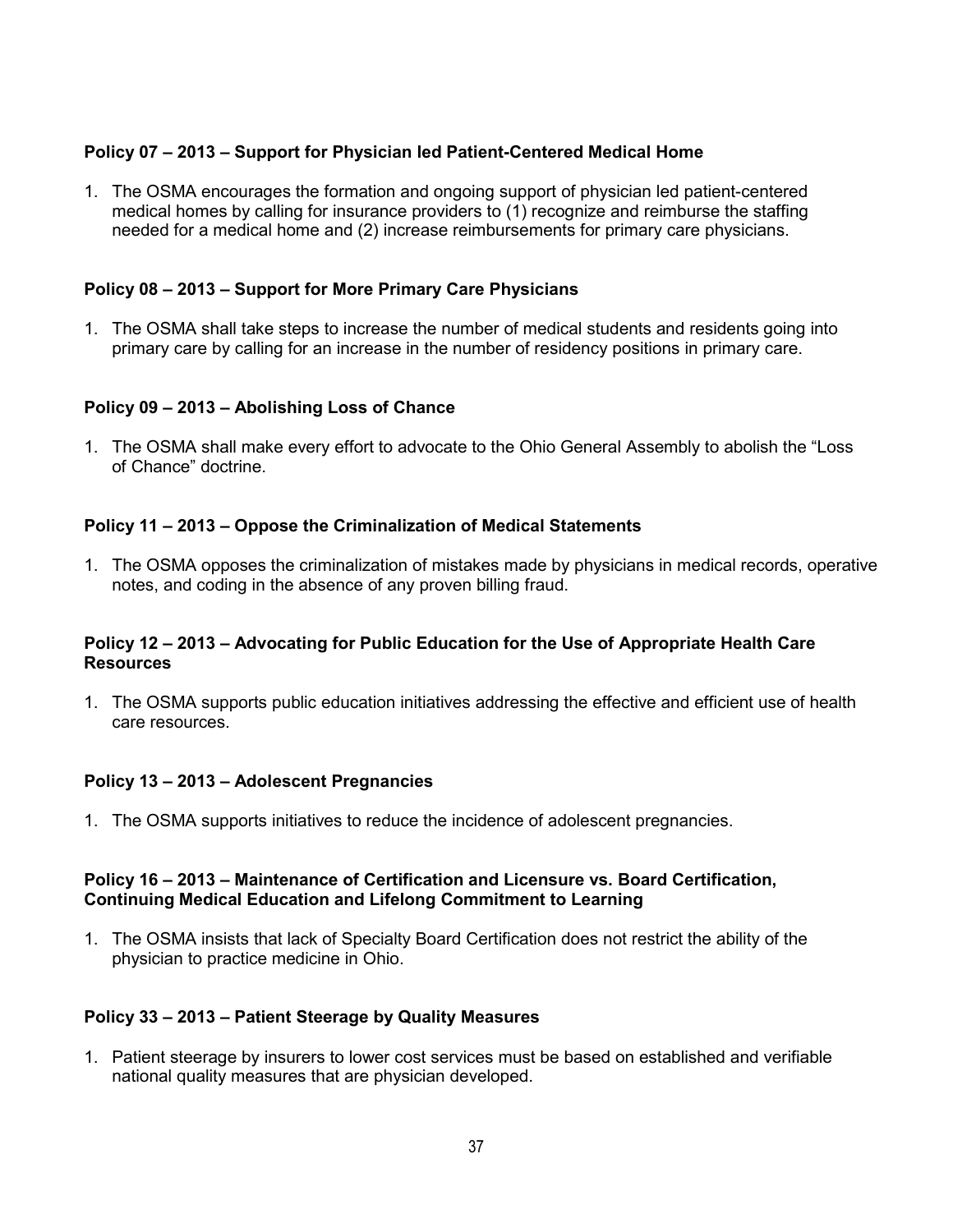**Policy 07 – 2013 – Support for Physician led Patient-Centered Medical Home**

1. The OSMA encourages the formation and ongoing support of physician led patient-centered medical homes by calling for insurance providers to (1) recognize and reimburse the staffing needed for a medical home and (2) increase reimbursements for primary care physicians.

**Policy 08 – 2013 – Support for More Primary Care Physicians**

1. The OSMA shall take steps to increase the number of medical students and residents going into primary care by calling for an increase in the number of residency positions in primary care.

**Policy 09 – 2013 – Abolishing Loss of Chance**

1. The OSMA shall make every effort to advocate to the Ohio General Assembly to abolish the "Loss of Chance" doctrine.

**Policy 11 – 2013 – Oppose the Criminalization of Medical Statements**

1. The OSMA opposes the criminalization of mistakes made by physicians in medical records, operative notes, and coding in the absence of any proven billing fraud.

**Policy 12 – 2013 – Advocating for Public Education for the Use of Appropriate Health Care Resources**

1. The OSMA supports public education initiatives addressing the effective and efficient use of health care resources.

**Policy 13 – 2013 – Adolescent Pregnancies**

1. The OSMA supports initiatives to reduce the incidence of adolescent pregnancies.

**Policy 16 – 2013 – Maintenance of Certification and Licensure vs. Board Certification, Continuing Medical Education and Lifelong Commitment to Learning**

1. The OSMA insists that lack of Specialty Board Certification does not restrict the ability of the physician to practice medicine in Ohio.

**Policy 33 – 2013 – Patient Steerage by Quality Measures**

1. Patient steerage by insurers to lower cost services must be based on established and verifiable national quality measures that are physician developed.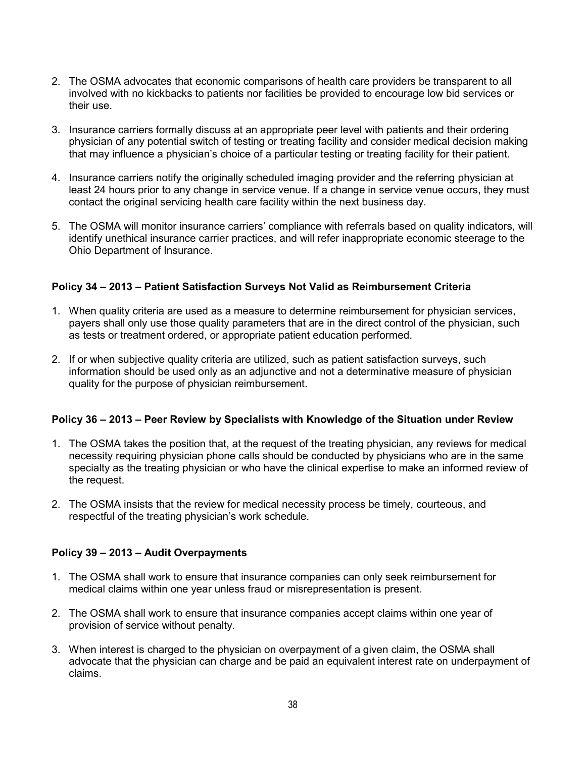2. The OSMA advocates that economic comparisons of health care providers be transparent to all involved with no kickbacks to patients nor facilities be provided to encourage low bid services or their use.

3. Insurance carriers formally discuss at an appropriate peer level with patients and their ordering physician of any potential switch of testing or treating facility and consider medical decision making that may influence a physician's choice of a particular testing or treating facility for their patient.

4. Insurance carriers notify the originally scheduled imaging provider and the referring physician at least 24 hours prior to any change in service venue. If a change in service venue occurs, they must contact the original servicing health care facility within the next business day.

5. The OSMA will monitor insurance carriers' compliance with referrals based on quality indicators, will identify unethical insurance carrier practices, and will refer inappropriate economic steerage to the Ohio Department of Insurance.

**Policy 34 – 2013 – Patient Satisfaction Surveys Not Valid as Reimbursement Criteria**

1. When quality criteria are used as a measure to determine reimbursement for physician services, payers shall only use those quality parameters that are in the direct control of the physician, such as tests or treatment ordered, or appropriate patient education performed.

2. If or when subjective quality criteria are utilized, such as patient satisfaction surveys, such information should be used only as an adjunctive and not a determinative measure of physician quality for the purpose of physician reimbursement.

**Policy 36 – 2013 – Peer Review by Specialists with Knowledge of the Situation under Review**

1. The OSMA takes the position that, at the request of the treating physician, any reviews for medical necessity requiring physician phone calls should be conducted by physicians who are in the same specialty as the treating physician or who have the clinical expertise to make an informed review of the request.

2. The OSMA insists that the review for medical necessity process be timely, courteous, and respectful of the treating physician's work schedule.

**Policy 39 – 2013 – Audit Overpayments**

1. The OSMA shall work to ensure that insurance companies can only seek reimbursement for medical claims within one year unless fraud or misrepresentation is present.

2. The OSMA shall work to ensure that insurance companies accept claims within one year of provision of service without penalty.

3. When interest is charged to the physician on overpayment of a given claim, the OSMA shall advocate that the physician can charge and be paid an equivalent interest rate on underpayment of claims.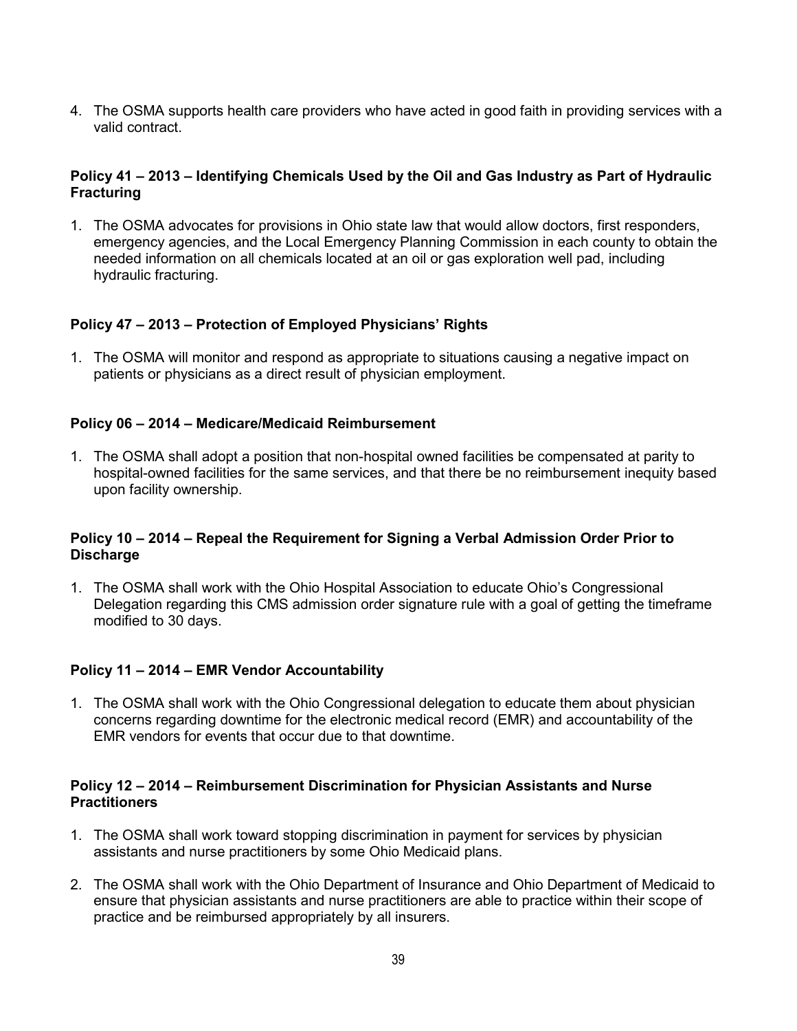4. The OSMA supports health care providers who have acted in good faith in providing services with a valid contract.

**Policy 41 – 2013 – Identifying Chemicals Used by the Oil and Gas Industry as Part of Hydraulic Fracturing**

1. The OSMA advocates for provisions in Ohio state law that would allow doctors, first responders, emergency agencies, and the Local Emergency Planning Commission in each county to obtain the needed information on all chemicals located at an oil or gas exploration well pad, including hydraulic fracturing.

**Policy 47 – 2013 – Protection of Employed Physicians' Rights**

1. The OSMA will monitor and respond as appropriate to situations causing a negative impact on patients or physicians as a direct result of physician employment.

**Policy 06 – 2014 – Medicare/Medicaid Reimbursement**

1. The OSMA shall adopt a position that non-hospital owned facilities be compensated at parity to hospital-owned facilities for the same services, and that there be no reimbursement inequity based upon facility ownership.

**Policy 10 – 2014 – Repeal the Requirement for Signing a Verbal Admission Order Prior to Discharge**

1. The OSMA shall work with the Ohio Hospital Association to educate Ohio's Congressional Delegation regarding this CMS admission order signature rule with a goal of getting the timeframe modified to 30 days.

**Policy 11 – 2014 – EMR Vendor Accountability**

1. The OSMA shall work with the Ohio Congressional delegation to educate them about physician concerns regarding downtime for the electronic medical record (EMR) and accountability of the EMR vendors for events that occur due to that downtime.

**Policy 12 – 2014 – Reimbursement Discrimination for Physician Assistants and Nurse Practitioners**

1. The OSMA shall work toward stopping discrimination in payment for services by physician assistants and nurse practitioners by some Ohio Medicaid plans.
2. The OSMA shall work with the Ohio Department of Insurance and Ohio Department of Medicaid to ensure that physician assistants and nurse practitioners are able to practice within their scope of practice and be reimbursed appropriately by all insurers.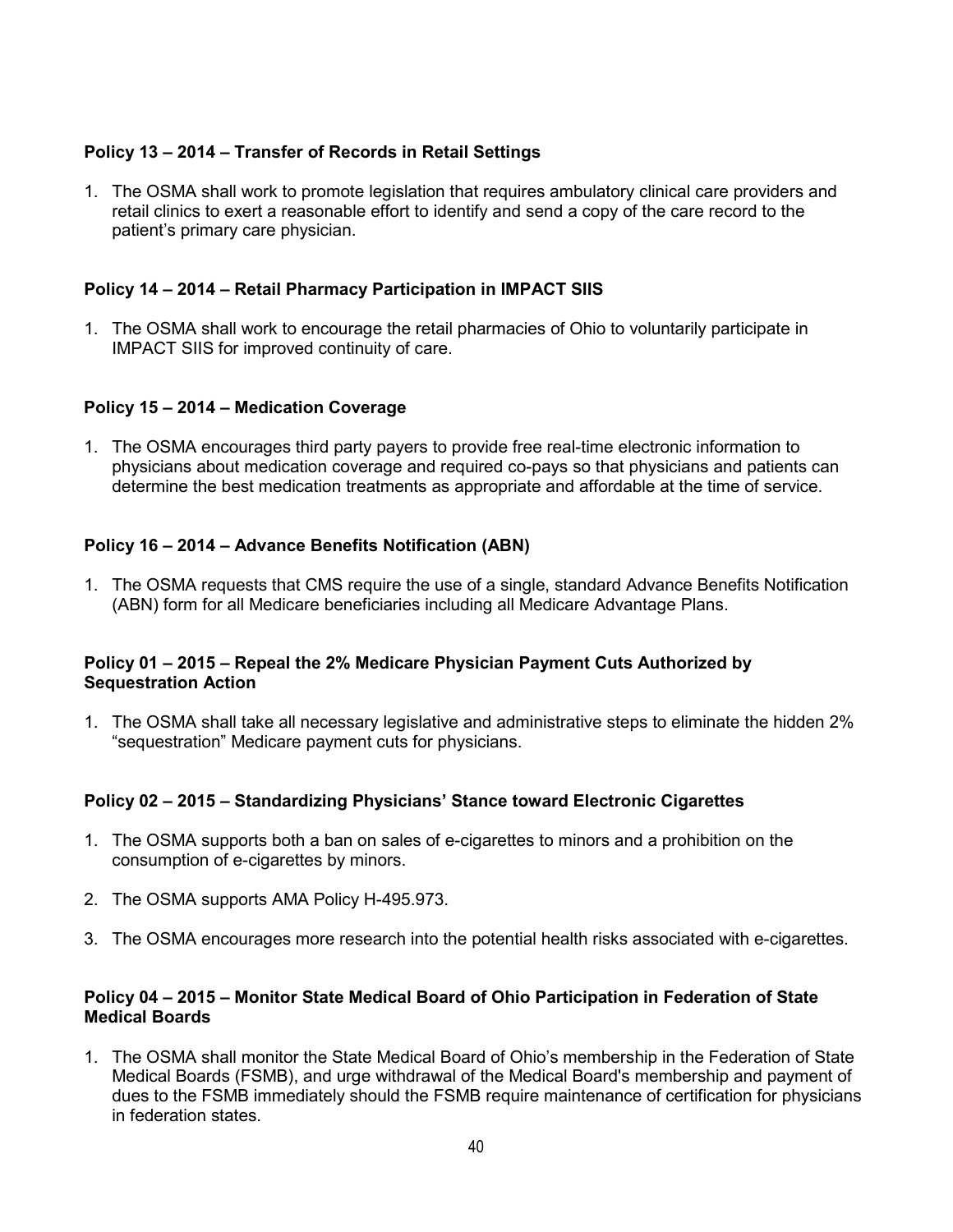**Policy 13 – 2014 – Transfer of Records in Retail Settings**

1. The OSMA shall work to promote legislation that requires ambulatory clinical care providers and retail clinics to exert a reasonable effort to identify and send a copy of the care record to the patient's primary care physician.

**Policy 14 – 2014 – Retail Pharmacy Participation in IMPACT SIIS**

1. The OSMA shall work to encourage the retail pharmacies of Ohio to voluntarily participate in IMPACT SIIS for improved continuity of care.

**Policy 15 – 2014 – Medication Coverage**

1. The OSMA encourages third party payers to provide free real-time electronic information to physicians about medication coverage and required co-pays so that physicians and patients can determine the best medication treatments as appropriate and affordable at the time of service.

**Policy 16 – 2014 – Advance Benefits Notification (ABN)**

1. The OSMA requests that CMS require the use of a single, standard Advance Benefits Notification (ABN) form for all Medicare beneficiaries including all Medicare Advantage Plans.

**Policy 01 – 2015 – Repeal the 2% Medicare Physician Payment Cuts Authorized by Sequestration Action**

1. The OSMA shall take all necessary legislative and administrative steps to eliminate the hidden 2% "sequestration" Medicare payment cuts for physicians.

**Policy 02 – 2015 – Standardizing Physicians' Stance toward Electronic Cigarettes**

1. The OSMA supports both a ban on sales of e-cigarettes to minors and a prohibition on the consumption of e-cigarettes by minors.

2. The OSMA supports AMA Policy H-495.973.

3. The OSMA encourages more research into the potential health risks associated with e-cigarettes.

**Policy 04 – 2015 – Monitor State Medical Board of Ohio Participation in Federation of State Medical Boards**

1. The OSMA shall monitor the State Medical Board of Ohio's membership in the Federation of State Medical Boards (FSMB), and urge withdrawal of the Medical Board's membership and payment of dues to the FSMB immediately should the FSMB require maintenance of certification for physicians in federation states.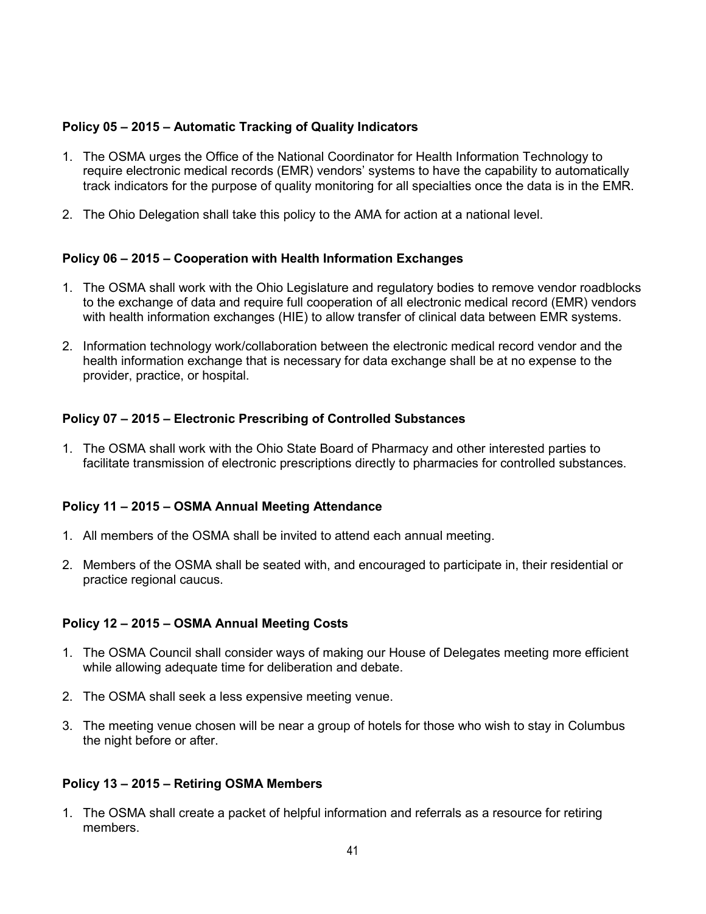**Policy 05 – 2015 – Automatic Tracking of Quality Indicators**

1. The OSMA urges the Office of the National Coordinator for Health Information Technology to require electronic medical records (EMR) vendors' systems to have the capability to automatically track indicators for the purpose of quality monitoring for all specialties once the data is in the EMR.

2. The Ohio Delegation shall take this policy to the AMA for action at a national level.

**Policy 06 – 2015 – Cooperation with Health Information Exchanges**

1. The OSMA shall work with the Ohio Legislature and regulatory bodies to remove vendor roadblocks to the exchange of data and require full cooperation of all electronic medical record (EMR) vendors with health information exchanges (HIE) to allow transfer of clinical data between EMR systems.

2. Information technology work/collaboration between the electronic medical record vendor and the health information exchange that is necessary for data exchange shall be at no expense to the provider, practice, or hospital.

**Policy 07 – 2015 – Electronic Prescribing of Controlled Substances**

1. The OSMA shall work with the Ohio State Board of Pharmacy and other interested parties to facilitate transmission of electronic prescriptions directly to pharmacies for controlled substances.

**Policy 11 – 2015 – OSMA Annual Meeting Attendance**

1. All members of the OSMA shall be invited to attend each annual meeting.

2. Members of the OSMA shall be seated with, and encouraged to participate in, their residential or practice regional caucus.

**Policy 12 – 2015 – OSMA Annual Meeting Costs**

1. The OSMA Council shall consider ways of making our House of Delegates meeting more efficient while allowing adequate time for deliberation and debate.

2. The OSMA shall seek a less expensive meeting venue.

3. The meeting venue chosen will be near a group of hotels for those who wish to stay in Columbus the night before or after.

**Policy 13 – 2015 – Retiring OSMA Members**

1. The OSMA shall create a packet of helpful information and referrals as a resource for retiring members.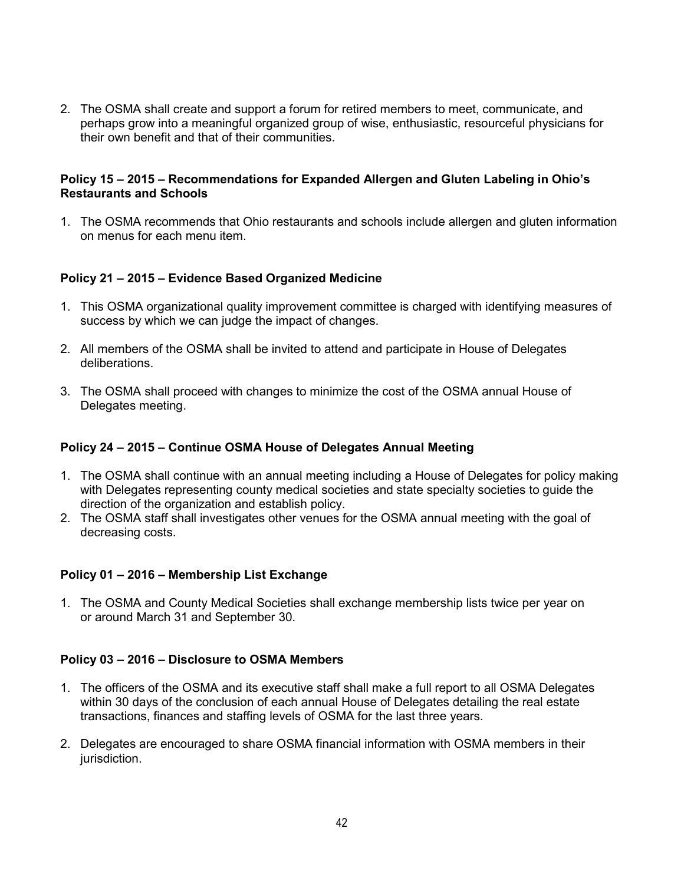2. The OSMA shall create and support a forum for retired members to meet, communicate, and perhaps grow into a meaningful organized group of wise, enthusiastic, resourceful physicians for their own benefit and that of their communities.

**Policy 15 – 2015 – Recommendations for Expanded Allergen and Gluten Labeling in Ohio's Restaurants and Schools**

1. The OSMA recommends that Ohio restaurants and schools include allergen and gluten information on menus for each menu item.

**Policy 21 – 2015 – Evidence Based Organized Medicine**

1. This OSMA organizational quality improvement committee is charged with identifying measures of success by which we can judge the impact of changes.

2. All members of the OSMA shall be invited to attend and participate in House of Delegates deliberations.

3. The OSMA shall proceed with changes to minimize the cost of the OSMA annual House of Delegates meeting.

**Policy 24 – 2015 – Continue OSMA House of Delegates Annual Meeting**

1. The OSMA shall continue with an annual meeting including a House of Delegates for policy making with Delegates representing county medical societies and state specialty societies to guide the direction of the organization and establish policy.
2. The OSMA staff shall investigates other venues for the OSMA annual meeting with the goal of decreasing costs.

**Policy 01 – 2016 – Membership List Exchange**

1. The OSMA and County Medical Societies shall exchange membership lists twice per year on or around March 31 and September 30.

**Policy 03 – 2016 – Disclosure to OSMA Members**

1. The officers of the OSMA and its executive staff shall make a full report to all OSMA Delegates within 30 days of the conclusion of each annual House of Delegates detailing the real estate transactions, finances and staffing levels of OSMA for the last three years.

2. Delegates are encouraged to share OSMA financial information with OSMA members in their jurisdiction.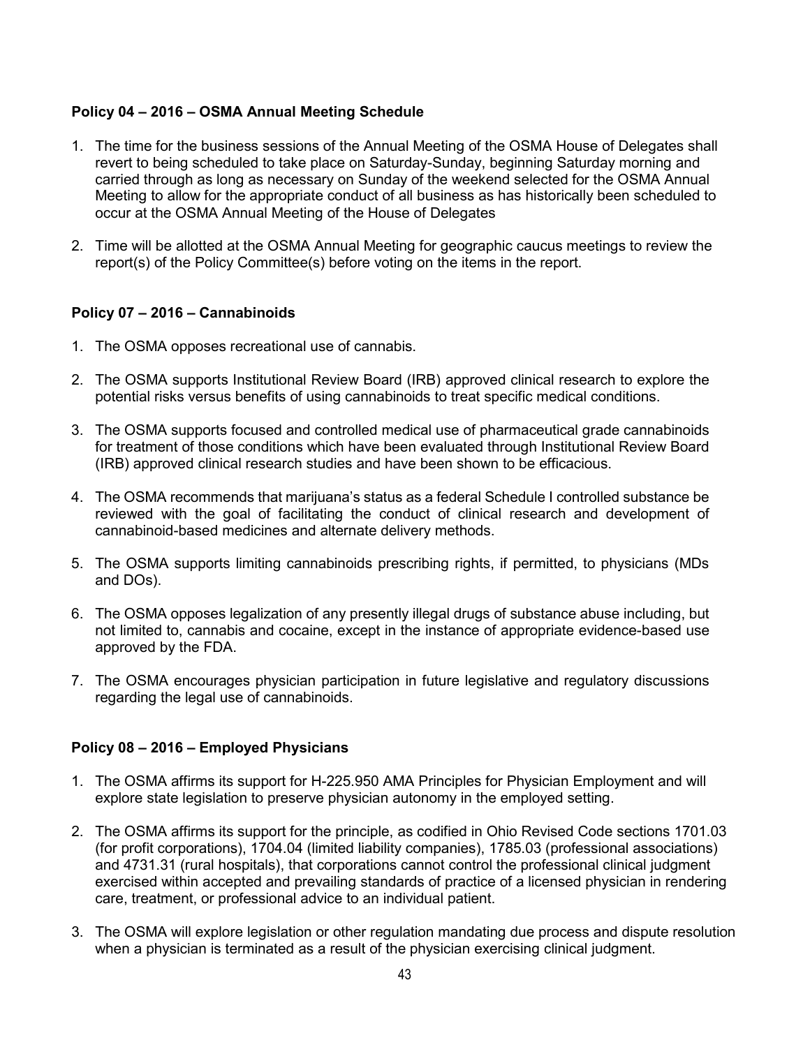**Policy 04 – 2016 – OSMA Annual Meeting Schedule**

1. The time for the business sessions of the Annual Meeting of the OSMA House of Delegates shall revert to being scheduled to take place on Saturday-Sunday, beginning Saturday morning and carried through as long as necessary on Sunday of the weekend selected for the OSMA Annual Meeting to allow for the appropriate conduct of all business as has historically been scheduled to occur at the OSMA Annual Meeting of the House of Delegates

2. Time will be allotted at the OSMA Annual Meeting for geographic caucus meetings to review the report(s) of the Policy Committee(s) before voting on the items in the report.

**Policy 07 – 2016 – Cannabinoids**

1. The OSMA opposes recreational use of cannabis.

2. The OSMA supports Institutional Review Board (IRB) approved clinical research to explore the potential risks versus benefits of using cannabinoids to treat specific medical conditions.

3. The OSMA supports focused and controlled medical use of pharmaceutical grade cannabinoids for treatment of those conditions which have been evaluated through Institutional Review Board (IRB) approved clinical research studies and have been shown to be efficacious.

4. The OSMA recommends that marijuana's status as a federal Schedule I controlled substance be reviewed with the goal of facilitating the conduct of clinical research and development of cannabinoid-based medicines and alternate delivery methods.

5. The OSMA supports limiting cannabinoids prescribing rights, if permitted, to physicians (MDs and DOs).

6. The OSMA opposes legalization of any presently illegal drugs of substance abuse including, but not limited to, cannabis and cocaine, except in the instance of appropriate evidence-based use approved by the FDA.

7. The OSMA encourages physician participation in future legislative and regulatory discussions regarding the legal use of cannabinoids.

**Policy 08 – 2016 – Employed Physicians**

1. The OSMA affirms its support for H-225.950 AMA Principles for Physician Employment and will explore state legislation to preserve physician autonomy in the employed setting.

2. The OSMA affirms its support for the principle, as codified in Ohio Revised Code sections 1701.03 (for profit corporations), 1704.04 (limited liability companies), 1785.03 (professional associations) and 4731.31 (rural hospitals), that corporations cannot control the professional clinical judgment exercised within accepted and prevailing standards of practice of a licensed physician in rendering care, treatment, or professional advice to an individual patient.

3. The OSMA will explore legislation or other regulation mandating due process and dispute resolution when a physician is terminated as a result of the physician exercising clinical judgment.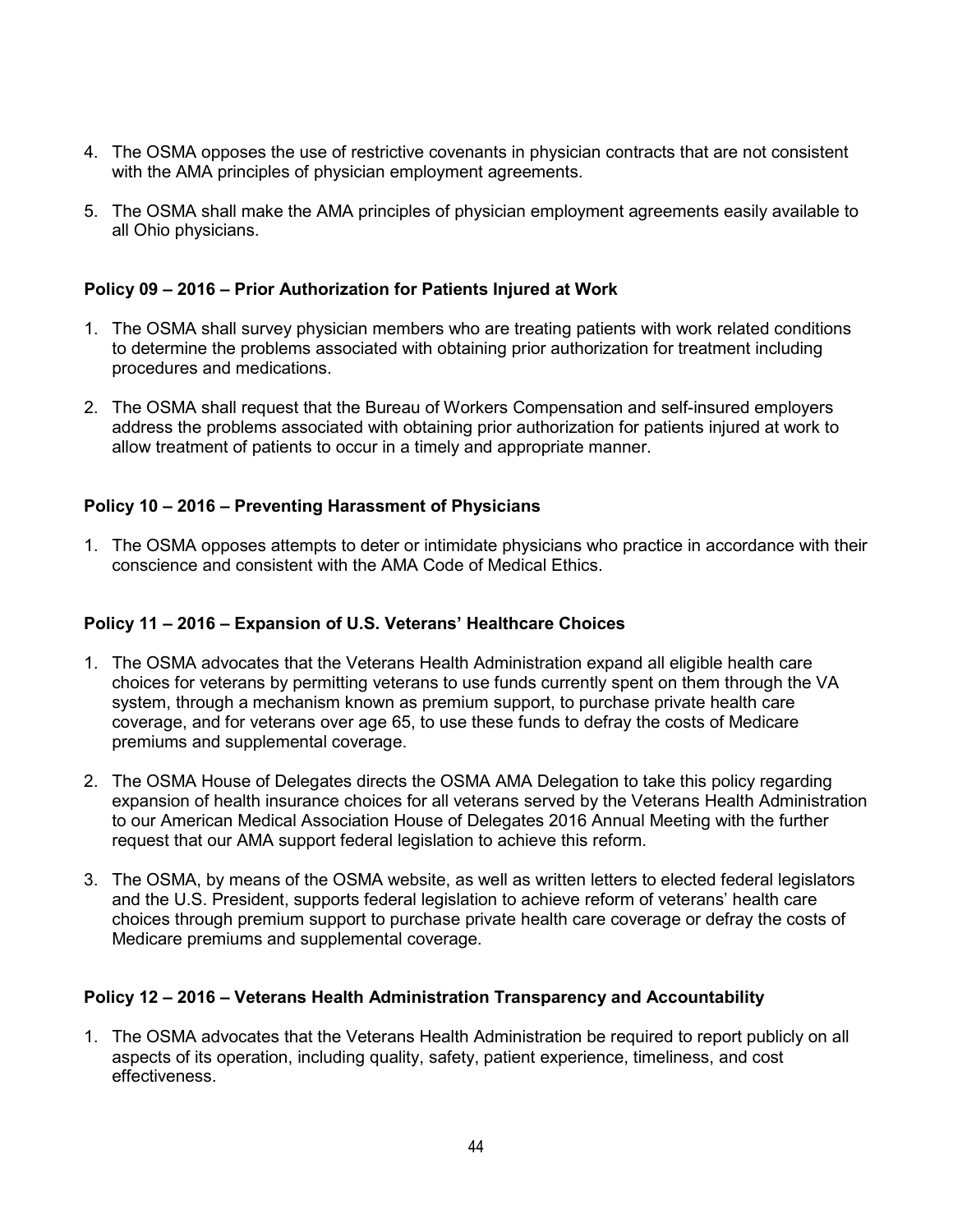4. The OSMA opposes the use of restrictive covenants in physician contracts that are not consistent with the AMA principles of physician employment agreements.

5. The OSMA shall make the AMA principles of physician employment agreements easily available to all Ohio physicians.

**Policy 09 – 2016 – Prior Authorization for Patients Injured at Work**

1. The OSMA shall survey physician members who are treating patients with work related conditions to determine the problems associated with obtaining prior authorization for treatment including procedures and medications.

2. The OSMA shall request that the Bureau of Workers Compensation and self-insured employers address the problems associated with obtaining prior authorization for patients injured at work to allow treatment of patients to occur in a timely and appropriate manner.

**Policy 10 – 2016 – Preventing Harassment of Physicians**

1. The OSMA opposes attempts to deter or intimidate physicians who practice in accordance with their conscience and consistent with the AMA Code of Medical Ethics.

**Policy 11 – 2016 – Expansion of U.S. Veterans' Healthcare Choices**

1. The OSMA advocates that the Veterans Health Administration expand all eligible health care choices for veterans by permitting veterans to use funds currently spent on them through the VA system, through a mechanism known as premium support, to purchase private health care coverage, and for veterans over age 65, to use these funds to defray the costs of Medicare premiums and supplemental coverage.

2. The OSMA House of Delegates directs the OSMA AMA Delegation to take this policy regarding expansion of health insurance choices for all veterans served by the Veterans Health Administration to our American Medical Association House of Delegates 2016 Annual Meeting with the further request that our AMA support federal legislation to achieve this reform.

3. The OSMA, by means of the OSMA website, as well as written letters to elected federal legislators and the U.S. President, supports federal legislation to achieve reform of veterans' health care choices through premium support to purchase private health care coverage or defray the costs of Medicare premiums and supplemental coverage.

**Policy 12 – 2016 – Veterans Health Administration Transparency and Accountability**

1. The OSMA advocates that the Veterans Health Administration be required to report publicly on all aspects of its operation, including quality, safety, patient experience, timeliness, and cost effectiveness.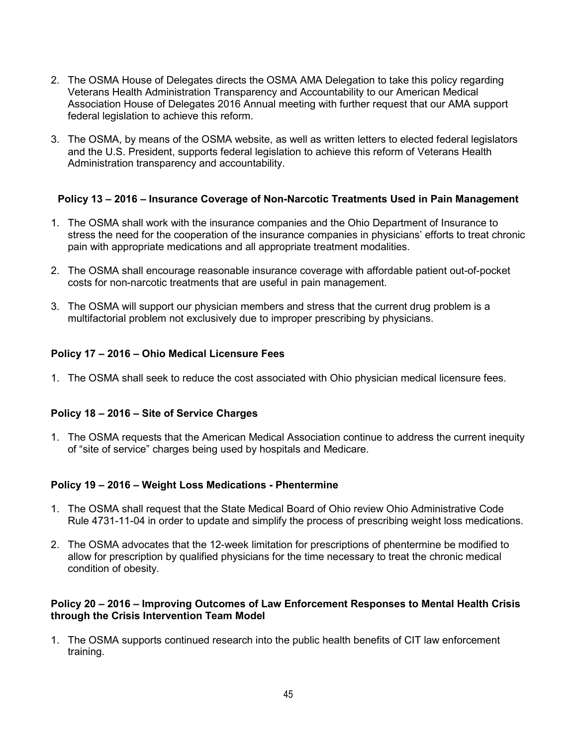2. The OSMA House of Delegates directs the OSMA AMA Delegation to take this policy regarding Veterans Health Administration Transparency and Accountability to our American Medical Association House of Delegates 2016 Annual meeting with further request that our AMA support federal legislation to achieve this reform.

3. The OSMA, by means of the OSMA website, as well as written letters to elected federal legislators and the U.S. President, supports federal legislation to achieve this reform of Veterans Health Administration transparency and accountability.

**Policy 13 – 2016 – Insurance Coverage of Non-Narcotic Treatments Used in Pain Management**

1. The OSMA shall work with the insurance companies and the Ohio Department of Insurance to stress the need for the cooperation of the insurance companies in physicians' efforts to treat chronic pain with appropriate medications and all appropriate treatment modalities.

2. The OSMA shall encourage reasonable insurance coverage with affordable patient out-of-pocket costs for non-narcotic treatments that are useful in pain management.

3. The OSMA will support our physician members and stress that the current drug problem is a multifactorial problem not exclusively due to improper prescribing by physicians.

**Policy 17 – 2016 – Ohio Medical Licensure Fees**

1. The OSMA shall seek to reduce the cost associated with Ohio physician medical licensure fees.

**Policy 18 – 2016 – Site of Service Charges**

1. The OSMA requests that the American Medical Association continue to address the current inequity of "site of service" charges being used by hospitals and Medicare.

**Policy 19 – 2016 – Weight Loss Medications - Phentermine**

1. The OSMA shall request that the State Medical Board of Ohio review Ohio Administrative Code Rule 4731-11-04 in order to update and simplify the process of prescribing weight loss medications.

2. The OSMA advocates that the 12-week limitation for prescriptions of phentermine be modified to allow for prescription by qualified physicians for the time necessary to treat the chronic medical condition of obesity.

**Policy 20 – 2016 – Improving Outcomes of Law Enforcement Responses to Mental Health Crisis through the Crisis Intervention Team Model**

1. The OSMA supports continued research into the public health benefits of CIT law enforcement training.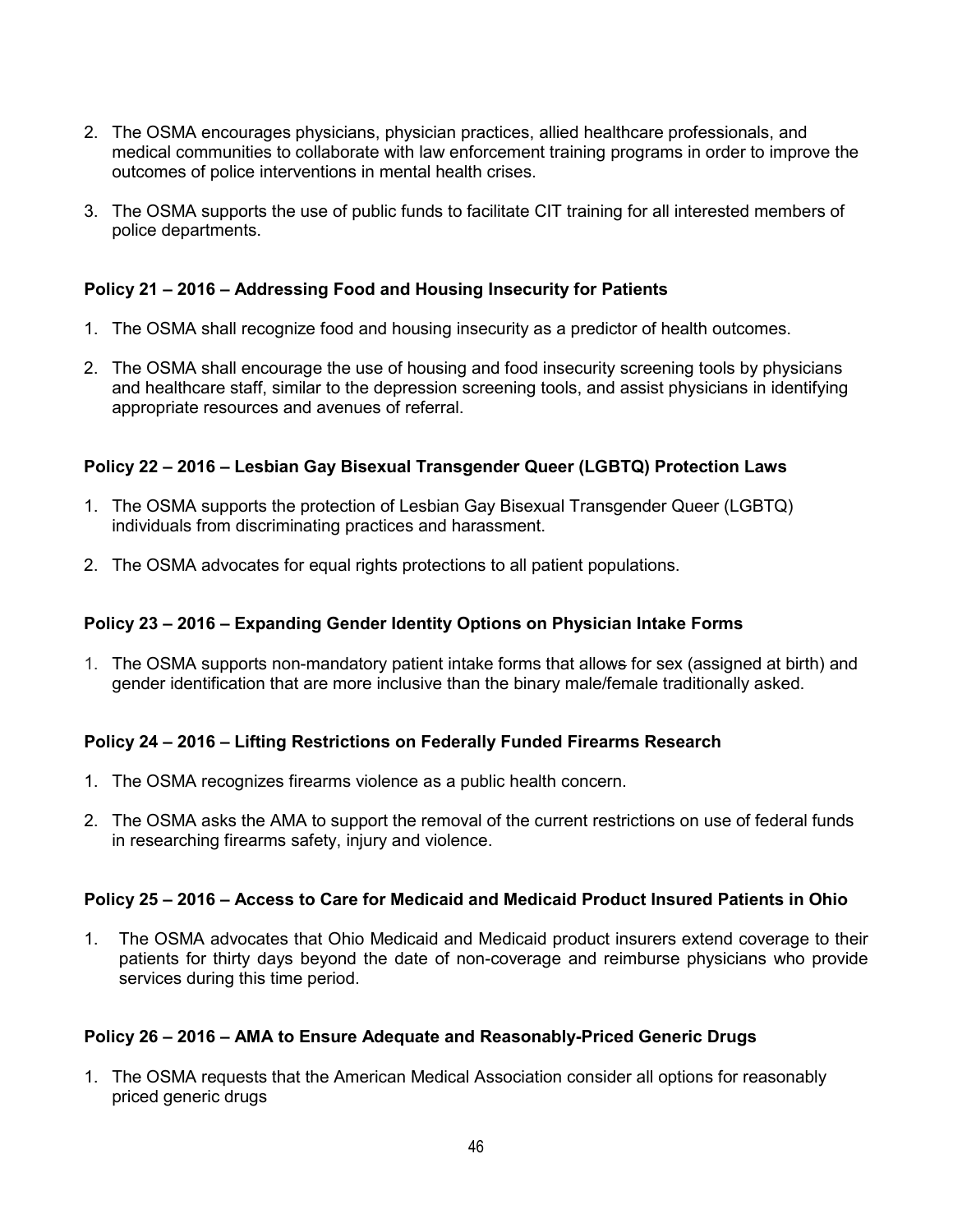2. The OSMA encourages physicians, physician practices, allied healthcare professionals, and medical communities to collaborate with law enforcement training programs in order to improve the outcomes of police interventions in mental health crises.

3. The OSMA supports the use of public funds to facilitate CIT training for all interested members of police departments.

**Policy 21 – 2016 – Addressing Food and Housing Insecurity for Patients**

1. The OSMA shall recognize food and housing insecurity as a predictor of health outcomes.

2. The OSMA shall encourage the use of housing and food insecurity screening tools by physicians and healthcare staff, similar to the depression screening tools, and assist physicians in identifying appropriate resources and avenues of referral.

**Policy 22 – 2016 – Lesbian Gay Bisexual Transgender Queer (LGBTQ) Protection Laws**

1. The OSMA supports the protection of Lesbian Gay Bisexual Transgender Queer (LGBTQ) individuals from discriminating practices and harassment.

2. The OSMA advocates for equal rights protections to all patient populations.

**Policy 23 – 2016 – Expanding Gender Identity Options on Physician Intake Forms**

1. The OSMA supports non-mandatory patient intake forms that allows for sex (assigned at birth) and gender identification that are more inclusive than the binary male/female traditionally asked.

**Policy 24 – 2016 – Lifting Restrictions on Federally Funded Firearms Research**

1. The OSMA recognizes firearms violence as a public health concern.

2. The OSMA asks the AMA to support the removal of the current restrictions on use of federal funds in researching firearms safety, injury and violence.

**Policy 25 – 2016 – Access to Care for Medicaid and Medicaid Product Insured Patients in Ohio**

1. The OSMA advocates that Ohio Medicaid and Medicaid product insurers extend coverage to their patients for thirty days beyond the date of non-coverage and reimburse physicians who provide services during this time period.

**Policy 26 – 2016 – AMA to Ensure Adequate and Reasonably-Priced Generic Drugs**

1. The OSMA requests that the American Medical Association consider all options for reasonably priced generic drugs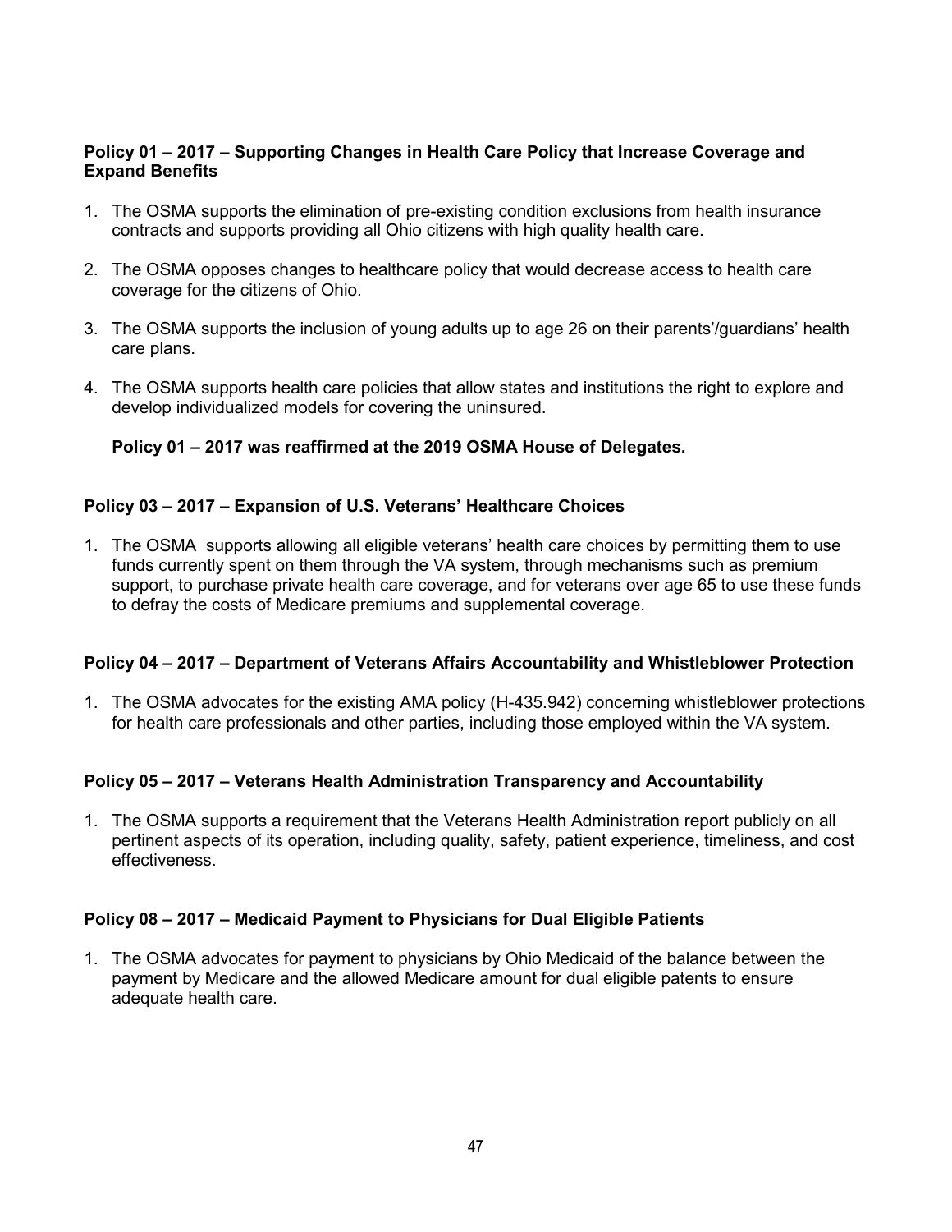**Policy 01 – 2017 – Supporting Changes in Health Care Policy that Increase Coverage and Expand Benefits**

1. The OSMA supports the elimination of pre-existing condition exclusions from health insurance contracts and supports providing all Ohio citizens with high quality health care.

2. The OSMA opposes changes to healthcare policy that would decrease access to health care coverage for the citizens of Ohio.

3. The OSMA supports the inclusion of young adults up to age 26 on their parents'/guardians' health care plans.

4. The OSMA supports health care policies that allow states and institutions the right to explore and develop individualized models for covering the uninsured.

   **Policy 01 – 2017 was reaffirmed at the 2019 OSMA House of Delegates.**

**Policy 03 – 2017 – Expansion of U.S. Veterans' Healthcare Choices**

1. The OSMA supports allowing all eligible veterans' health care choices by permitting them to use funds currently spent on them through the VA system, through mechanisms such as premium support, to purchase private health care coverage, and for veterans over age 65 to use these funds to defray the costs of Medicare premiums and supplemental coverage.

**Policy 04 – 2017 – Department of Veterans Affairs Accountability and Whistleblower Protection**

1. The OSMA advocates for the existing AMA policy (H-435.942) concerning whistleblower protections for health care professionals and other parties, including those employed within the VA system.

**Policy 05 – 2017 – Veterans Health Administration Transparency and Accountability**

1. The OSMA supports a requirement that the Veterans Health Administration report publicly on all pertinent aspects of its operation, including quality, safety, patient experience, timeliness, and cost effectiveness.

**Policy 08 – 2017 – Medicaid Payment to Physicians for Dual Eligible Patients**

1. The OSMA advocates for payment to physicians by Ohio Medicaid of the balance between the payment by Medicare and the allowed Medicare amount for dual eligible patents to ensure adequate health care.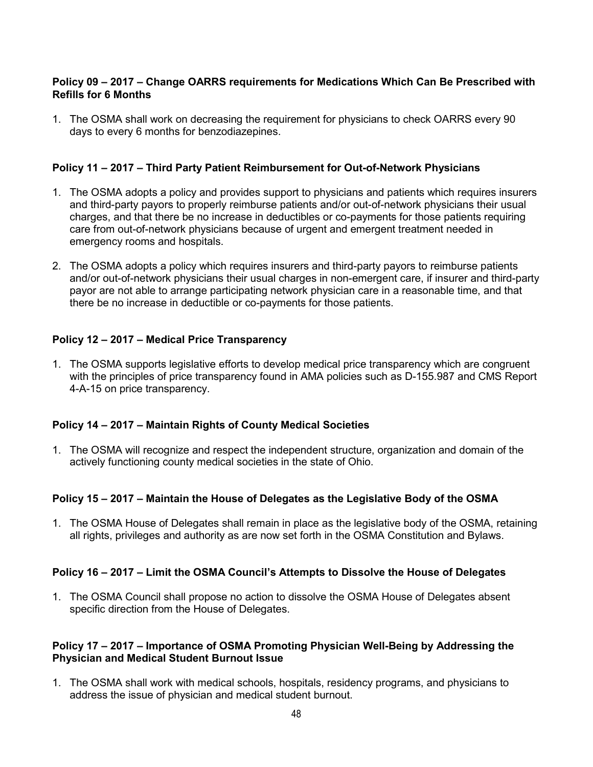**Policy 09 – 2017 – Change OARRS requirements for Medications Which Can Be Prescribed with Refills for 6 Months**

1. The OSMA shall work on decreasing the requirement for physicians to check OARRS every 90 days to every 6 months for benzodiazepines.

**Policy 11 – 2017 – Third Party Patient Reimbursement for Out-of-Network Physicians**

1. The OSMA adopts a policy and provides support to physicians and patients which requires insurers and third-party payors to properly reimburse patients and/or out-of-network physicians their usual charges, and that there be no increase in deductibles or co-payments for those patients requiring care from out-of-network physicians because of urgent and emergent treatment needed in emergency rooms and hospitals.

2. The OSMA adopts a policy which requires insurers and third-party payors to reimburse patients and/or out-of-network physicians their usual charges in non-emergent care, if insurer and third-party payor are not able to arrange participating network physician care in a reasonable time, and that there be no increase in deductible or co-payments for those patients.

**Policy 12 – 2017 – Medical Price Transparency**

1. The OSMA supports legislative efforts to develop medical price transparency which are congruent with the principles of price transparency found in AMA policies such as D-155.987 and CMS Report 4-A-15 on price transparency.

**Policy 14 – 2017 – Maintain Rights of County Medical Societies**

1. The OSMA will recognize and respect the independent structure, organization and domain of the actively functioning county medical societies in the state of Ohio.

**Policy 15 – 2017 – Maintain the House of Delegates as the Legislative Body of the OSMA**

1. The OSMA House of Delegates shall remain in place as the legislative body of the OSMA, retaining all rights, privileges and authority as are now set forth in the OSMA Constitution and Bylaws.

**Policy 16 – 2017 – Limit the OSMA Council's Attempts to Dissolve the House of Delegates**

1. The OSMA Council shall propose no action to dissolve the OSMA House of Delegates absent specific direction from the House of Delegates.

**Policy 17 – 2017 – Importance of OSMA Promoting Physician Well-Being by Addressing the Physician and Medical Student Burnout Issue**

1. The OSMA shall work with medical schools, hospitals, residency programs, and physicians to address the issue of physician and medical student burnout.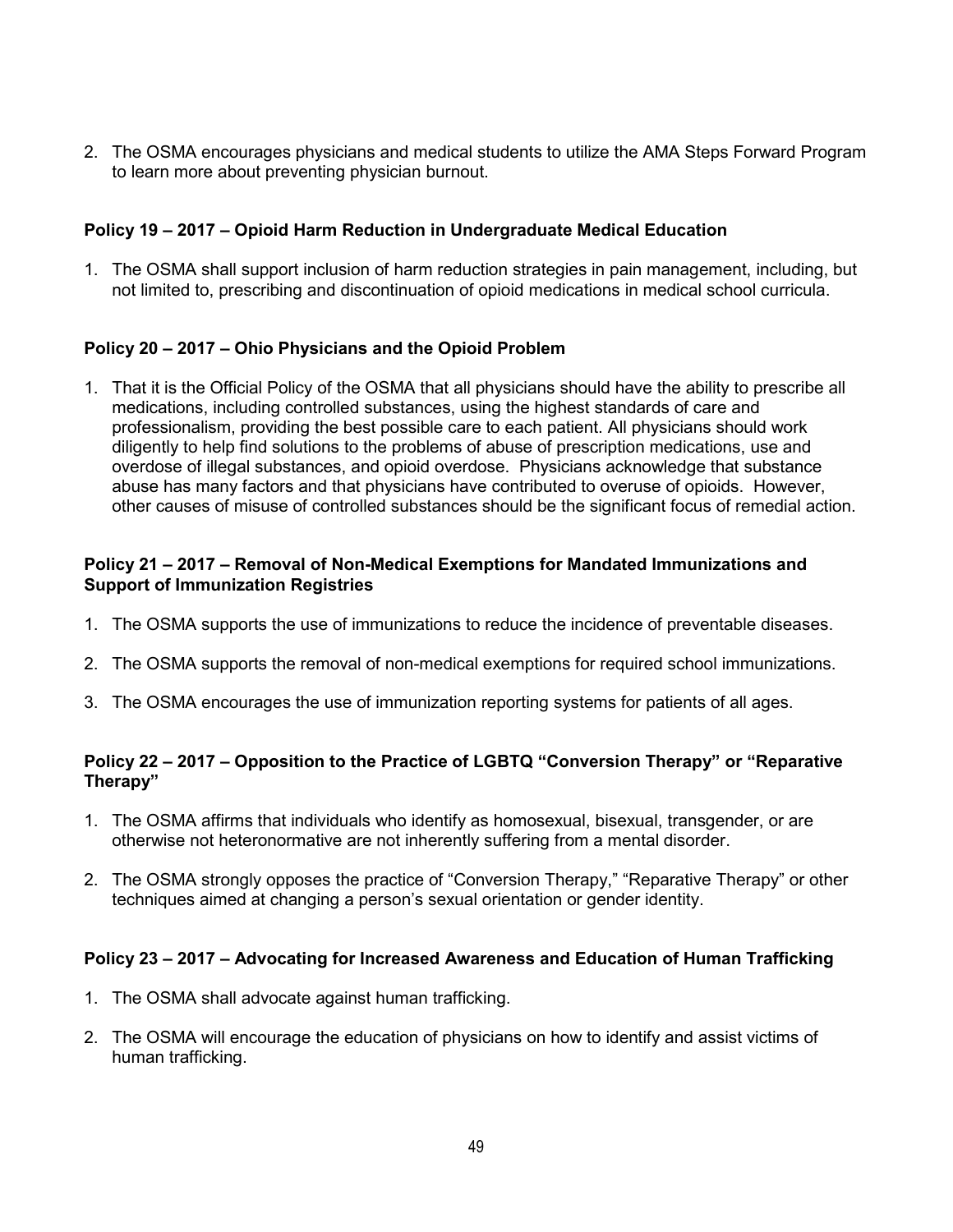2. The OSMA encourages physicians and medical students to utilize the AMA Steps Forward Program to learn more about preventing physician burnout.

**Policy 19 – 2017 – Opioid Harm Reduction in Undergraduate Medical Education**

1. The OSMA shall support inclusion of harm reduction strategies in pain management, including, but not limited to, prescribing and discontinuation of opioid medications in medical school curricula.

**Policy 20 – 2017 – Ohio Physicians and the Opioid Problem**

1. That it is the Official Policy of the OSMA that all physicians should have the ability to prescribe all medications, including controlled substances, using the highest standards of care and professionalism, providing the best possible care to each patient. All physicians should work diligently to help find solutions to the problems of abuse of prescription medications, use and overdose of illegal substances, and opioid overdose. Physicians acknowledge that substance abuse has many factors and that physicians have contributed to overuse of opioids. However, other causes of misuse of controlled substances should be the significant focus of remedial action.

**Policy 21 – 2017 – Removal of Non-Medical Exemptions for Mandated Immunizations and Support of Immunization Registries**

1. The OSMA supports the use of immunizations to reduce the incidence of preventable diseases.

2. The OSMA supports the removal of non-medical exemptions for required school immunizations.

3. The OSMA encourages the use of immunization reporting systems for patients of all ages.

**Policy 22 – 2017 – Opposition to the Practice of LGBTQ "Conversion Therapy" or "Reparative Therapy"**

1. The OSMA affirms that individuals who identify as homosexual, bisexual, transgender, or are otherwise not heteronormative are not inherently suffering from a mental disorder.

2. The OSMA strongly opposes the practice of "Conversion Therapy," "Reparative Therapy" or other techniques aimed at changing a person's sexual orientation or gender identity.

**Policy 23 – 2017 – Advocating for Increased Awareness and Education of Human Trafficking**

1. The OSMA shall advocate against human trafficking.

2. The OSMA will encourage the education of physicians on how to identify and assist victims of human trafficking.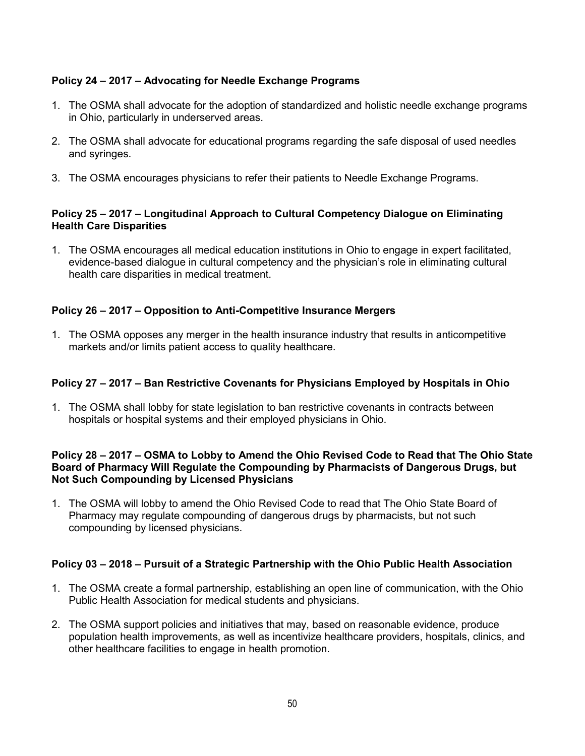**Policy 24 – 2017 – Advocating for Needle Exchange Programs**

1. The OSMA shall advocate for the adoption of standardized and holistic needle exchange programs in Ohio, particularly in underserved areas.
2. The OSMA shall advocate for educational programs regarding the safe disposal of used needles and syringes.
3. The OSMA encourages physicians to refer their patients to Needle Exchange Programs.

**Policy 25 – 2017 – Longitudinal Approach to Cultural Competency Dialogue on Eliminating Health Care Disparities**

1. The OSMA encourages all medical education institutions in Ohio to engage in expert facilitated, evidence-based dialogue in cultural competency and the physician's role in eliminating cultural health care disparities in medical treatment.

**Policy 26 – 2017 – Opposition to Anti-Competitive Insurance Mergers**

1. The OSMA opposes any merger in the health insurance industry that results in anticompetitive markets and/or limits patient access to quality healthcare.

**Policy 27 – 2017 – Ban Restrictive Covenants for Physicians Employed by Hospitals in Ohio**

1. The OSMA shall lobby for state legislation to ban restrictive covenants in contracts between hospitals or hospital systems and their employed physicians in Ohio.

**Policy 28 – 2017 – OSMA to Lobby to Amend the Ohio Revised Code to Read that The Ohio State Board of Pharmacy Will Regulate the Compounding by Pharmacists of Dangerous Drugs, but Not Such Compounding by Licensed Physicians**

1. The OSMA will lobby to amend the Ohio Revised Code to read that The Ohio State Board of Pharmacy may regulate compounding of dangerous drugs by pharmacists, but not such compounding by licensed physicians.

**Policy 03 – 2018 – Pursuit of a Strategic Partnership with the Ohio Public Health Association**

1. The OSMA create a formal partnership, establishing an open line of communication, with the Ohio Public Health Association for medical students and physicians.
2. The OSMA support policies and initiatives that may, based on reasonable evidence, produce population health improvements, as well as incentivize healthcare providers, hospitals, clinics, and other healthcare facilities to engage in health promotion.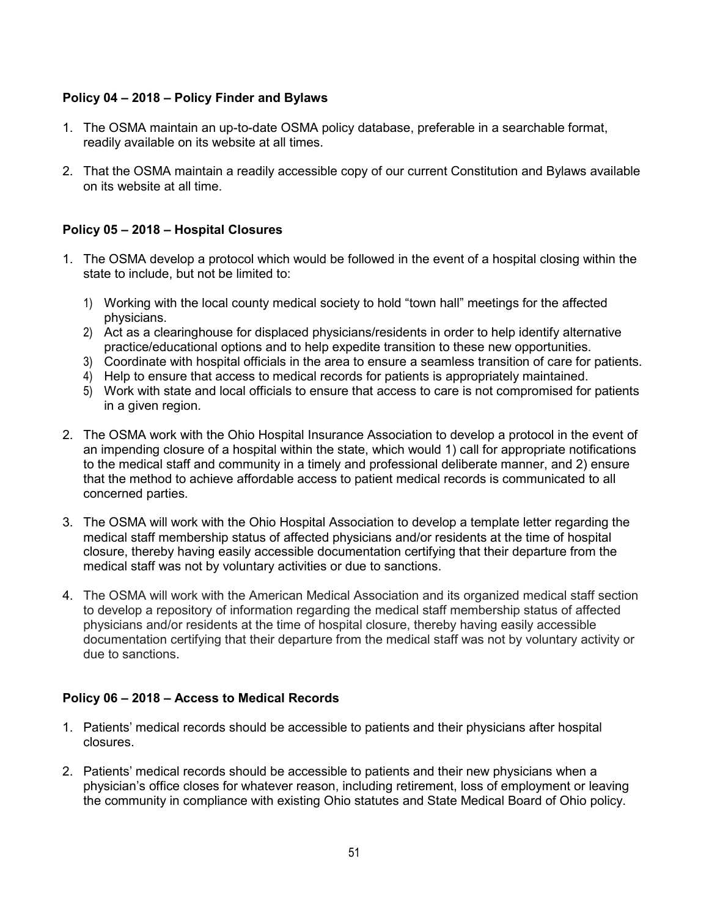**Policy 04 – 2018 – Policy Finder and Bylaws**

1. The OSMA maintain an up-to-date OSMA policy database, preferable in a searchable format, readily available on its website at all times.

2. That the OSMA maintain a readily accessible copy of our current Constitution and Bylaws available on its website at all time.

**Policy 05 – 2018 – Hospital Closures**

1. The OSMA develop a protocol which would be followed in the event of a hospital closing within the state to include, but not be limited to:

   1) Working with the local county medical society to hold "town hall" meetings for the affected physicians.
   2) Act as a clearinghouse for displaced physicians/residents in order to help identify alternative practice/educational options and to help expedite transition to these new opportunities.
   3) Coordinate with hospital officials in the area to ensure a seamless transition of care for patients.
   4) Help to ensure that access to medical records for patients is appropriately maintained.
   5) Work with state and local officials to ensure that access to care is not compromised for patients in a given region.

2. The OSMA work with the Ohio Hospital Insurance Association to develop a protocol in the event of an impending closure of a hospital within the state, which would 1) call for appropriate notifications to the medical staff and community in a timely and professional deliberate manner, and 2) ensure that the method to achieve affordable access to patient medical records is communicated to all concerned parties.

3. The OSMA will work with the Ohio Hospital Association to develop a template letter regarding the medical staff membership status of affected physicians and/or residents at the time of hospital closure, thereby having easily accessible documentation certifying that their departure from the medical staff was not by voluntary activities or due to sanctions.

4. The OSMA will work with the American Medical Association and its organized medical staff section to develop a repository of information regarding the medical staff membership status of affected physicians and/or residents at the time of hospital closure, thereby having easily accessible documentation certifying that their departure from the medical staff was not by voluntary activity or due to sanctions.

**Policy 06 – 2018 – Access to Medical Records**

1. Patients' medical records should be accessible to patients and their physicians after hospital closures.

2. Patients' medical records should be accessible to patients and their new physicians when a physician's office closes for whatever reason, including retirement, loss of employment or leaving the community in compliance with existing Ohio statutes and State Medical Board of Ohio policy.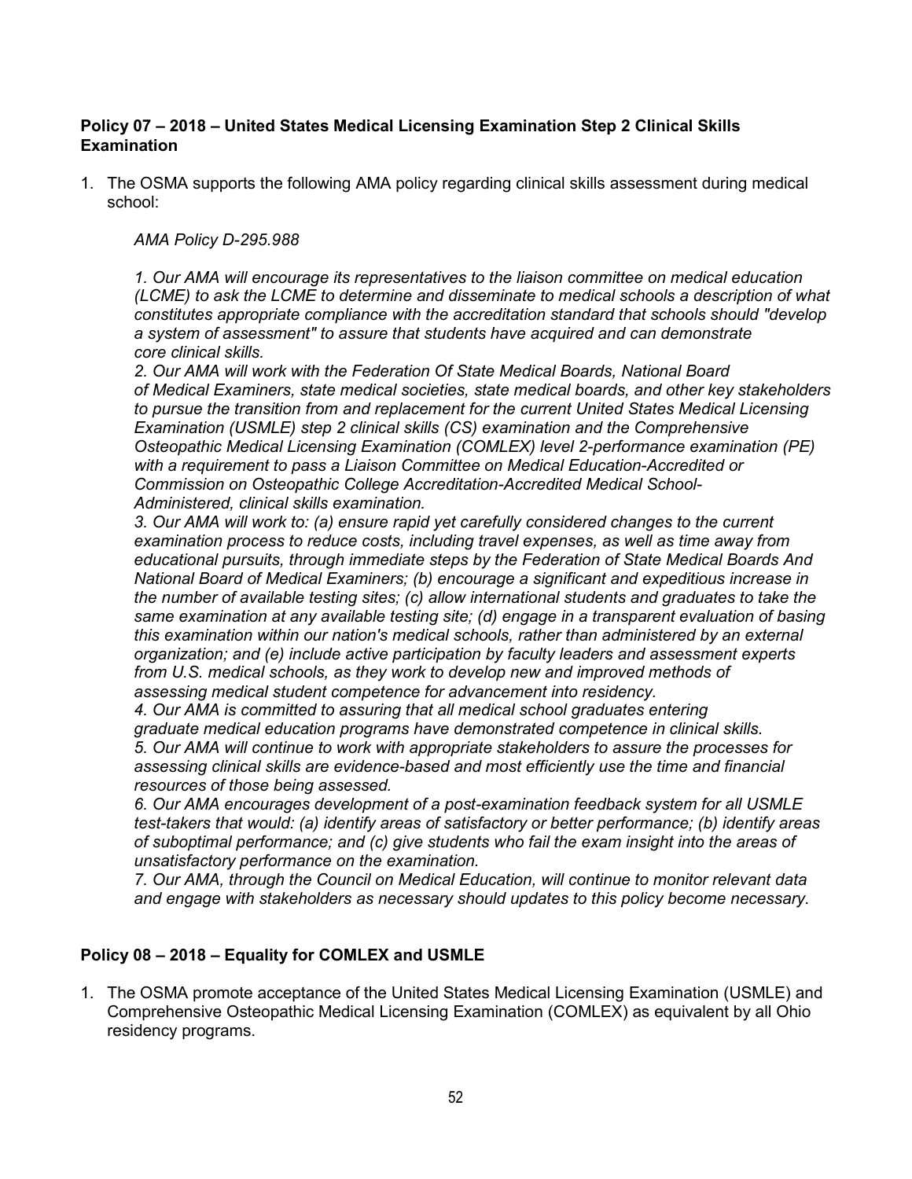**Policy 07 – 2018 – United States Medical Licensing Examination Step 2 Clinical Skills Examination**

1. The OSMA supports the following AMA policy regarding clinical skills assessment during medical school:

   *AMA Policy D-295.988*

   *1. Our AMA will encourage its representatives to the liaison committee on medical education (LCME) to ask the LCME to determine and disseminate to medical schools a description of what constitutes appropriate compliance with the accreditation standard that schools should "develop a system of assessment" to assure that students have acquired and can demonstrate core clinical skills.*
   *2. Our AMA will work with the Federation Of State Medical Boards, National Board of Medical Examiners, state medical societies, state medical boards, and other key stakeholders to pursue the transition from and replacement for the current United States Medical Licensing Examination (USMLE) step 2 clinical skills (CS) examination and the Comprehensive Osteopathic Medical Licensing Examination (COMLEX) level 2-performance examination (PE) with a requirement to pass a Liaison Committee on Medical Education-Accredited or Commission on Osteopathic College Accreditation-Accredited Medical School-Administered, clinical skills examination.*
   *3. Our AMA will work to: (a) ensure rapid yet carefully considered changes to the current examination process to reduce costs, including travel expenses, as well as time away from educational pursuits, through immediate steps by the Federation of State Medical Boards And National Board of Medical Examiners; (b) encourage a significant and expeditious increase in the number of available testing sites; (c) allow international students and graduates to take the same examination at any available testing site; (d) engage in a transparent evaluation of basing this examination within our nation's medical schools, rather than administered by an external organization; and (e) include active participation by faculty leaders and assessment experts from U.S. medical schools, as they work to develop new and improved methods of assessing medical student competence for advancement into residency.*
   *4. Our AMA is committed to assuring that all medical school graduates entering graduate medical education programs have demonstrated competence in clinical skills.*
   *5. Our AMA will continue to work with appropriate stakeholders to assure the processes for assessing clinical skills are evidence-based and most efficiently use the time and financial resources of those being assessed.*
   *6. Our AMA encourages development of a post-examination feedback system for all USMLE test-takers that would: (a) identify areas of satisfactory or better performance; (b) identify areas of suboptimal performance; and (c) give students who fail the exam insight into the areas of unsatisfactory performance on the examination.*
   *7. Our AMA, through the Council on Medical Education, will continue to monitor relevant data and engage with stakeholders as necessary should updates to this policy become necessary.*

**Policy 08 – 2018 – Equality for COMLEX and USMLE**

1. The OSMA promote acceptance of the United States Medical Licensing Examination (USMLE) and Comprehensive Osteopathic Medical Licensing Examination (COMLEX) as equivalent by all Ohio residency programs.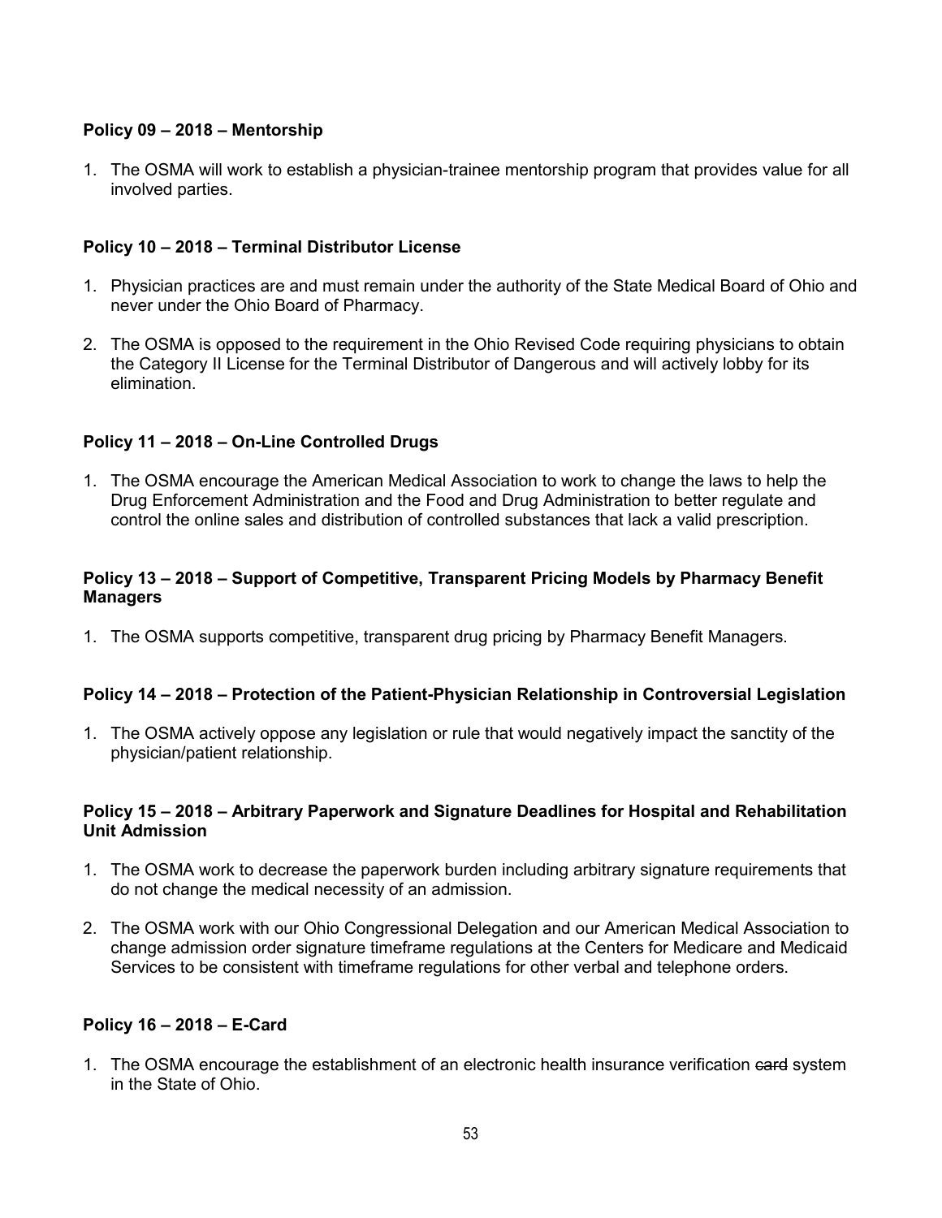**Policy 09 – 2018 – Mentorship**

1. The OSMA will work to establish a physician-trainee mentorship program that provides value for all involved parties.

**Policy 10 – 2018 – Terminal Distributor License**

1. Physician practices are and must remain under the authority of the State Medical Board of Ohio and never under the Ohio Board of Pharmacy.
2. The OSMA is opposed to the requirement in the Ohio Revised Code requiring physicians to obtain the Category II License for the Terminal Distributor of Dangerous and will actively lobby for its elimination.

**Policy 11 – 2018 – On-Line Controlled Drugs**

1. The OSMA encourage the American Medical Association to work to change the laws to help the Drug Enforcement Administration and the Food and Drug Administration to better regulate and control the online sales and distribution of controlled substances that lack a valid prescription.

**Policy 13 – 2018 – Support of Competitive, Transparent Pricing Models by Pharmacy Benefit Managers**

1. The OSMA supports competitive, transparent drug pricing by Pharmacy Benefit Managers.

**Policy 14 – 2018 – Protection of the Patient-Physician Relationship in Controversial Legislation**

1. The OSMA actively oppose any legislation or rule that would negatively impact the sanctity of the physician/patient relationship.

**Policy 15 – 2018 – Arbitrary Paperwork and Signature Deadlines for Hospital and Rehabilitation Unit Admission**

1. The OSMA work to decrease the paperwork burden including arbitrary signature requirements that do not change the medical necessity of an admission.
2. The OSMA work with our Ohio Congressional Delegation and our American Medical Association to change admission order signature timeframe regulations at the Centers for Medicare and Medicaid Services to be consistent with timeframe regulations for other verbal and telephone orders.

**Policy 16 – 2018 – E-Card**

1. The OSMA encourage the establishment of an electronic health insurance verification ~~card~~ system in the State of Ohio.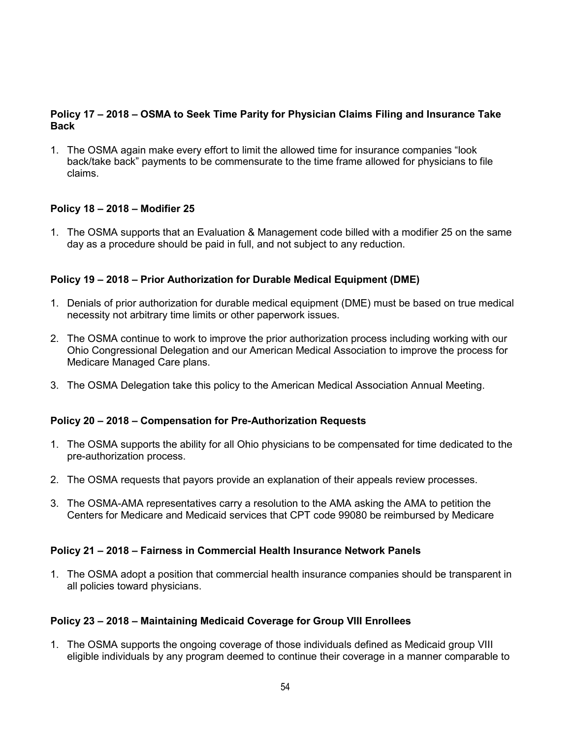**Policy 17 – 2018 – OSMA to Seek Time Parity for Physician Claims Filing and Insurance Take Back**

1. The OSMA again make every effort to limit the allowed time for insurance companies "look back/take back" payments to be commensurate to the time frame allowed for physicians to file claims.

**Policy 18 – 2018 – Modifier 25**

1. The OSMA supports that an Evaluation & Management code billed with a modifier 25 on the same day as a procedure should be paid in full, and not subject to any reduction.

**Policy 19 – 2018 – Prior Authorization for Durable Medical Equipment (DME)**

1. Denials of prior authorization for durable medical equipment (DME) must be based on true medical necessity not arbitrary time limits or other paperwork issues.
2. The OSMA continue to work to improve the prior authorization process including working with our Ohio Congressional Delegation and our American Medical Association to improve the process for Medicare Managed Care plans.
3. The OSMA Delegation take this policy to the American Medical Association Annual Meeting.

**Policy 20 – 2018 – Compensation for Pre-Authorization Requests**

1. The OSMA supports the ability for all Ohio physicians to be compensated for time dedicated to the pre-authorization process.
2. The OSMA requests that payors provide an explanation of their appeals review processes.
3. The OSMA-AMA representatives carry a resolution to the AMA asking the AMA to petition the Centers for Medicare and Medicaid services that CPT code 99080 be reimbursed by Medicare

**Policy 21 – 2018 – Fairness in Commercial Health Insurance Network Panels**

1. The OSMA adopt a position that commercial health insurance companies should be transparent in all policies toward physicians.

**Policy 23 – 2018 – Maintaining Medicaid Coverage for Group VIII Enrollees**

1. The OSMA supports the ongoing coverage of those individuals defined as Medicaid group VIII eligible individuals by any program deemed to continue their coverage in a manner comparable to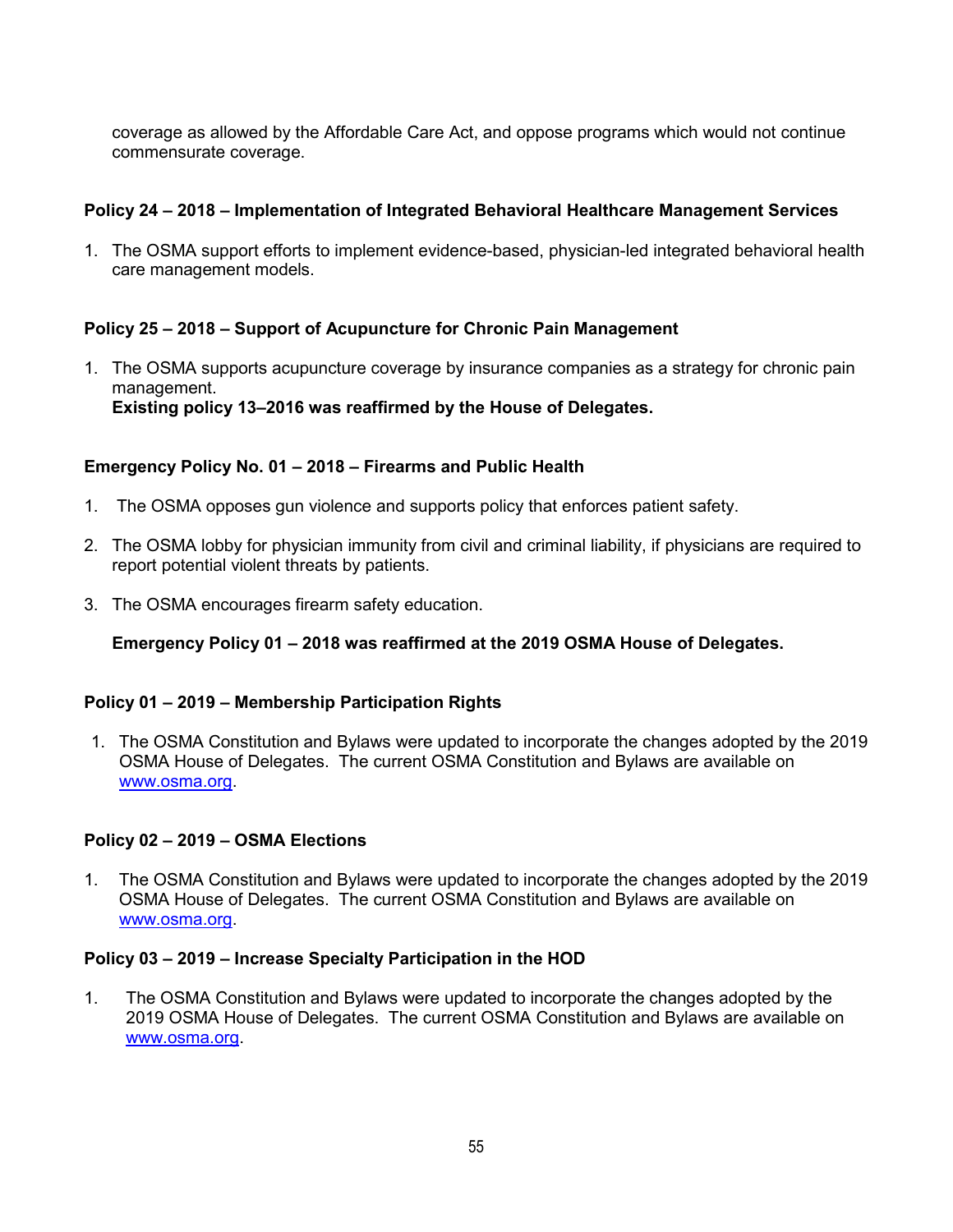coverage as allowed by the Affordable Care Act, and oppose programs which would not continue commensurate coverage.

### Policy 24 – 2018 – Implementation of Integrated Behavioral Healthcare Management Services

1. The OSMA support efforts to implement evidence-based, physician-led integrated behavioral health care management models.

### Policy 25 – 2018 – Support of Acupuncture for Chronic Pain Management

1. The OSMA supports acupuncture coverage by insurance companies as a strategy for chronic pain management.
   **Existing policy 13–2016 was reaffirmed by the House of Delegates.**

### Emergency Policy No. 01 – 2018 – Firearms and Public Health

1. The OSMA opposes gun violence and supports policy that enforces patient safety.

2. The OSMA lobby for physician immunity from civil and criminal liability, if physicians are required to report potential violent threats by patients.

3. The OSMA encourages firearm safety education.

**Emergency Policy 01 – 2018 was reaffirmed at the 2019 OSMA House of Delegates.**

### Policy 01 – 2019 – Membership Participation Rights

1. The OSMA Constitution and Bylaws were updated to incorporate the changes adopted by the 2019 OSMA House of Delegates. The current OSMA Constitution and Bylaws are available on [www.osma.org](www.osma.org).

### Policy 02 – 2019 – OSMA Elections

1. The OSMA Constitution and Bylaws were updated to incorporate the changes adopted by the 2019 OSMA House of Delegates. The current OSMA Constitution and Bylaws are available on [www.osma.org](www.osma.org).

### Policy 03 – 2019 – Increase Specialty Participation in the HOD

1. The OSMA Constitution and Bylaws were updated to incorporate the changes adopted by the 2019 OSMA House of Delegates. The current OSMA Constitution and Bylaws are available on [www.osma.org](www.osma.org).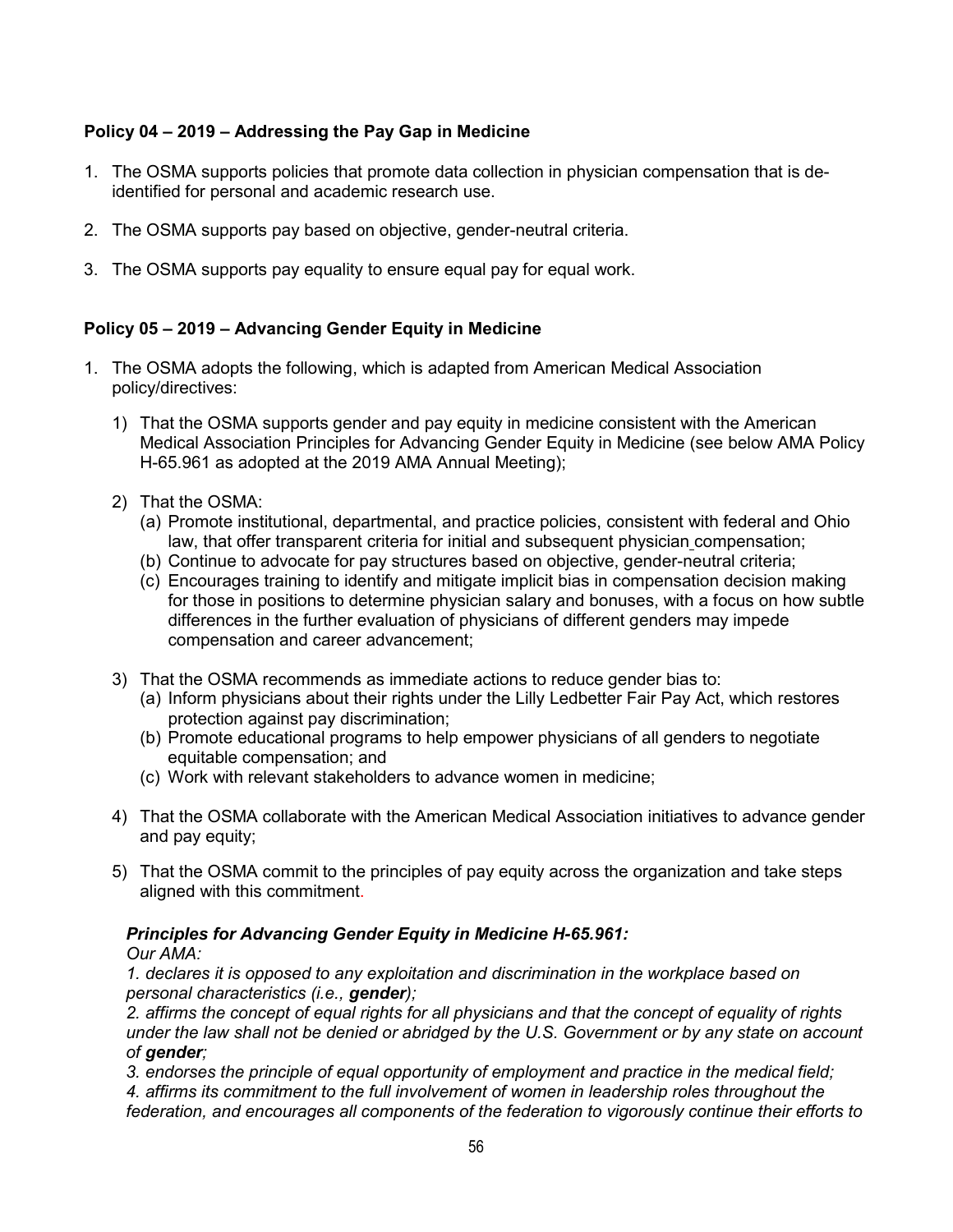**Policy 04 – 2019 – Addressing the Pay Gap in Medicine**

1. The OSMA supports policies that promote data collection in physician compensation that is de-identified for personal and academic research use.

2. The OSMA supports pay based on objective, gender-neutral criteria.

3. The OSMA supports pay equality to ensure equal pay for equal work.

**Policy 05 – 2019 – Advancing Gender Equity in Medicine**

1. The OSMA adopts the following, which is adapted from American Medical Association policy/directives:

   1) That the OSMA supports gender and pay equity in medicine consistent with the American Medical Association Principles for Advancing Gender Equity in Medicine (see below AMA Policy H-65.961 as adopted at the 2019 AMA Annual Meeting);

   2) That the OSMA:
      (a) Promote institutional, departmental, and practice policies, consistent with federal and Ohio law, that offer transparent criteria for initial and subsequent physician compensation;
      (b) Continue to advocate for pay structures based on objective, gender-neutral criteria;
      (c) Encourages training to identify and mitigate implicit bias in compensation decision making for those in positions to determine physician salary and bonuses, with a focus on how subtle differences in the further evaluation of physicians of different genders may impede compensation and career advancement;

   3) That the OSMA recommends as immediate actions to reduce gender bias to:
      (a) Inform physicians about their rights under the Lilly Ledbetter Fair Pay Act, which restores protection against pay discrimination;
      (b) Promote educational programs to help empower physicians of all genders to negotiate equitable compensation; and
      (c) Work with relevant stakeholders to advance women in medicine;

   4) That the OSMA collaborate with the American Medical Association initiatives to advance gender and pay equity;

   5) That the OSMA commit to the principles of pay equity across the organization and take steps aligned with this commitment.

   ***Principles for Advancing Gender Equity in Medicine H-65.961:***
   *Our AMA:*
   *1. declares it is opposed to any exploitation and discrimination in the workplace based on personal characteristics (i.e.,* ***gender****);*
   *2. affirms the concept of equal rights for all physicians and that the concept of equality of rights under the law shall not be denied or abridged by the U.S. Government or by any state on account of* ***gender****;*
   *3. endorses the principle of equal opportunity of employment and practice in the medical field;*
   *4. affirms its commitment to the full involvement of women in leadership roles throughout the federation, and encourages all components of the federation to vigorously continue their efforts to*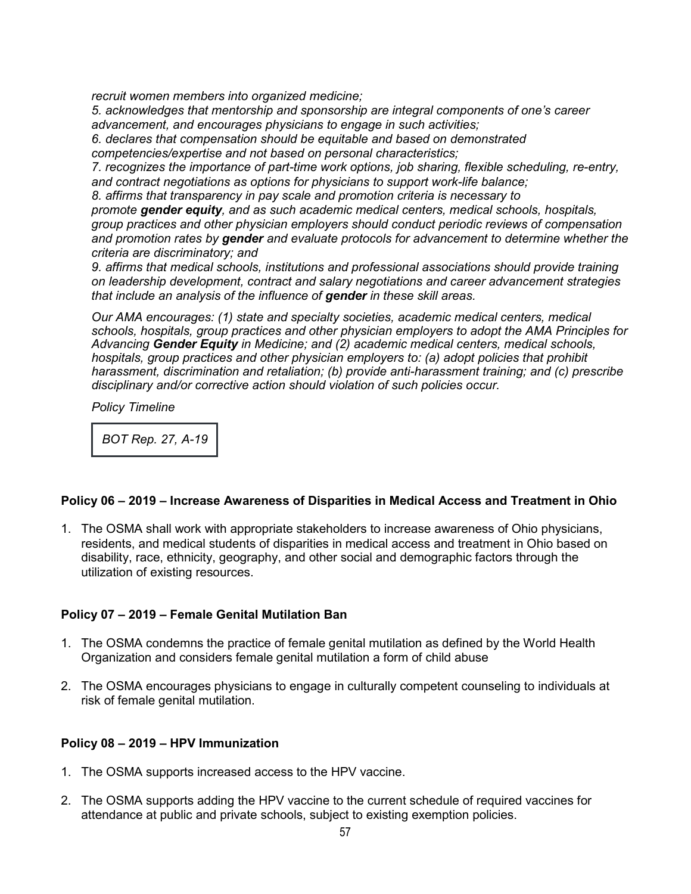*recruit women members into organized medicine;*

*5. acknowledges that mentorship and sponsorship are integral components of one's career advancement, and encourages physicians to engage in such activities;*

*6. declares that compensation should be equitable and based on demonstrated competencies/expertise and not based on personal characteristics;*

*7. recognizes the importance of part-time work options, job sharing, flexible scheduling, re-entry, and contract negotiations as options for physicians to support work-life balance;*

*8. affirms that transparency in pay scale and promotion criteria is necessary to promote **gender equity**, and as such academic medical centers, medical schools, hospitals, group practices and other physician employers should conduct periodic reviews of compensation and promotion rates by **gender** and evaluate protocols for advancement to determine whether the criteria are discriminatory; and*

*9. affirms that medical schools, institutions and professional associations should provide training on leadership development, contract and salary negotiations and career advancement strategies that include an analysis of the influence of **gender** in these skill areas.*

*Our AMA encourages: (1) state and specialty societies, academic medical centers, medical schools, hospitals, group practices and other physician employers to adopt the AMA Principles for Advancing **Gender Equity** in Medicine; and (2) academic medical centers, medical schools, hospitals, group practices and other physician employers to: (a) adopt policies that prohibit harassment, discrimination and retaliation; (b) provide anti-harassment training; and (c) prescribe disciplinary and/or corrective action should violation of such policies occur.*

*Policy Timeline*

| *BOT Rep. 27, A-19* |
|---|

**Policy 06 – 2019 – Increase Awareness of Disparities in Medical Access and Treatment in Ohio**

1. The OSMA shall work with appropriate stakeholders to increase awareness of Ohio physicians, residents, and medical students of disparities in medical access and treatment in Ohio based on disability, race, ethnicity, geography, and other social and demographic factors through the utilization of existing resources.

**Policy 07 – 2019 – Female Genital Mutilation Ban**

1. The OSMA condemns the practice of female genital mutilation as defined by the World Health Organization and considers female genital mutilation a form of child abuse

2. The OSMA encourages physicians to engage in culturally competent counseling to individuals at risk of female genital mutilation.

**Policy 08 – 2019 – HPV Immunization**

1. The OSMA supports increased access to the HPV vaccine.

2. The OSMA supports adding the HPV vaccine to the current schedule of required vaccines for attendance at public and private schools, subject to existing exemption policies.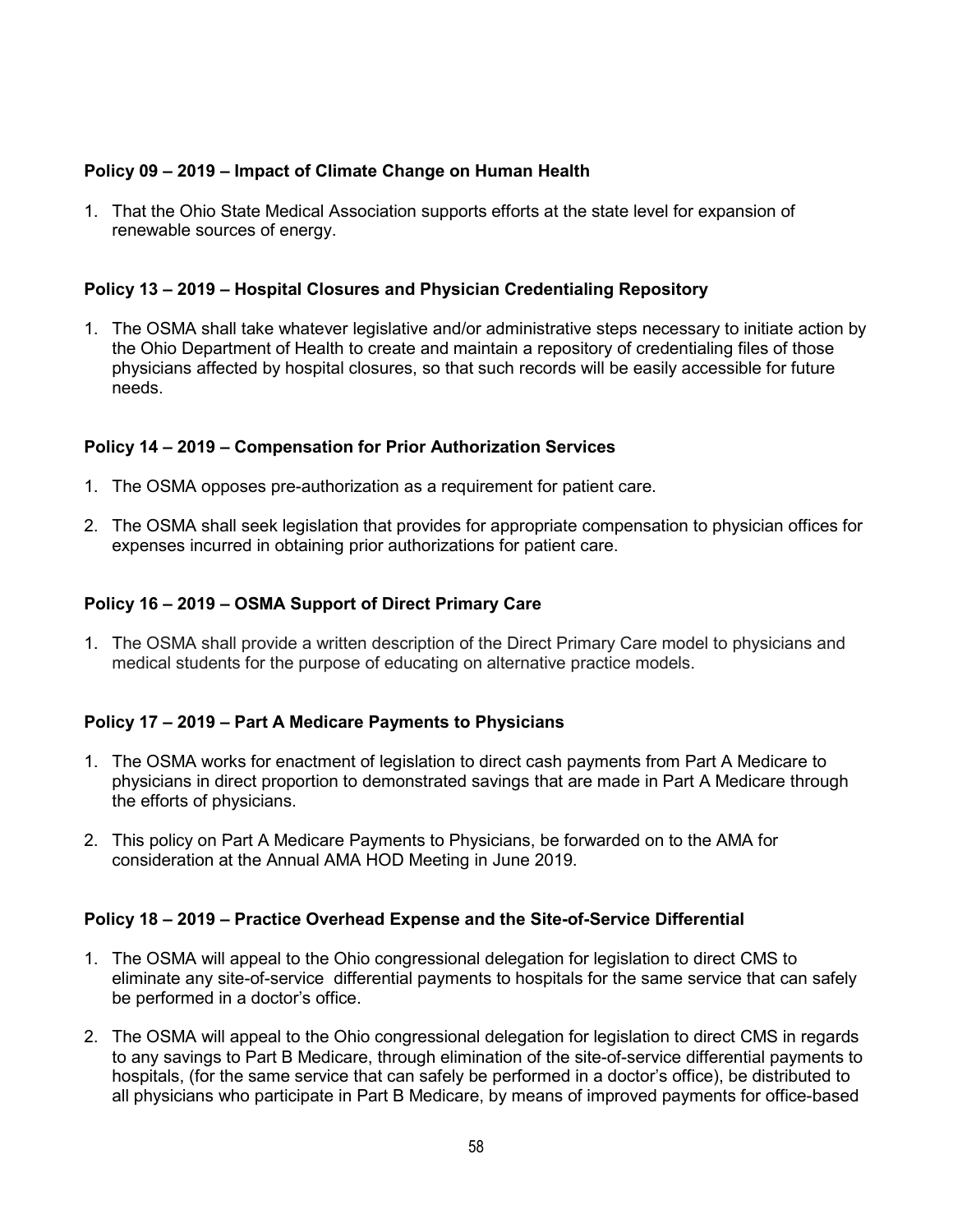**Policy 09 – 2019 – Impact of Climate Change on Human Health**

1. That the Ohio State Medical Association supports efforts at the state level for expansion of renewable sources of energy.

**Policy 13 – 2019 – Hospital Closures and Physician Credentialing Repository**

1. The OSMA shall take whatever legislative and/or administrative steps necessary to initiate action by the Ohio Department of Health to create and maintain a repository of credentialing files of those physicians affected by hospital closures, so that such records will be easily accessible for future needs.

**Policy 14 – 2019 – Compensation for Prior Authorization Services**

1. The OSMA opposes pre-authorization as a requirement for patient care.

2. The OSMA shall seek legislation that provides for appropriate compensation to physician offices for expenses incurred in obtaining prior authorizations for patient care.

**Policy 16 – 2019 – OSMA Support of Direct Primary Care**

1. The OSMA shall provide a written description of the Direct Primary Care model to physicians and medical students for the purpose of educating on alternative practice models.

**Policy 17 – 2019 – Part A Medicare Payments to Physicians**

1. The OSMA works for enactment of legislation to direct cash payments from Part A Medicare to physicians in direct proportion to demonstrated savings that are made in Part A Medicare through the efforts of physicians.

2. This policy on Part A Medicare Payments to Physicians, be forwarded on to the AMA for consideration at the Annual AMA HOD Meeting in June 2019.

**Policy 18 – 2019 – Practice Overhead Expense and the Site-of-Service Differential**

1. The OSMA will appeal to the Ohio congressional delegation for legislation to direct CMS to eliminate any site-of-service differential payments to hospitals for the same service that can safely be performed in a doctor's office.

2. The OSMA will appeal to the Ohio congressional delegation for legislation to direct CMS in regards to any savings to Part B Medicare, through elimination of the site-of-service differential payments to hospitals, (for the same service that can safely be performed in a doctor's office), be distributed to all physicians who participate in Part B Medicare, by means of improved payments for office-based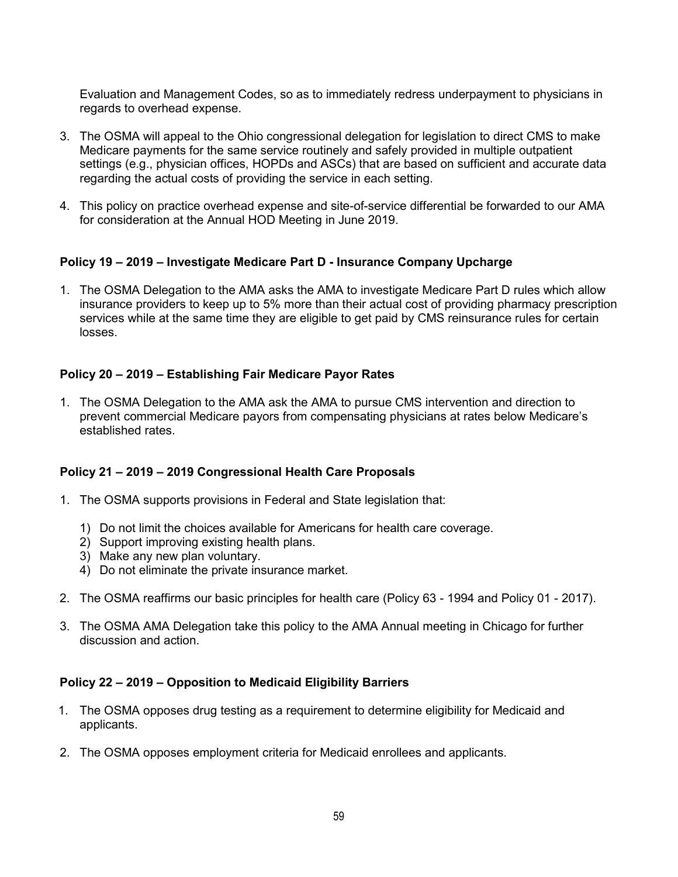Evaluation and Management Codes, so as to immediately redress underpayment to physicians in regards to overhead expense.

3. The OSMA will appeal to the Ohio congressional delegation for legislation to direct CMS to make Medicare payments for the same service routinely and safely provided in multiple outpatient settings (e.g., physician offices, HOPDs and ASCs) that are based on sufficient and accurate data regarding the actual costs of providing the service in each setting.
4. This policy on practice overhead expense and site-of-service differential be forwarded to our AMA for consideration at the Annual HOD Meeting in June 2019.

**Policy 19 – 2019 – Investigate Medicare Part D - Insurance Company Upcharge**

1. The OSMA Delegation to the AMA asks the AMA to investigate Medicare Part D rules which allow insurance providers to keep up to 5% more than their actual cost of providing pharmacy prescription services while at the same time they are eligible to get paid by CMS reinsurance rules for certain losses.

**Policy 20 – 2019 – Establishing Fair Medicare Payor Rates**

1. The OSMA Delegation to the AMA ask the AMA to pursue CMS intervention and direction to prevent commercial Medicare payors from compensating physicians at rates below Medicare's established rates.

**Policy 21 – 2019 – 2019 Congressional Health Care Proposals**

1. The OSMA supports provisions in Federal and State legislation that:
   1) Do not limit the choices available for Americans for health care coverage.
   2) Support improving existing health plans.
   3) Make any new plan voluntary.
   4) Do not eliminate the private insurance market.
2. The OSMA reaffirms our basic principles for health care (Policy 63 - 1994 and Policy 01 - 2017).
3. The OSMA AMA Delegation take this policy to the AMA Annual meeting in Chicago for further discussion and action.

**Policy 22 – 2019 – Opposition to Medicaid Eligibility Barriers**

1. The OSMA opposes drug testing as a requirement to determine eligibility for Medicaid and applicants.
2. The OSMA opposes employment criteria for Medicaid enrollees and applicants.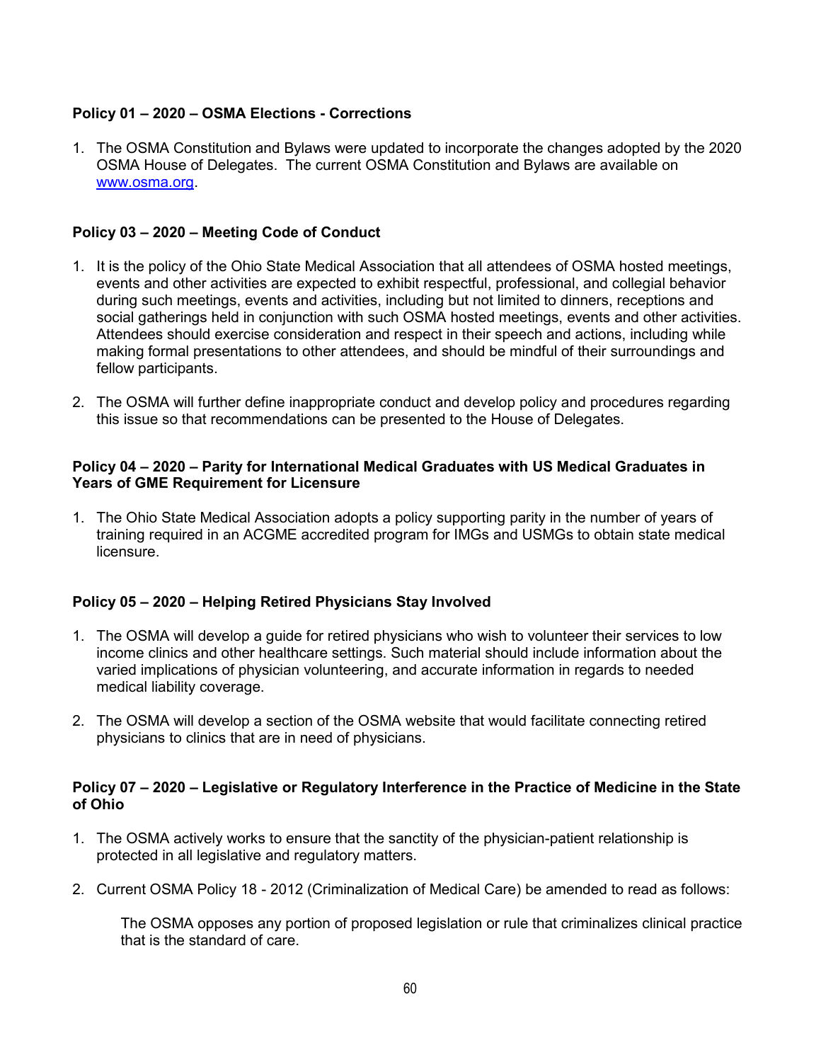**Policy 01 – 2020 – OSMA Elections - Corrections**

1. The OSMA Constitution and Bylaws were updated to incorporate the changes adopted by the 2020 OSMA House of Delegates. The current OSMA Constitution and Bylaws are available on www.osma.org.

**Policy 03 – 2020 – Meeting Code of Conduct**

1. It is the policy of the Ohio State Medical Association that all attendees of OSMA hosted meetings, events and other activities are expected to exhibit respectful, professional, and collegial behavior during such meetings, events and activities, including but not limited to dinners, receptions and social gatherings held in conjunction with such OSMA hosted meetings, events and other activities. Attendees should exercise consideration and respect in their speech and actions, including while making formal presentations to other attendees, and should be mindful of their surroundings and fellow participants.

2. The OSMA will further define inappropriate conduct and develop policy and procedures regarding this issue so that recommendations can be presented to the House of Delegates.

**Policy 04 – 2020 – Parity for International Medical Graduates with US Medical Graduates in Years of GME Requirement for Licensure**

1. The Ohio State Medical Association adopts a policy supporting parity in the number of years of training required in an ACGME accredited program for IMGs and USMGs to obtain state medical licensure.

**Policy 05 – 2020 – Helping Retired Physicians Stay Involved**

1. The OSMA will develop a guide for retired physicians who wish to volunteer their services to low income clinics and other healthcare settings. Such material should include information about the varied implications of physician volunteering, and accurate information in regards to needed medical liability coverage.

2. The OSMA will develop a section of the OSMA website that would facilitate connecting retired physicians to clinics that are in need of physicians.

**Policy 07 – 2020 – Legislative or Regulatory Interference in the Practice of Medicine in the State of Ohio**

1. The OSMA actively works to ensure that the sanctity of the physician-patient relationship is protected in all legislative and regulatory matters.

2. Current OSMA Policy 18 - 2012 (Criminalization of Medical Care) be amended to read as follows:

   The OSMA opposes any portion of proposed legislation or rule that criminalizes clinical practice that is the standard of care.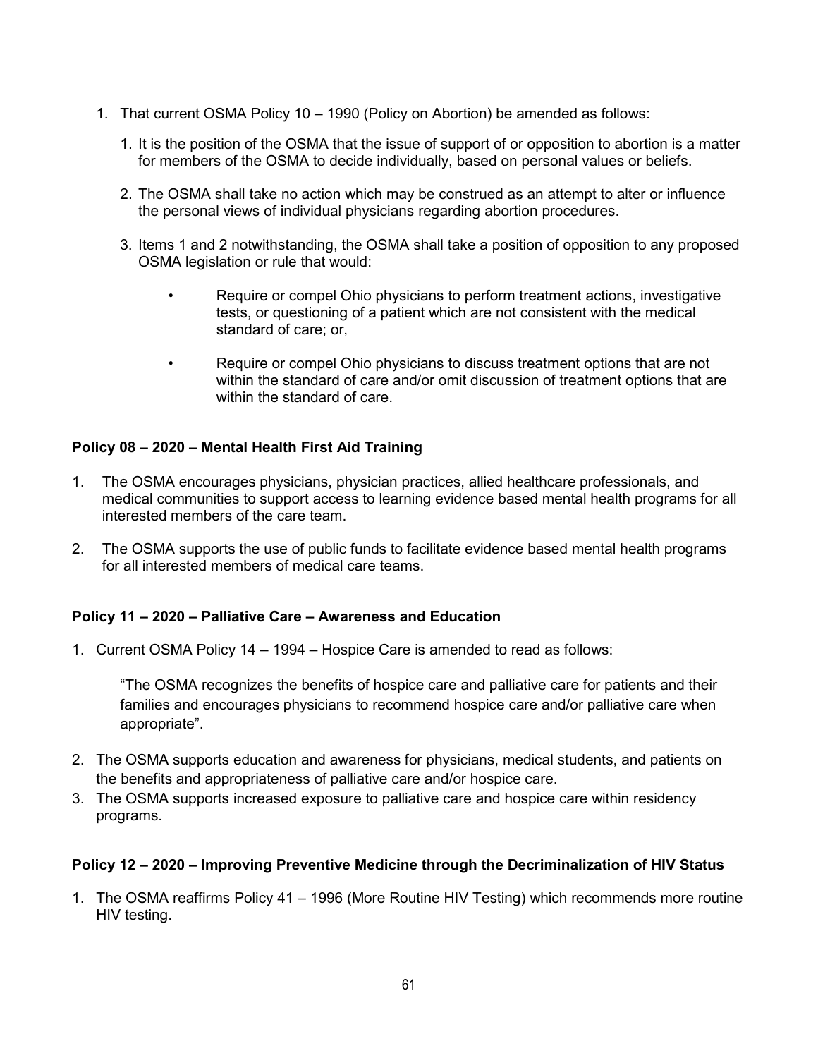1. That current OSMA Policy 10 – 1990 (Policy on Abortion) be amended as follows:

    1. It is the position of the OSMA that the issue of support of or opposition to abortion is a matter for members of the OSMA to decide individually, based on personal values or beliefs.

    2. The OSMA shall take no action which may be construed as an attempt to alter or influence the personal views of individual physicians regarding abortion procedures.

    3. Items 1 and 2 notwithstanding, the OSMA shall take a position of opposition to any proposed OSMA legislation or rule that would:

        - Require or compel Ohio physicians to perform treatment actions, investigative tests, or questioning of a patient which are not consistent with the medical standard of care; or,

        - Require or compel Ohio physicians to discuss treatment options that are not within the standard of care and/or omit discussion of treatment options that are within the standard of care.

**Policy 08 – 2020 – Mental Health First Aid Training**

1. The OSMA encourages physicians, physician practices, allied healthcare professionals, and medical communities to support access to learning evidence based mental health programs for all interested members of the care team.

2. The OSMA supports the use of public funds to facilitate evidence based mental health programs for all interested members of medical care teams.

**Policy 11 – 2020 – Palliative Care – Awareness and Education**

1. Current OSMA Policy 14 – 1994 – Hospice Care is amended to read as follows:

    "The OSMA recognizes the benefits of hospice care and palliative care for patients and their families and encourages physicians to recommend hospice care and/or palliative care when appropriate".

2. The OSMA supports education and awareness for physicians, medical students, and patients on the benefits and appropriateness of palliative care and/or hospice care.
3. The OSMA supports increased exposure to palliative care and hospice care within residency programs.

**Policy 12 – 2020 – Improving Preventive Medicine through the Decriminalization of HIV Status**

1. The OSMA reaffirms Policy 41 – 1996 (More Routine HIV Testing) which recommends more routine HIV testing.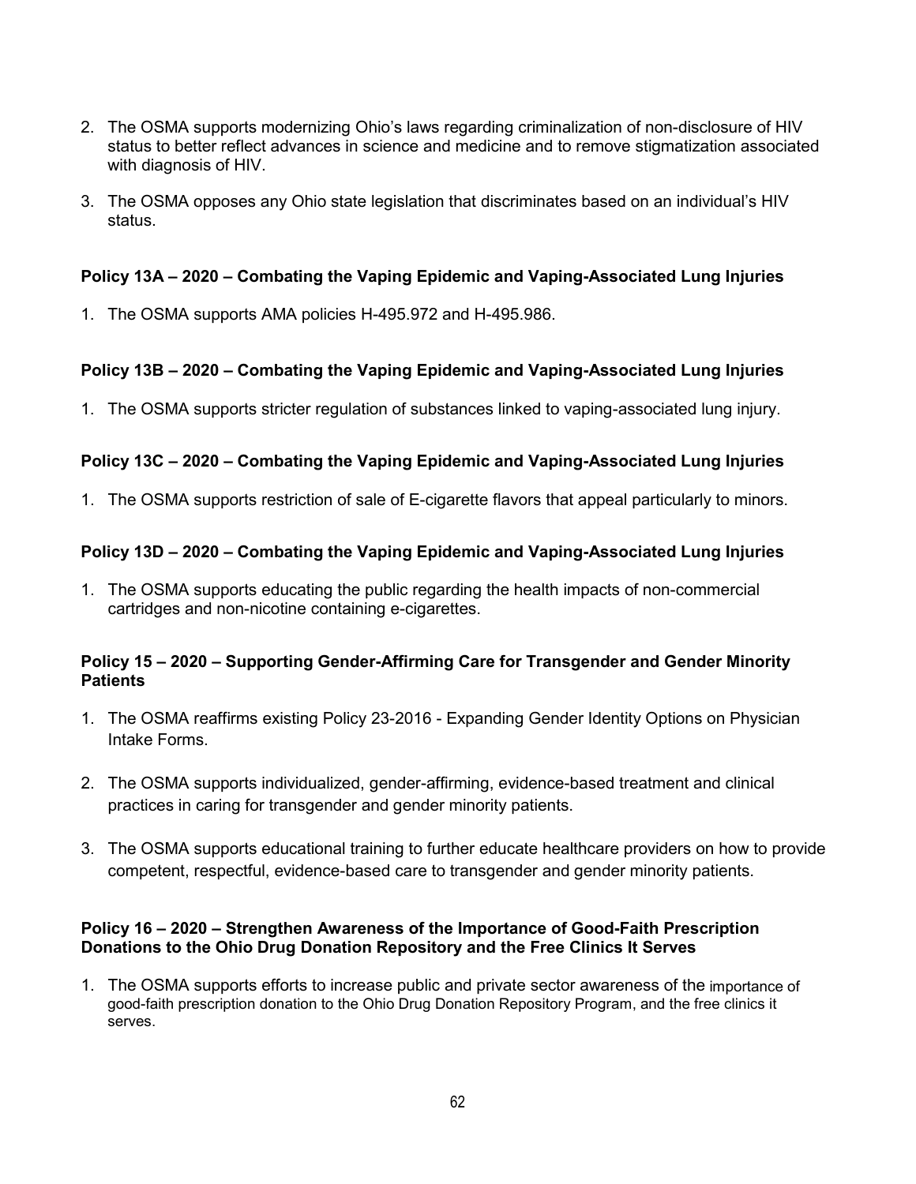2. The OSMA supports modernizing Ohio's laws regarding criminalization of non-disclosure of HIV status to better reflect advances in science and medicine and to remove stigmatization associated with diagnosis of HIV.

3. The OSMA opposes any Ohio state legislation that discriminates based on an individual's HIV status.

**Policy 13A – 2020 – Combating the Vaping Epidemic and Vaping-Associated Lung Injuries**

1. The OSMA supports AMA policies H-495.972 and H-495.986.

**Policy 13B – 2020 – Combating the Vaping Epidemic and Vaping-Associated Lung Injuries**

1. The OSMA supports stricter regulation of substances linked to vaping-associated lung injury.

**Policy 13C – 2020 – Combating the Vaping Epidemic and Vaping-Associated Lung Injuries**

1. The OSMA supports restriction of sale of E-cigarette flavors that appeal particularly to minors.

**Policy 13D – 2020 – Combating the Vaping Epidemic and Vaping-Associated Lung Injuries**

1. The OSMA supports educating the public regarding the health impacts of non-commercial cartridges and non-nicotine containing e-cigarettes.

**Policy 15 – 2020 – Supporting Gender-Affirming Care for Transgender and Gender Minority Patients**

1. The OSMA reaffirms existing Policy 23-2016 - Expanding Gender Identity Options on Physician Intake Forms.

2. The OSMA supports individualized, gender-affirming, evidence-based treatment and clinical practices in caring for transgender and gender minority patients.

3. The OSMA supports educational training to further educate healthcare providers on how to provide competent, respectful, evidence-based care to transgender and gender minority patients.

**Policy 16 – 2020 – Strengthen Awareness of the Importance of Good-Faith Prescription Donations to the Ohio Drug Donation Repository and the Free Clinics It Serves**

1. The OSMA supports efforts to increase public and private sector awareness of the importance of good-faith prescription donation to the Ohio Drug Donation Repository Program, and the free clinics it serves.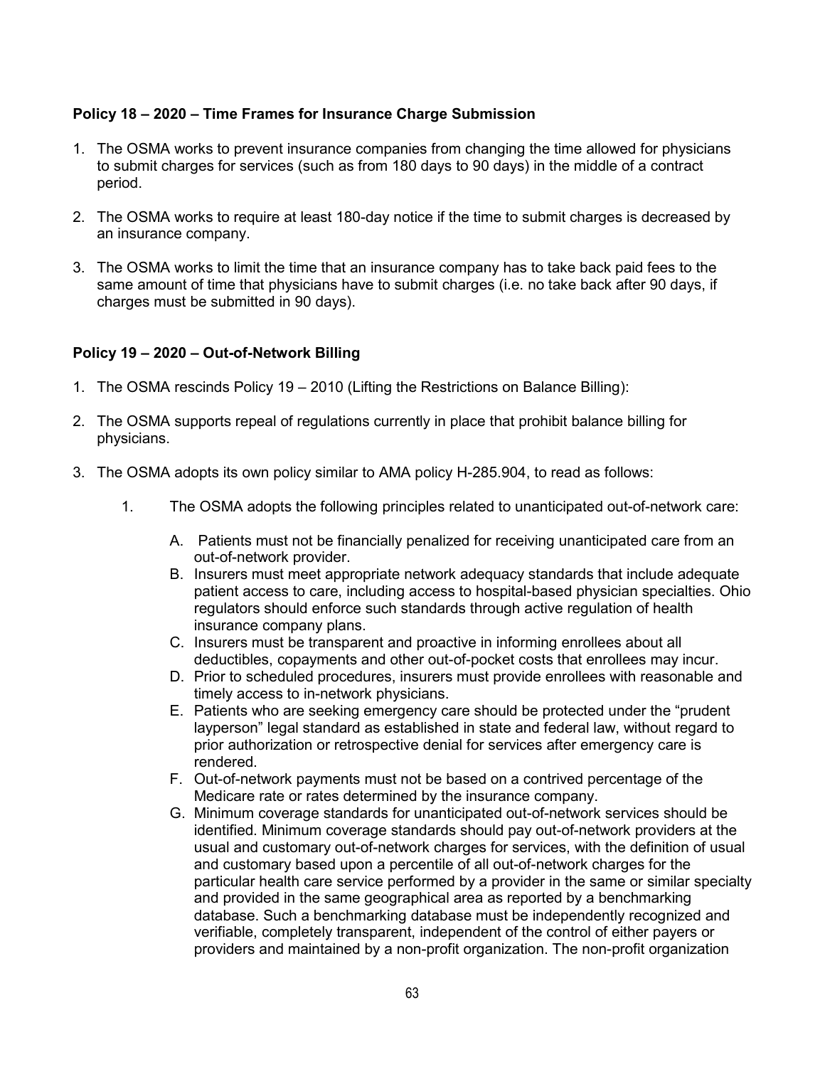**Policy 18 – 2020 – Time Frames for Insurance Charge Submission**

1. The OSMA works to prevent insurance companies from changing the time allowed for physicians to submit charges for services (such as from 180 days to 90 days) in the middle of a contract period.

2. The OSMA works to require at least 180-day notice if the time to submit charges is decreased by an insurance company.

3. The OSMA works to limit the time that an insurance company has to take back paid fees to the same amount of time that physicians have to submit charges (i.e. no take back after 90 days, if charges must be submitted in 90 days).

**Policy 19 – 2020 – Out-of-Network Billing**

1. The OSMA rescinds Policy 19 – 2010 (Lifting the Restrictions on Balance Billing):

2. The OSMA supports repeal of regulations currently in place that prohibit balance billing for physicians.

3. The OSMA adopts its own policy similar to AMA policy H-285.904, to read as follows:

   1. The OSMA adopts the following principles related to unanticipated out-of-network care:

      A. Patients must not be financially penalized for receiving unanticipated care from an out-of-network provider.
      B. Insurers must meet appropriate network adequacy standards that include adequate patient access to care, including access to hospital-based physician specialties. Ohio regulators should enforce such standards through active regulation of health insurance company plans.
      C. Insurers must be transparent and proactive in informing enrollees about all deductibles, copayments and other out-of-pocket costs that enrollees may incur.
      D. Prior to scheduled procedures, insurers must provide enrollees with reasonable and timely access to in-network physicians.
      E. Patients who are seeking emergency care should be protected under the "prudent layperson" legal standard as established in state and federal law, without regard to prior authorization or retrospective denial for services after emergency care is rendered.
      F. Out-of-network payments must not be based on a contrived percentage of the Medicare rate or rates determined by the insurance company.
      G. Minimum coverage standards for unanticipated out-of-network services should be identified. Minimum coverage standards should pay out-of-network providers at the usual and customary out-of-network charges for services, with the definition of usual and customary based upon a percentile of all out-of-network charges for the particular health care service performed by a provider in the same or similar specialty and provided in the same geographical area as reported by a benchmarking database. Such a benchmarking database must be independently recognized and verifiable, completely transparent, independent of the control of either payers or providers and maintained by a non-profit organization. The non-profit organization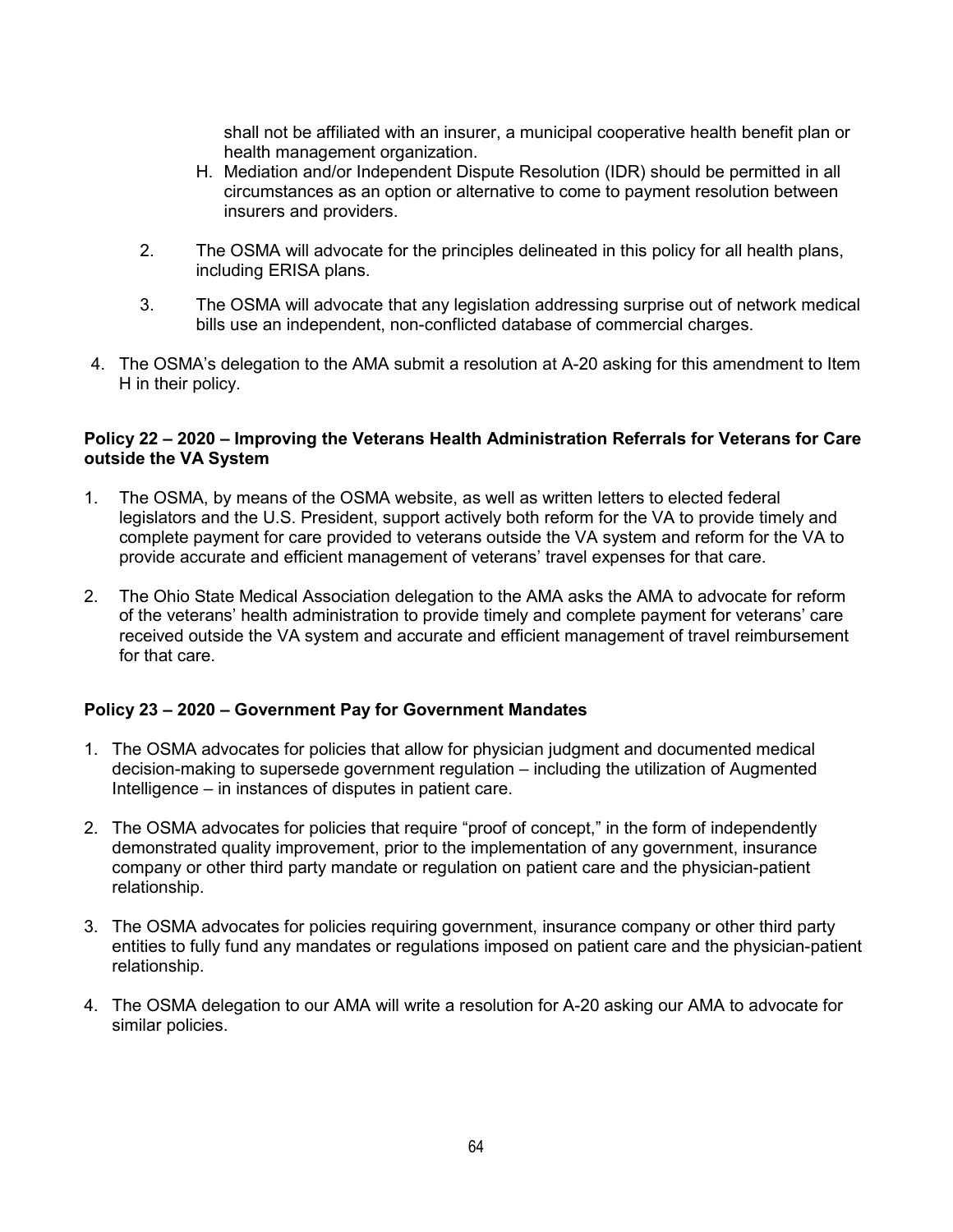shall not be affiliated with an insurer, a municipal cooperative health benefit plan or health management organization.

H. Mediation and/or Independent Dispute Resolution (IDR) should be permitted in all circumstances as an option or alternative to come to payment resolution between insurers and providers.

2. The OSMA will advocate for the principles delineated in this policy for all health plans, including ERISA plans.

3. The OSMA will advocate that any legislation addressing surprise out of network medical bills use an independent, non-conflicted database of commercial charges.

4. The OSMA's delegation to the AMA submit a resolution at A-20 asking for this amendment to Item H in their policy.

**Policy 22 – 2020 – Improving the Veterans Health Administration Referrals for Veterans for Care outside the VA System**

1. The OSMA, by means of the OSMA website, as well as written letters to elected federal legislators and the U.S. President, support actively both reform for the VA to provide timely and complete payment for care provided to veterans outside the VA system and reform for the VA to provide accurate and efficient management of veterans' travel expenses for that care.

2. The Ohio State Medical Association delegation to the AMA asks the AMA to advocate for reform of the veterans' health administration to provide timely and complete payment for veterans' care received outside the VA system and accurate and efficient management of travel reimbursement for that care.

**Policy 23 – 2020 – Government Pay for Government Mandates**

1. The OSMA advocates for policies that allow for physician judgment and documented medical decision-making to supersede government regulation – including the utilization of Augmented Intelligence – in instances of disputes in patient care.

2. The OSMA advocates for policies that require "proof of concept," in the form of independently demonstrated quality improvement, prior to the implementation of any government, insurance company or other third party mandate or regulation on patient care and the physician-patient relationship.

3. The OSMA advocates for policies requiring government, insurance company or other third party entities to fully fund any mandates or regulations imposed on patient care and the physician-patient relationship.

4. The OSMA delegation to our AMA will write a resolution for A-20 asking our AMA to advocate for similar policies.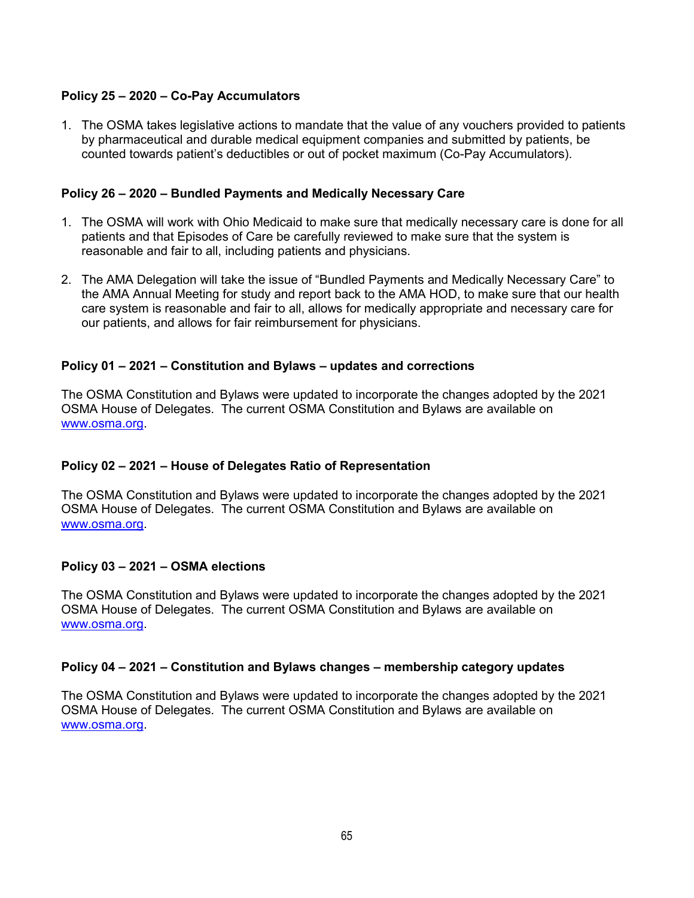**Policy 25 – 2020 – Co-Pay Accumulators**

1. The OSMA takes legislative actions to mandate that the value of any vouchers provided to patients by pharmaceutical and durable medical equipment companies and submitted by patients, be counted towards patient's deductibles or out of pocket maximum (Co-Pay Accumulators).

**Policy 26 – 2020 – Bundled Payments and Medically Necessary Care**

1. The OSMA will work with Ohio Medicaid to make sure that medically necessary care is done for all patients and that Episodes of Care be carefully reviewed to make sure that the system is reasonable and fair to all, including patients and physicians.

2. The AMA Delegation will take the issue of "Bundled Payments and Medically Necessary Care" to the AMA Annual Meeting for study and report back to the AMA HOD, to make sure that our health care system is reasonable and fair to all, allows for medically appropriate and necessary care for our patients, and allows for fair reimbursement for physicians.

**Policy 01 – 2021 – Constitution and Bylaws – updates and corrections**

The OSMA Constitution and Bylaws were updated to incorporate the changes adopted by the 2021 OSMA House of Delegates. The current OSMA Constitution and Bylaws are available on www.osma.org.

**Policy 02 – 2021 – House of Delegates Ratio of Representation**

The OSMA Constitution and Bylaws were updated to incorporate the changes adopted by the 2021 OSMA House of Delegates. The current OSMA Constitution and Bylaws are available on www.osma.org.

**Policy 03 – 2021 – OSMA elections**

The OSMA Constitution and Bylaws were updated to incorporate the changes adopted by the 2021 OSMA House of Delegates. The current OSMA Constitution and Bylaws are available on www.osma.org.

**Policy 04 – 2021 – Constitution and Bylaws changes – membership category updates**

The OSMA Constitution and Bylaws were updated to incorporate the changes adopted by the 2021 OSMA House of Delegates. The current OSMA Constitution and Bylaws are available on www.osma.org.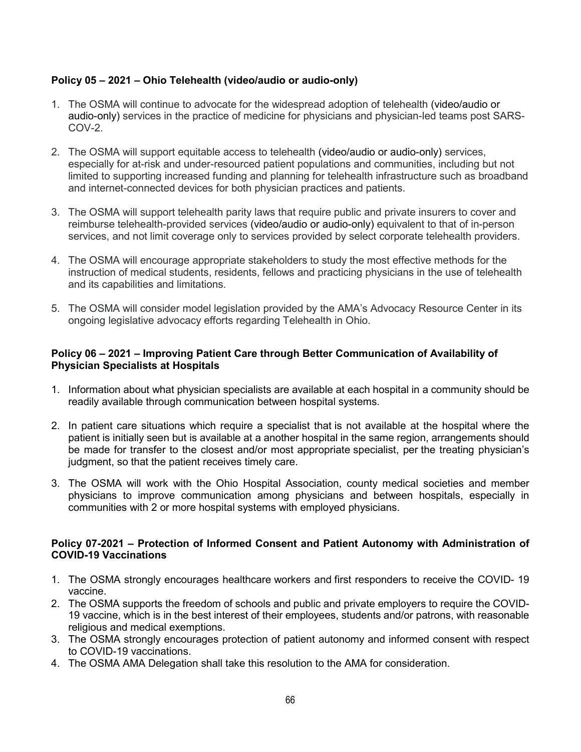**Policy 05 – 2021 – Ohio Telehealth (video/audio or audio-only)**

1. The OSMA will continue to advocate for the widespread adoption of telehealth (video/audio or audio-only) services in the practice of medicine for physicians and physician-led teams post SARS-COV-2.

2. The OSMA will support equitable access to telehealth (video/audio or audio-only) services, especially for at-risk and under-resourced patient populations and communities, including but not limited to supporting increased funding and planning for telehealth infrastructure such as broadband and internet-connected devices for both physician practices and patients.

3. The OSMA will support telehealth parity laws that require public and private insurers to cover and reimburse telehealth-provided services (video/audio or audio-only) equivalent to that of in-person services, and not limit coverage only to services provided by select corporate telehealth providers.

4. The OSMA will encourage appropriate stakeholders to study the most effective methods for the instruction of medical students, residents, fellows and practicing physicians in the use of telehealth and its capabilities and limitations.

5. The OSMA will consider model legislation provided by the AMA's Advocacy Resource Center in its ongoing legislative advocacy efforts regarding Telehealth in Ohio.

**Policy 06 – 2021 – Improving Patient Care through Better Communication of Availability of Physician Specialists at Hospitals**

1. Information about what physician specialists are available at each hospital in a community should be readily available through communication between hospital systems.

2. In patient care situations which require a specialist that is not available at the hospital where the patient is initially seen but is available at a another hospital in the same region, arrangements should be made for transfer to the closest and/or most appropriate specialist, per the treating physician's judgment, so that the patient receives timely care.

3. The OSMA will work with the Ohio Hospital Association, county medical societies and member physicians to improve communication among physicians and between hospitals, especially in communities with 2 or more hospital systems with employed physicians.

**Policy 07-2021 – Protection of Informed Consent and Patient Autonomy with Administration of COVID-19 Vaccinations**

1. The OSMA strongly encourages healthcare workers and first responders to receive the COVID- 19 vaccine.
2. The OSMA supports the freedom of schools and public and private employers to require the COVID-19 vaccine, which is in the best interest of their employees, students and/or patrons, with reasonable religious and medical exemptions.
3. The OSMA strongly encourages protection of patient autonomy and informed consent with respect to COVID-19 vaccinations.
4. The OSMA AMA Delegation shall take this resolution to the AMA for consideration.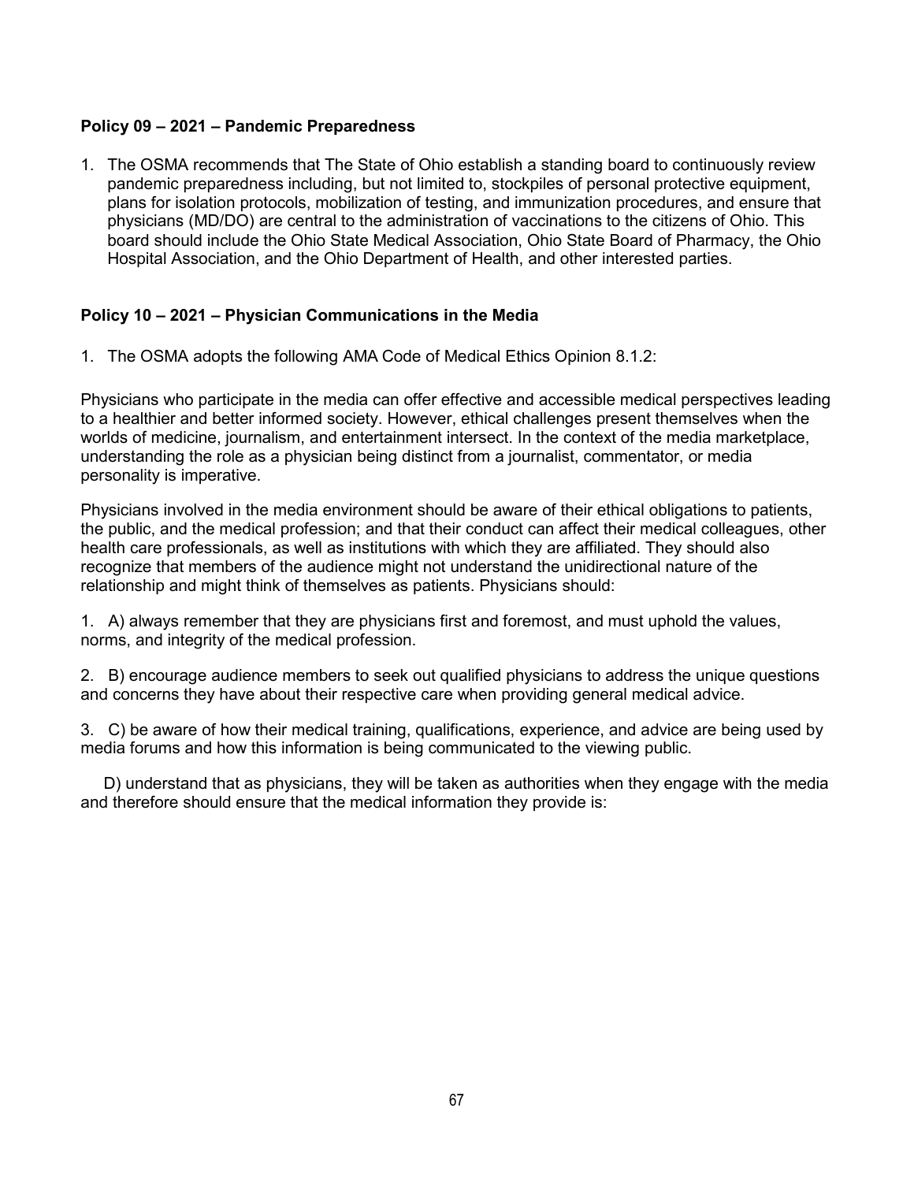**Policy 09 – 2021 – Pandemic Preparedness**

1. The OSMA recommends that The State of Ohio establish a standing board to continuously review pandemic preparedness including, but not limited to, stockpiles of personal protective equipment, plans for isolation protocols, mobilization of testing, and immunization procedures, and ensure that physicians (MD/DO) are central to the administration of vaccinations to the citizens of Ohio. This board should include the Ohio State Medical Association, Ohio State Board of Pharmacy, the Ohio Hospital Association, and the Ohio Department of Health, and other interested parties.

**Policy 10 – 2021 – Physician Communications in the Media**

1. The OSMA adopts the following AMA Code of Medical Ethics Opinion 8.1.2:

Physicians who participate in the media can offer effective and accessible medical perspectives leading to a healthier and better informed society. However, ethical challenges present themselves when the worlds of medicine, journalism, and entertainment intersect. In the context of the media marketplace, understanding the role as a physician being distinct from a journalist, commentator, or media personality is imperative.

Physicians involved in the media environment should be aware of their ethical obligations to patients, the public, and the medical profession; and that their conduct can affect their medical colleagues, other health care professionals, as well as institutions with which they are affiliated. They should also recognize that members of the audience might not understand the unidirectional nature of the relationship and might think of themselves as patients. Physicians should:

1. A) always remember that they are physicians first and foremost, and must uphold the values, norms, and integrity of the medical profession.

2. B) encourage audience members to seek out qualified physicians to address the unique questions and concerns they have about their respective care when providing general medical advice.

3. C) be aware of how their medical training, qualifications, experience, and advice are being used by media forums and how this information is being communicated to the viewing public.

D) understand that as physicians, they will be taken as authorities when they engage with the media and therefore should ensure that the medical information they provide is: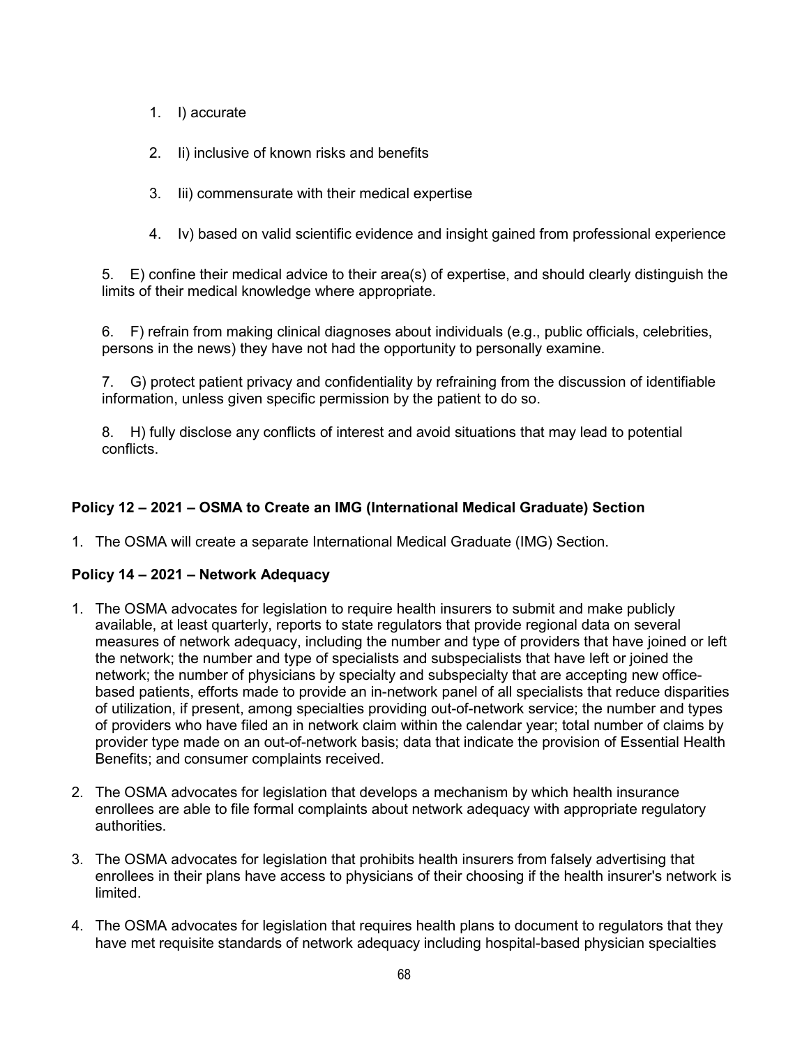1. I) accurate

2. Ii) inclusive of known risks and benefits

3. Iii) commensurate with their medical expertise

4. Iv) based on valid scientific evidence and insight gained from professional experience

5. E) confine their medical advice to their area(s) of expertise, and should clearly distinguish the limits of their medical knowledge where appropriate.

6. F) refrain from making clinical diagnoses about individuals (e.g., public officials, celebrities, persons in the news) they have not had the opportunity to personally examine.

7. G) protect patient privacy and confidentiality by refraining from the discussion of identifiable information, unless given specific permission by the patient to do so.

8. H) fully disclose any conflicts of interest and avoid situations that may lead to potential conflicts.

**Policy 12 – 2021 – OSMA to Create an IMG (International Medical Graduate) Section**

1. The OSMA will create a separate International Medical Graduate (IMG) Section.

**Policy 14 – 2021 – Network Adequacy**

1. The OSMA advocates for legislation to require health insurers to submit and make publicly available, at least quarterly, reports to state regulators that provide regional data on several measures of network adequacy, including the number and type of providers that have joined or left the network; the number and type of specialists and subspecialists that have left or joined the network; the number of physicians by specialty and subspecialty that are accepting new office-based patients, efforts made to provide an in-network panel of all specialists that reduce disparities of utilization, if present, among specialties providing out-of-network service; the number and types of providers who have filed an in network claim within the calendar year; total number of claims by provider type made on an out-of-network basis; data that indicate the provision of Essential Health Benefits; and consumer complaints received.

2. The OSMA advocates for legislation that develops a mechanism by which health insurance enrollees are able to file formal complaints about network adequacy with appropriate regulatory authorities.

3. The OSMA advocates for legislation that prohibits health insurers from falsely advertising that enrollees in their plans have access to physicians of their choosing if the health insurer's network is limited.

4. The OSMA advocates for legislation that requires health plans to document to regulators that they have met requisite standards of network adequacy including hospital-based physician specialties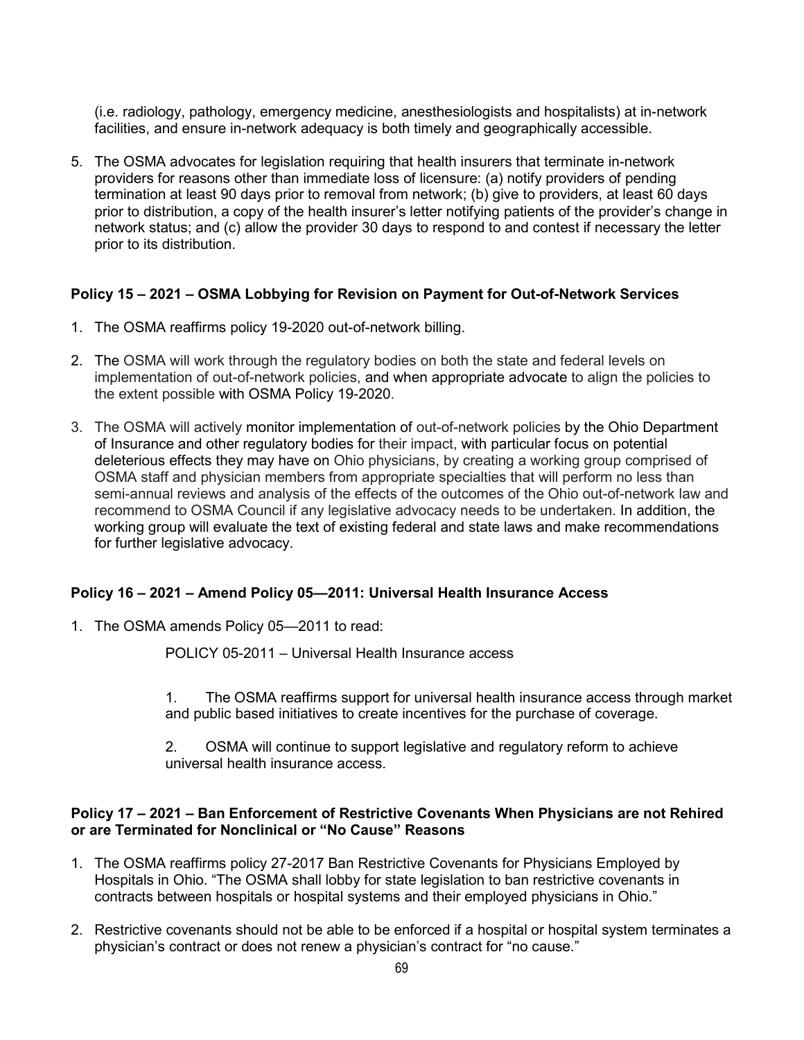(i.e. radiology, pathology, emergency medicine, anesthesiologists and hospitalists) at in-network facilities, and ensure in-network adequacy is both timely and geographically accessible.

5. The OSMA advocates for legislation requiring that health insurers that terminate in-network providers for reasons other than immediate loss of licensure: (a) notify providers of pending termination at least 90 days prior to removal from network; (b) give to providers, at least 60 days prior to distribution, a copy of the health insurer's letter notifying patients of the provider's change in network status; and (c) allow the provider 30 days to respond to and contest if necessary the letter prior to its distribution.

**Policy 15 – 2021 – OSMA Lobbying for Revision on Payment for Out-of-Network Services**

1. The OSMA reaffirms policy 19-2020 out-of-network billing.
2. The OSMA will work through the regulatory bodies on both the state and federal levels on implementation of out-of-network policies, and when appropriate advocate to align the policies to the extent possible with OSMA Policy 19-2020.
3. The OSMA will actively monitor implementation of out-of-network policies by the Ohio Department of Insurance and other regulatory bodies for their impact, with particular focus on potential deleterious effects they may have on Ohio physicians, by creating a working group comprised of OSMA staff and physician members from appropriate specialties that will perform no less than semi-annual reviews and analysis of the effects of the outcomes of the Ohio out-of-network law and recommend to OSMA Council if any legislative advocacy needs to be undertaken. In addition, the working group will evaluate the text of existing federal and state laws and make recommendations for further legislative advocacy.

**Policy 16 – 2021 – Amend Policy 05—2011: Universal Health Insurance Access**

1. The OSMA amends Policy 05—2011 to read:

   POLICY 05-2011 – Universal Health Insurance access

   1. The OSMA reaffirms support for universal health insurance access through market and public based initiatives to create incentives for the purchase of coverage.

   2. OSMA will continue to support legislative and regulatory reform to achieve universal health insurance access.

**Policy 17 – 2021 – Ban Enforcement of Restrictive Covenants When Physicians are not Rehired or are Terminated for Nonclinical or "No Cause" Reasons**

1. The OSMA reaffirms policy 27-2017 Ban Restrictive Covenants for Physicians Employed by Hospitals in Ohio. "The OSMA shall lobby for state legislation to ban restrictive covenants in contracts between hospitals or hospital systems and their employed physicians in Ohio."
2. Restrictive covenants should not be able to be enforced if a hospital or hospital system terminates a physician's contract or does not renew a physician's contract for "no cause."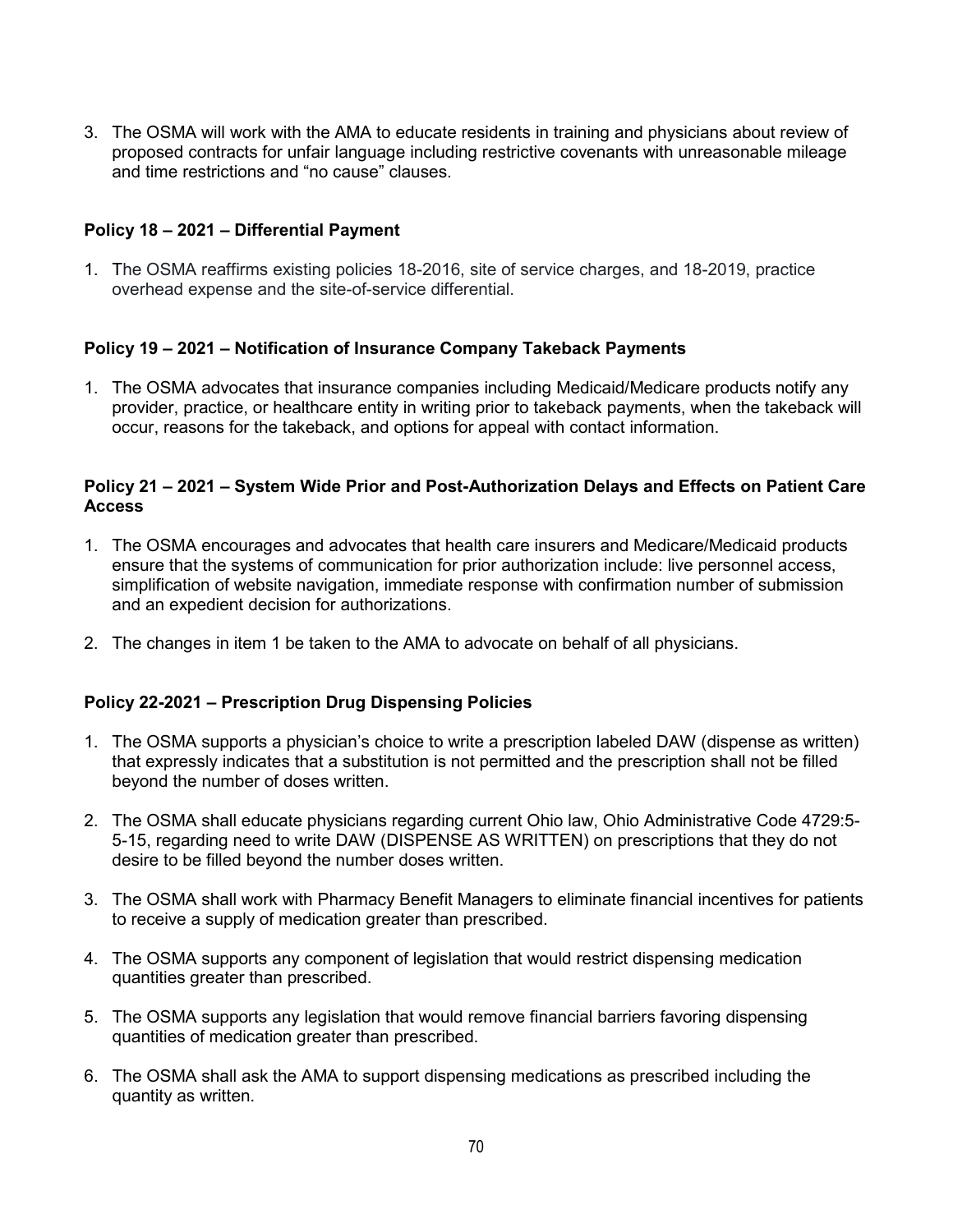3. The OSMA will work with the AMA to educate residents in training and physicians about review of proposed contracts for unfair language including restrictive covenants with unreasonable mileage and time restrictions and "no cause" clauses.

**Policy 18 – 2021 – Differential Payment**

1. The OSMA reaffirms existing policies 18-2016, site of service charges, and 18-2019, practice overhead expense and the site-of-service differential.

**Policy 19 – 2021 – Notification of Insurance Company Takeback Payments**

1. The OSMA advocates that insurance companies including Medicaid/Medicare products notify any provider, practice, or healthcare entity in writing prior to takeback payments, when the takeback will occur, reasons for the takeback, and options for appeal with contact information.

**Policy 21 – 2021 – System Wide Prior and Post-Authorization Delays and Effects on Patient Care Access**

1. The OSMA encourages and advocates that health care insurers and Medicare/Medicaid products ensure that the systems of communication for prior authorization include: live personnel access, simplification of website navigation, immediate response with confirmation number of submission and an expedient decision for authorizations.
2. The changes in item 1 be taken to the AMA to advocate on behalf of all physicians.

**Policy 22-2021 – Prescription Drug Dispensing Policies**

1. The OSMA supports a physician's choice to write a prescription labeled DAW (dispense as written) that expressly indicates that a substitution is not permitted and the prescription shall not be filled beyond the number of doses written.
2. The OSMA shall educate physicians regarding current Ohio law, Ohio Administrative Code 4729:5-5-15, regarding need to write DAW (DISPENSE AS WRITTEN) on prescriptions that they do not desire to be filled beyond the number doses written.
3. The OSMA shall work with Pharmacy Benefit Managers to eliminate financial incentives for patients to receive a supply of medication greater than prescribed.
4. The OSMA supports any component of legislation that would restrict dispensing medication quantities greater than prescribed.
5. The OSMA supports any legislation that would remove financial barriers favoring dispensing quantities of medication greater than prescribed.
6. The OSMA shall ask the AMA to support dispensing medications as prescribed including the quantity as written.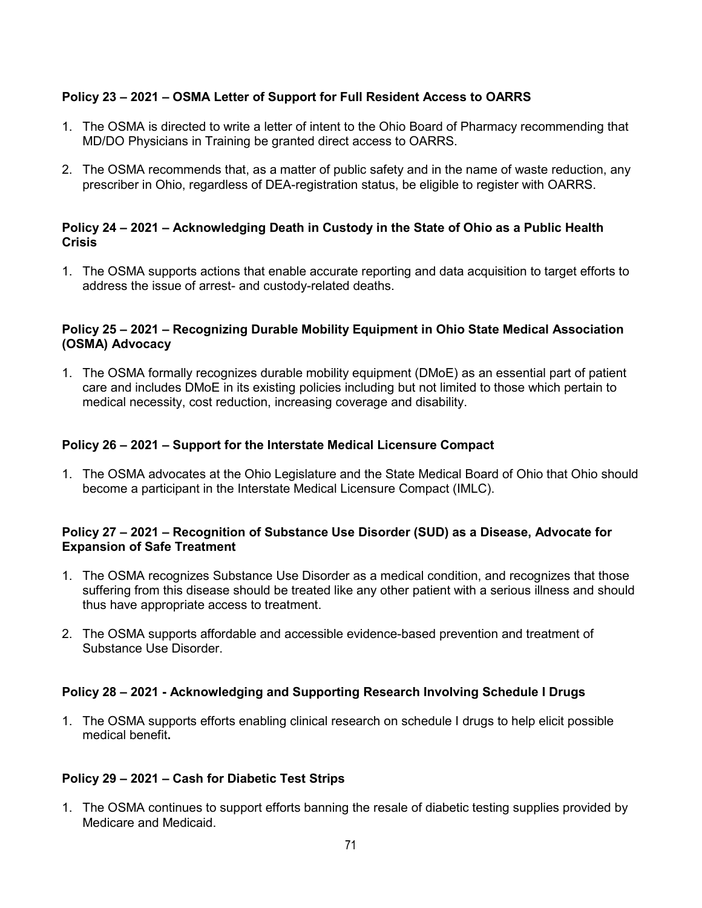**Policy 23 – 2021 – OSMA Letter of Support for Full Resident Access to OARRS**

1. The OSMA is directed to write a letter of intent to the Ohio Board of Pharmacy recommending that MD/DO Physicians in Training be granted direct access to OARRS.

2. The OSMA recommends that, as a matter of public safety and in the name of waste reduction, any prescriber in Ohio, regardless of DEA-registration status, be eligible to register with OARRS.

**Policy 24 – 2021 – Acknowledging Death in Custody in the State of Ohio as a Public Health Crisis**

1. The OSMA supports actions that enable accurate reporting and data acquisition to target efforts to address the issue of arrest- and custody-related deaths.

**Policy 25 – 2021 – Recognizing Durable Mobility Equipment in Ohio State Medical Association (OSMA) Advocacy**

1. The OSMA formally recognizes durable mobility equipment (DMoE) as an essential part of patient care and includes DMoE in its existing policies including but not limited to those which pertain to medical necessity, cost reduction, increasing coverage and disability.

**Policy 26 – 2021 – Support for the Interstate Medical Licensure Compact**

1. The OSMA advocates at the Ohio Legislature and the State Medical Board of Ohio that Ohio should become a participant in the Interstate Medical Licensure Compact (IMLC).

**Policy 27 – 2021 – Recognition of Substance Use Disorder (SUD) as a Disease, Advocate for Expansion of Safe Treatment**

1. The OSMA recognizes Substance Use Disorder as a medical condition, and recognizes that those suffering from this disease should be treated like any other patient with a serious illness and should thus have appropriate access to treatment.

2. The OSMA supports affordable and accessible evidence-based prevention and treatment of Substance Use Disorder.

**Policy 28 – 2021 - Acknowledging and Supporting Research Involving Schedule I Drugs**

1. The OSMA supports efforts enabling clinical research on schedule I drugs to help elicit possible medical benefit**.**

**Policy 29 – 2021 – Cash for Diabetic Test Strips**

1. The OSMA continues to support efforts banning the resale of diabetic testing supplies provided by Medicare and Medicaid.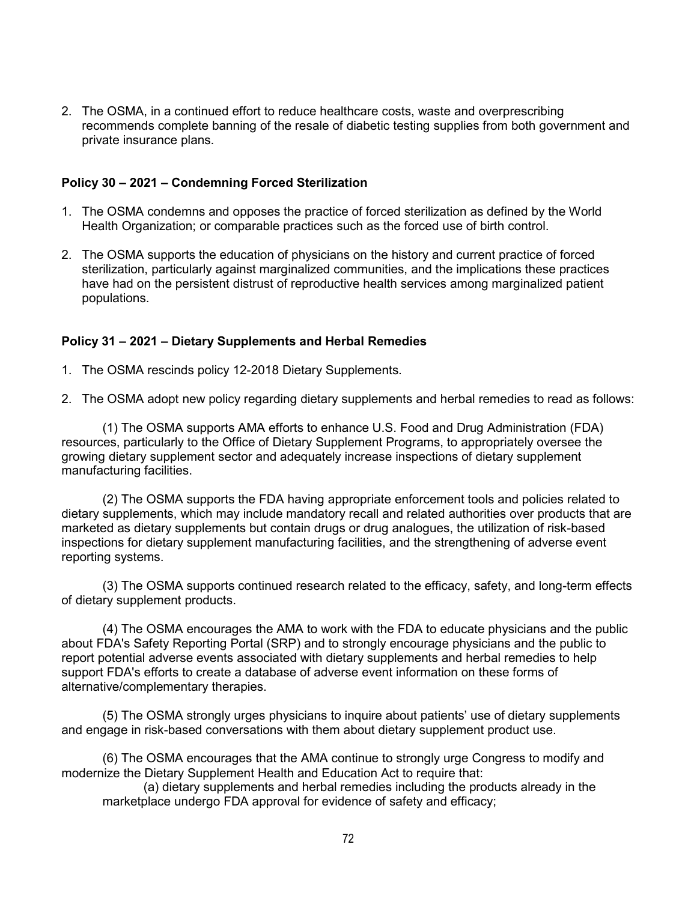2. The OSMA, in a continued effort to reduce healthcare costs, waste and overprescribing recommends complete banning of the resale of diabetic testing supplies from both government and private insurance plans.

**Policy 30 – 2021 – Condemning Forced Sterilization**

1. The OSMA condemns and opposes the practice of forced sterilization as defined by the World Health Organization; or comparable practices such as the forced use of birth control.

2. The OSMA supports the education of physicians on the history and current practice of forced sterilization, particularly against marginalized communities, and the implications these practices have had on the persistent distrust of reproductive health services among marginalized patient populations.

**Policy 31 – 2021 – Dietary Supplements and Herbal Remedies**

1. The OSMA rescinds policy 12-2018 Dietary Supplements.

2. The OSMA adopt new policy regarding dietary supplements and herbal remedies to read as follows:

(1) The OSMA supports AMA efforts to enhance U.S. Food and Drug Administration (FDA) resources, particularly to the Office of Dietary Supplement Programs, to appropriately oversee the growing dietary supplement sector and adequately increase inspections of dietary supplement manufacturing facilities.

(2) The OSMA supports the FDA having appropriate enforcement tools and policies related to dietary supplements, which may include mandatory recall and related authorities over products that are marketed as dietary supplements but contain drugs or drug analogues, the utilization of risk-based inspections for dietary supplement manufacturing facilities, and the strengthening of adverse event reporting systems.

(3) The OSMA supports continued research related to the efficacy, safety, and long-term effects of dietary supplement products.

(4) The OSMA encourages the AMA to work with the FDA to educate physicians and the public about FDA's Safety Reporting Portal (SRP) and to strongly encourage physicians and the public to report potential adverse events associated with dietary supplements and herbal remedies to help support FDA's efforts to create a database of adverse event information on these forms of alternative/complementary therapies.

(5) The OSMA strongly urges physicians to inquire about patients' use of dietary supplements and engage in risk-based conversations with them about dietary supplement product use.

(6) The OSMA encourages that the AMA continue to strongly urge Congress to modify and modernize the Dietary Supplement Health and Education Act to require that:

(a) dietary supplements and herbal remedies including the products already in the marketplace undergo FDA approval for evidence of safety and efficacy;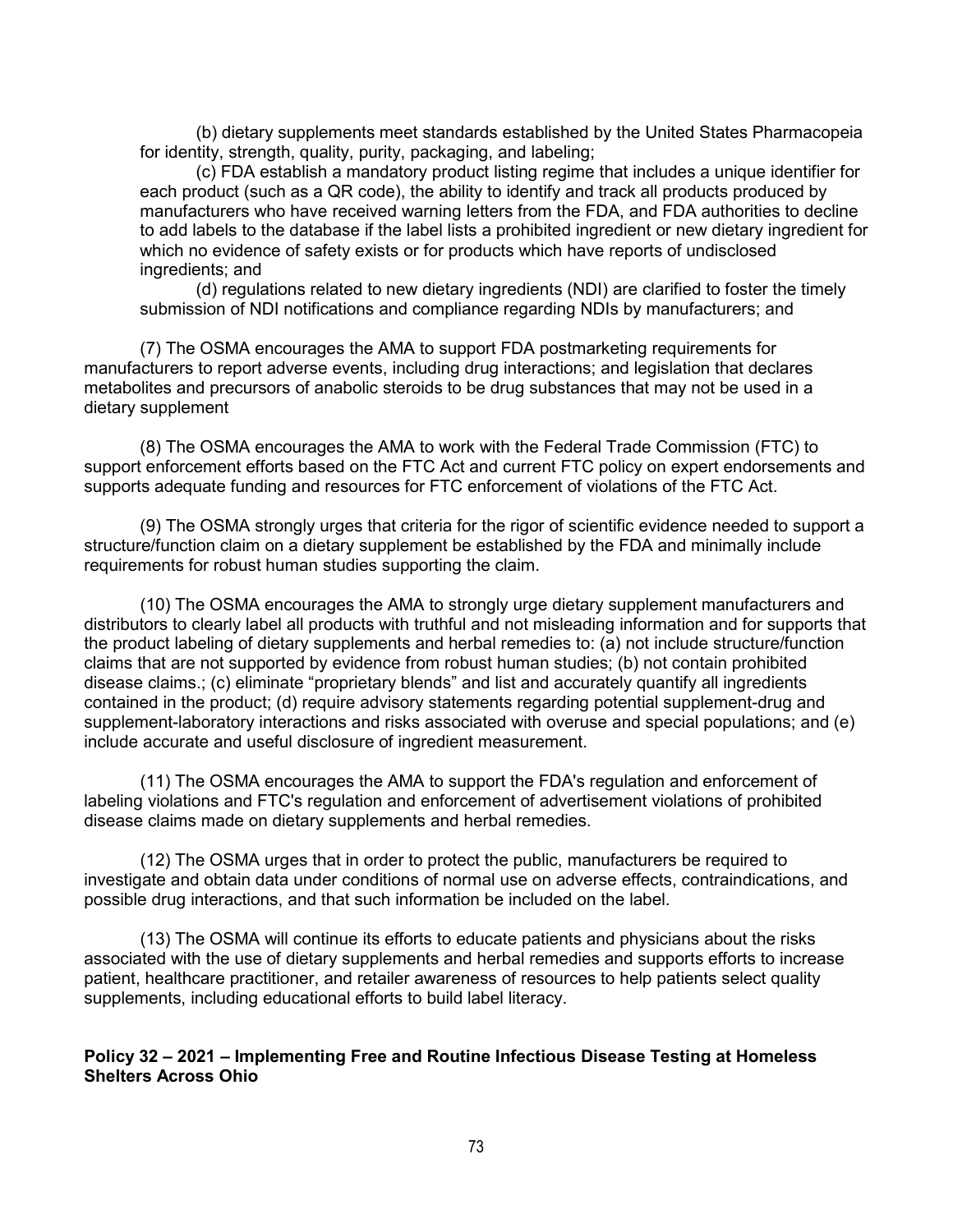(b) dietary supplements meet standards established by the United States Pharmacopeia for identity, strength, quality, purity, packaging, and labeling;

(c) FDA establish a mandatory product listing regime that includes a unique identifier for each product (such as a QR code), the ability to identify and track all products produced by manufacturers who have received warning letters from the FDA, and FDA authorities to decline to add labels to the database if the label lists a prohibited ingredient or new dietary ingredient for which no evidence of safety exists or for products which have reports of undisclosed ingredients; and

(d) regulations related to new dietary ingredients (NDI) are clarified to foster the timely submission of NDI notifications and compliance regarding NDIs by manufacturers; and

(7) The OSMA encourages the AMA to support FDA postmarketing requirements for manufacturers to report adverse events, including drug interactions; and legislation that declares metabolites and precursors of anabolic steroids to be drug substances that may not be used in a dietary supplement

(8) The OSMA encourages the AMA to work with the Federal Trade Commission (FTC) to support enforcement efforts based on the FTC Act and current FTC policy on expert endorsements and supports adequate funding and resources for FTC enforcement of violations of the FTC Act.

(9) The OSMA strongly urges that criteria for the rigor of scientific evidence needed to support a structure/function claim on a dietary supplement be established by the FDA and minimally include requirements for robust human studies supporting the claim.

(10) The OSMA encourages the AMA to strongly urge dietary supplement manufacturers and distributors to clearly label all products with truthful and not misleading information and for supports that the product labeling of dietary supplements and herbal remedies to: (a) not include structure/function claims that are not supported by evidence from robust human studies; (b) not contain prohibited disease claims.; (c) eliminate "proprietary blends" and list and accurately quantify all ingredients contained in the product; (d) require advisory statements regarding potential supplement-drug and supplement-laboratory interactions and risks associated with overuse and special populations; and (e) include accurate and useful disclosure of ingredient measurement.

(11) The OSMA encourages the AMA to support the FDA's regulation and enforcement of labeling violations and FTC's regulation and enforcement of advertisement violations of prohibited disease claims made on dietary supplements and herbal remedies.

(12) The OSMA urges that in order to protect the public, manufacturers be required to investigate and obtain data under conditions of normal use on adverse effects, contraindications, and possible drug interactions, and that such information be included on the label.

(13) The OSMA will continue its efforts to educate patients and physicians about the risks associated with the use of dietary supplements and herbal remedies and supports efforts to increase patient, healthcare practitioner, and retailer awareness of resources to help patients select quality supplements, including educational efforts to build label literacy.

**Policy 32 – 2021 – Implementing Free and Routine Infectious Disease Testing at Homeless Shelters Across Ohio**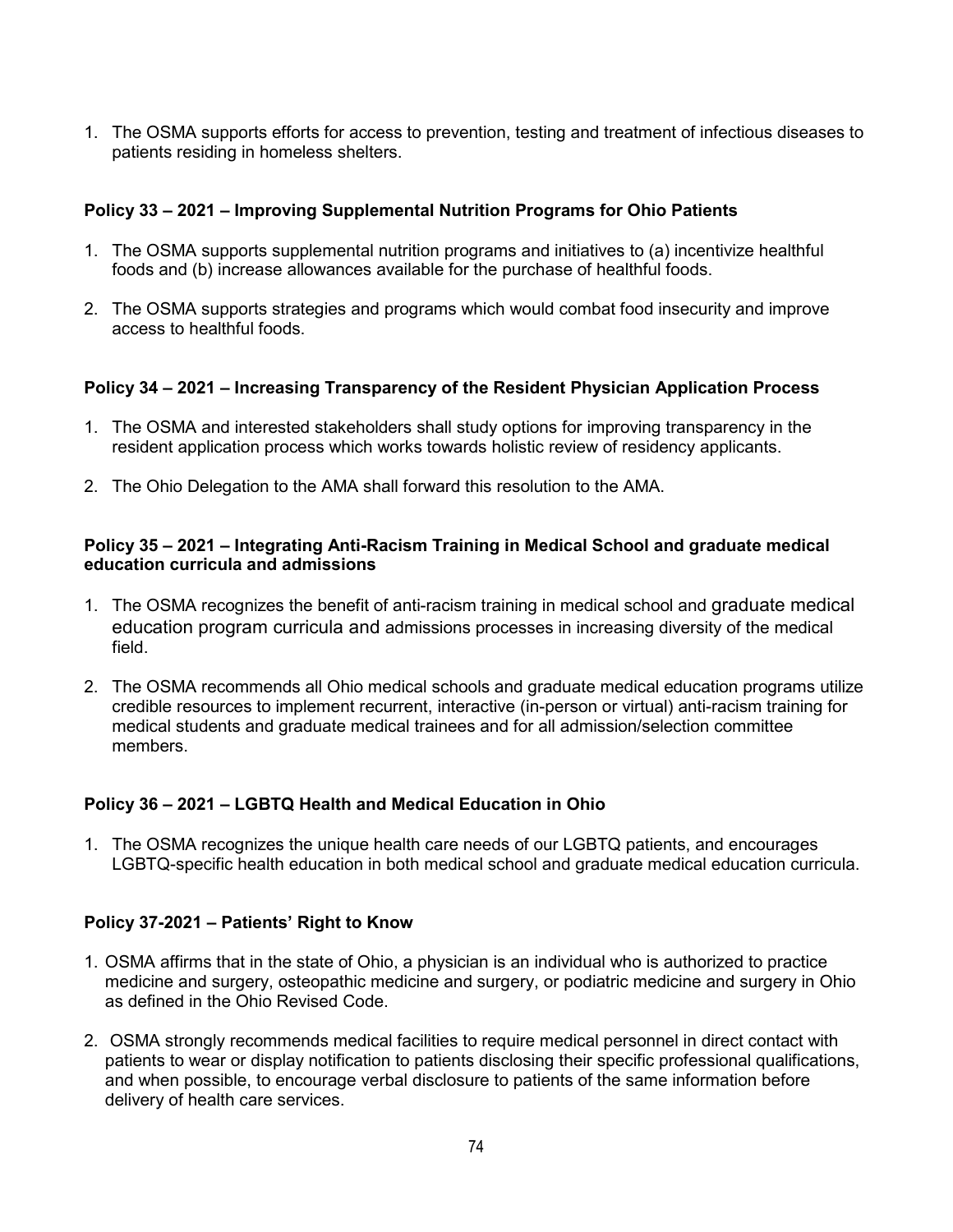1. The OSMA supports efforts for access to prevention, testing and treatment of infectious diseases to patients residing in homeless shelters.

**Policy 33 – 2021 – Improving Supplemental Nutrition Programs for Ohio Patients**

1. The OSMA supports supplemental nutrition programs and initiatives to (a) incentivize healthful foods and (b) increase allowances available for the purchase of healthful foods.

2. The OSMA supports strategies and programs which would combat food insecurity and improve access to healthful foods.

**Policy 34 – 2021 – Increasing Transparency of the Resident Physician Application Process**

1. The OSMA and interested stakeholders shall study options for improving transparency in the resident application process which works towards holistic review of residency applicants.

2. The Ohio Delegation to the AMA shall forward this resolution to the AMA.

**Policy 35 – 2021 – Integrating Anti-Racism Training in Medical School and graduate medical education curricula and admissions**

1. The OSMA recognizes the benefit of anti-racism training in medical school and graduate medical education program curricula and admissions processes in increasing diversity of the medical field.

2. The OSMA recommends all Ohio medical schools and graduate medical education programs utilize credible resources to implement recurrent, interactive (in-person or virtual) anti-racism training for medical students and graduate medical trainees and for all admission/selection committee members.

**Policy 36 – 2021 – LGBTQ Health and Medical Education in Ohio**

1. The OSMA recognizes the unique health care needs of our LGBTQ patients, and encourages LGBTQ-specific health education in both medical school and graduate medical education curricula.

**Policy 37-2021 – Patients' Right to Know**

1. OSMA affirms that in the state of Ohio, a physician is an individual who is authorized to practice medicine and surgery, osteopathic medicine and surgery, or podiatric medicine and surgery in Ohio as defined in the Ohio Revised Code.

2. OSMA strongly recommends medical facilities to require medical personnel in direct contact with patients to wear or display notification to patients disclosing their specific professional qualifications, and when possible, to encourage verbal disclosure to patients of the same information before delivery of health care services.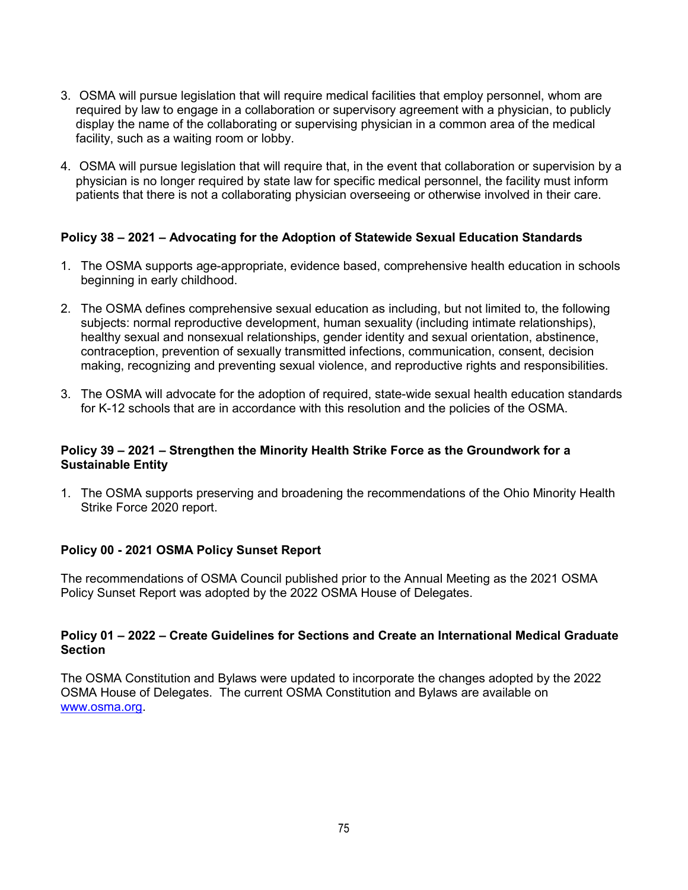3. OSMA will pursue legislation that will require medical facilities that employ personnel, whom are required by law to engage in a collaboration or supervisory agreement with a physician, to publicly display the name of the collaborating or supervising physician in a common area of the medical facility, such as a waiting room or lobby.

4. OSMA will pursue legislation that will require that, in the event that collaboration or supervision by a physician is no longer required by state law for specific medical personnel, the facility must inform patients that there is not a collaborating physician overseeing or otherwise involved in their care.

**Policy 38 – 2021 – Advocating for the Adoption of Statewide Sexual Education Standards**

1. The OSMA supports age-appropriate, evidence based, comprehensive health education in schools beginning in early childhood.

2. The OSMA defines comprehensive sexual education as including, but not limited to, the following subjects: normal reproductive development, human sexuality (including intimate relationships), healthy sexual and nonsexual relationships, gender identity and sexual orientation, abstinence, contraception, prevention of sexually transmitted infections, communication, consent, decision making, recognizing and preventing sexual violence, and reproductive rights and responsibilities.

3. The OSMA will advocate for the adoption of required, state-wide sexual health education standards for K-12 schools that are in accordance with this resolution and the policies of the OSMA.

**Policy 39 – 2021 – Strengthen the Minority Health Strike Force as the Groundwork for a Sustainable Entity**

1. The OSMA supports preserving and broadening the recommendations of the Ohio Minority Health Strike Force 2020 report.

**Policy 00 - 2021 OSMA Policy Sunset Report**

The recommendations of OSMA Council published prior to the Annual Meeting as the 2021 OSMA Policy Sunset Report was adopted by the 2022 OSMA House of Delegates.

**Policy 01 – 2022 – Create Guidelines for Sections and Create an International Medical Graduate Section**

The OSMA Constitution and Bylaws were updated to incorporate the changes adopted by the 2022 OSMA House of Delegates. The current OSMA Constitution and Bylaws are available on www.osma.org.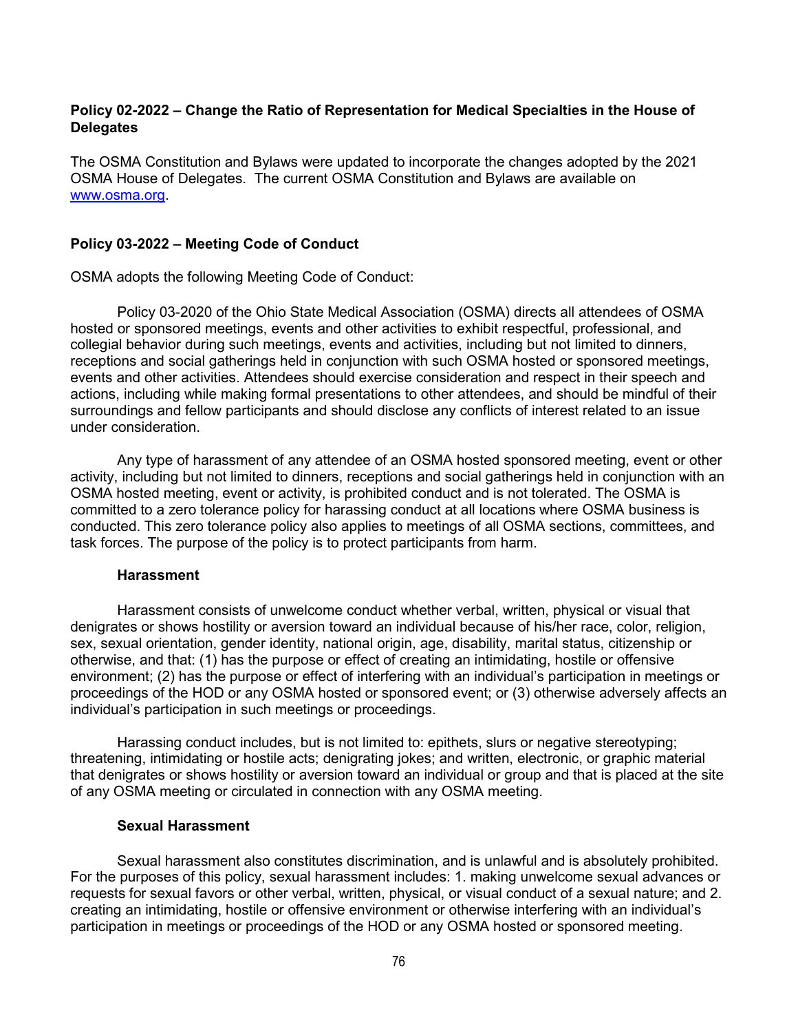**Policy 02-2022 – Change the Ratio of Representation for Medical Specialties in the House of Delegates**

The OSMA Constitution and Bylaws were updated to incorporate the changes adopted by the 2021 OSMA House of Delegates. The current OSMA Constitution and Bylaws are available on [www.osma.org](www.osma.org).

**Policy 03-2022 – Meeting Code of Conduct**

OSMA adopts the following Meeting Code of Conduct:

Policy 03-2020 of the Ohio State Medical Association (OSMA) directs all attendees of OSMA hosted or sponsored meetings, events and other activities to exhibit respectful, professional, and collegial behavior during such meetings, events and activities, including but not limited to dinners, receptions and social gatherings held in conjunction with such OSMA hosted or sponsored meetings, events and other activities. Attendees should exercise consideration and respect in their speech and actions, including while making formal presentations to other attendees, and should be mindful of their surroundings and fellow participants and should disclose any conflicts of interest related to an issue under consideration.

Any type of harassment of any attendee of an OSMA hosted sponsored meeting, event or other activity, including but not limited to dinners, receptions and social gatherings held in conjunction with an OSMA hosted meeting, event or activity, is prohibited conduct and is not tolerated. The OSMA is committed to a zero tolerance policy for harassing conduct at all locations where OSMA business is conducted. This zero tolerance policy also applies to meetings of all OSMA sections, committees, and task forces. The purpose of the policy is to protect participants from harm.

**Harassment**

Harassment consists of unwelcome conduct whether verbal, written, physical or visual that denigrates or shows hostility or aversion toward an individual because of his/her race, color, religion, sex, sexual orientation, gender identity, national origin, age, disability, marital status, citizenship or otherwise, and that: (1) has the purpose or effect of creating an intimidating, hostile or offensive environment; (2) has the purpose or effect of interfering with an individual's participation in meetings or proceedings of the HOD or any OSMA hosted or sponsored event; or (3) otherwise adversely affects an individual's participation in such meetings or proceedings.

Harassing conduct includes, but is not limited to: epithets, slurs or negative stereotyping; threatening, intimidating or hostile acts; denigrating jokes; and written, electronic, or graphic material that denigrates or shows hostility or aversion toward an individual or group and that is placed at the site of any OSMA meeting or circulated in connection with any OSMA meeting.

**Sexual Harassment**

Sexual harassment also constitutes discrimination, and is unlawful and is absolutely prohibited. For the purposes of this policy, sexual harassment includes: 1. making unwelcome sexual advances or requests for sexual favors or other verbal, written, physical, or visual conduct of a sexual nature; and 2. creating an intimidating, hostile or offensive environment or otherwise interfering with an individual's participation in meetings or proceedings of the HOD or any OSMA hosted or sponsored meeting.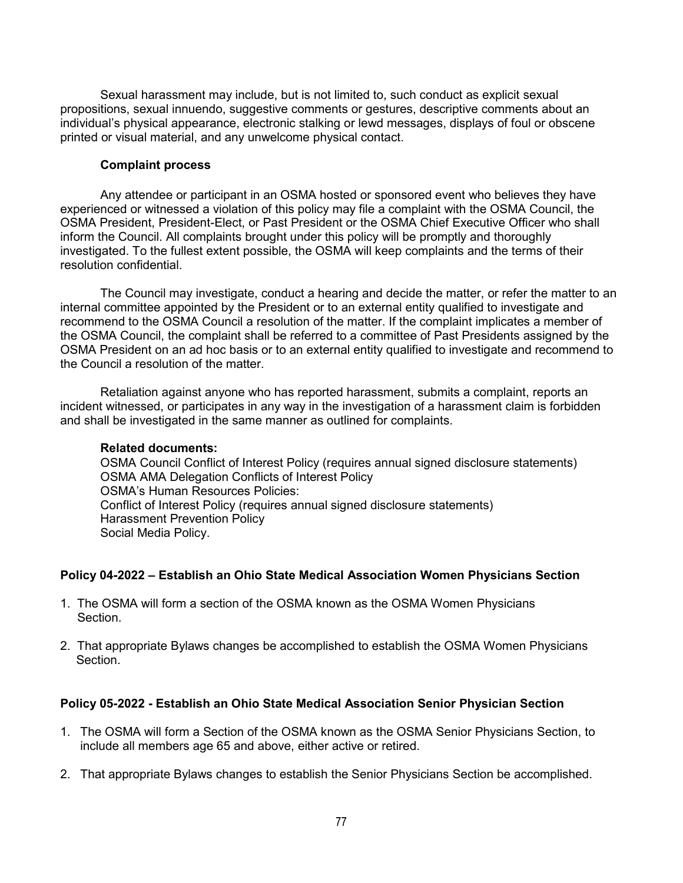Sexual harassment may include, but is not limited to, such conduct as explicit sexual propositions, sexual innuendo, suggestive comments or gestures, descriptive comments about an individual's physical appearance, electronic stalking or lewd messages, displays of foul or obscene printed or visual material, and any unwelcome physical contact.

**Complaint process**

Any attendee or participant in an OSMA hosted or sponsored event who believes they have experienced or witnessed a violation of this policy may file a complaint with the OSMA Council, the OSMA President, President-Elect, or Past President or the OSMA Chief Executive Officer who shall inform the Council. All complaints brought under this policy will be promptly and thoroughly investigated. To the fullest extent possible, the OSMA will keep complaints and the terms of their resolution confidential.

The Council may investigate, conduct a hearing and decide the matter, or refer the matter to an internal committee appointed by the President or to an external entity qualified to investigate and recommend to the OSMA Council a resolution of the matter. If the complaint implicates a member of the OSMA Council, the complaint shall be referred to a committee of Past Presidents assigned by the OSMA President on an ad hoc basis or to an external entity qualified to investigate and recommend to the Council a resolution of the matter.

Retaliation against anyone who has reported harassment, submits a complaint, reports an incident witnessed, or participates in any way in the investigation of a harassment claim is forbidden and shall be investigated in the same manner as outlined for complaints.

**Related documents:**
OSMA Council Conflict of Interest Policy (requires annual signed disclosure statements)
OSMA AMA Delegation Conflicts of Interest Policy
OSMA's Human Resources Policies:
Conflict of Interest Policy (requires annual signed disclosure statements)
Harassment Prevention Policy
Social Media Policy.

### Policy 04-2022 – Establish an Ohio State Medical Association Women Physicians Section

1. The OSMA will form a section of the OSMA known as the OSMA Women Physicians Section.
2. That appropriate Bylaws changes be accomplished to establish the OSMA Women Physicians Section.

### Policy 05-2022 - Establish an Ohio State Medical Association Senior Physician Section

1. The OSMA will form a Section of the OSMA known as the OSMA Senior Physicians Section, to include all members age 65 and above, either active or retired.
2. That appropriate Bylaws changes to establish the Senior Physicians Section be accomplished.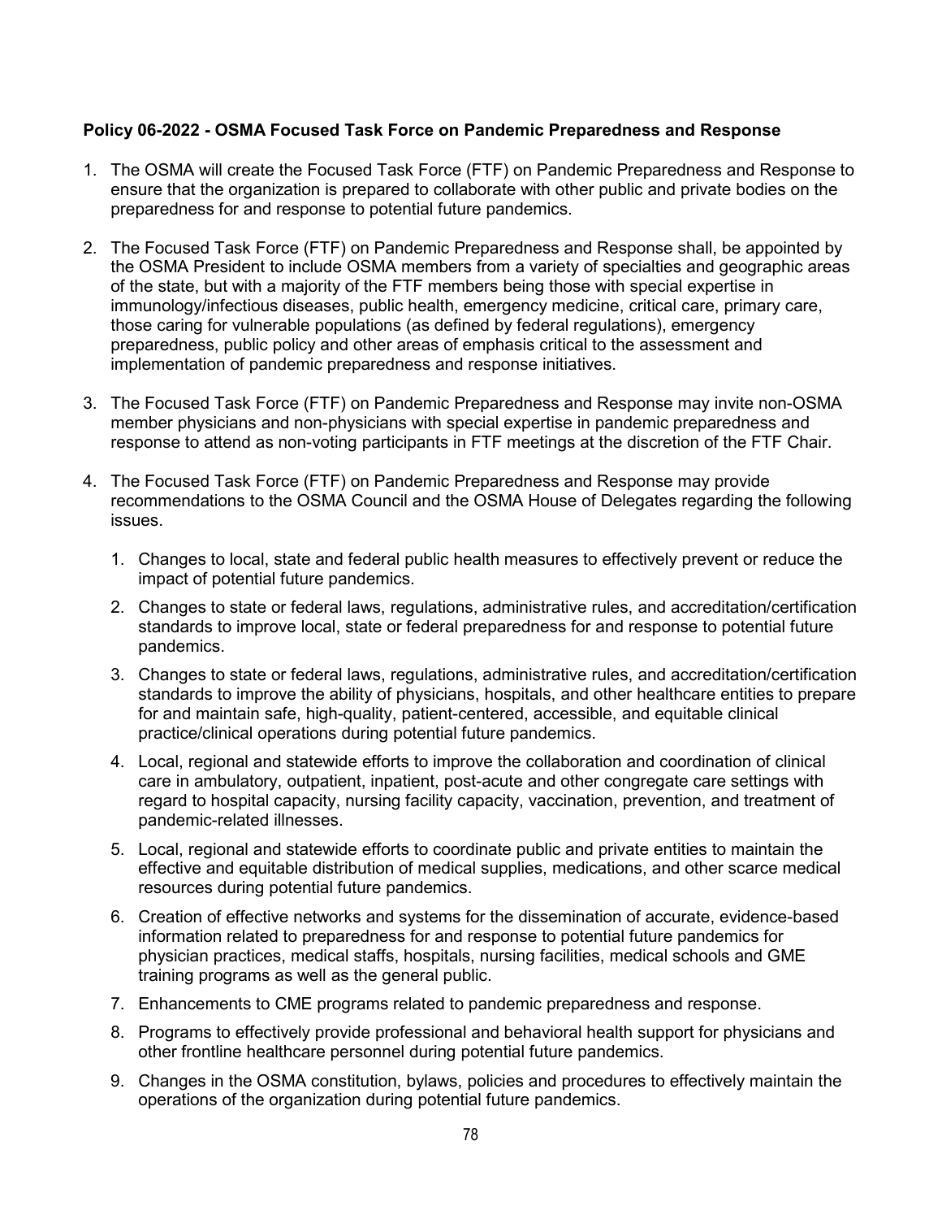**Policy 06-2022 - OSMA Focused Task Force on Pandemic Preparedness and Response**

1. The OSMA will create the Focused Task Force (FTF) on Pandemic Preparedness and Response to ensure that the organization is prepared to collaborate with other public and private bodies on the preparedness for and response to potential future pandemics.

2. The Focused Task Force (FTF) on Pandemic Preparedness and Response shall, be appointed by the OSMA President to include OSMA members from a variety of specialties and geographic areas of the state, but with a majority of the FTF members being those with special expertise in immunology/infectious diseases, public health, emergency medicine, critical care, primary care, those caring for vulnerable populations (as defined by federal regulations), emergency preparedness, public policy and other areas of emphasis critical to the assessment and implementation of pandemic preparedness and response initiatives.

3. The Focused Task Force (FTF) on Pandemic Preparedness and Response may invite non-OSMA member physicians and non-physicians with special expertise in pandemic preparedness and response to attend as non-voting participants in FTF meetings at the discretion of the FTF Chair.

4. The Focused Task Force (FTF) on Pandemic Preparedness and Response may provide recommendations to the OSMA Council and the OSMA House of Delegates regarding the following issues.

    1. Changes to local, state and federal public health measures to effectively prevent or reduce the impact of potential future pandemics.

    2. Changes to state or federal laws, regulations, administrative rules, and accreditation/certification standards to improve local, state or federal preparedness for and response to potential future pandemics.

    3. Changes to state or federal laws, regulations, administrative rules, and accreditation/certification standards to improve the ability of physicians, hospitals, and other healthcare entities to prepare for and maintain safe, high-quality, patient-centered, accessible, and equitable clinical practice/clinical operations during potential future pandemics.

    4. Local, regional and statewide efforts to improve the collaboration and coordination of clinical care in ambulatory, outpatient, inpatient, post-acute and other congregate care settings with regard to hospital capacity, nursing facility capacity, vaccination, prevention, and treatment of pandemic-related illnesses.

    5. Local, regional and statewide efforts to coordinate public and private entities to maintain the effective and equitable distribution of medical supplies, medications, and other scarce medical resources during potential future pandemics.

    6. Creation of effective networks and systems for the dissemination of accurate, evidence-based information related to preparedness for and response to potential future pandemics for physician practices, medical staffs, hospitals, nursing facilities, medical schools and GME training programs as well as the general public.

    7. Enhancements to CME programs related to pandemic preparedness and response.

    8. Programs to effectively provide professional and behavioral health support for physicians and other frontline healthcare personnel during potential future pandemics.

    9. Changes in the OSMA constitution, bylaws, policies and procedures to effectively maintain the operations of the organization during potential future pandemics.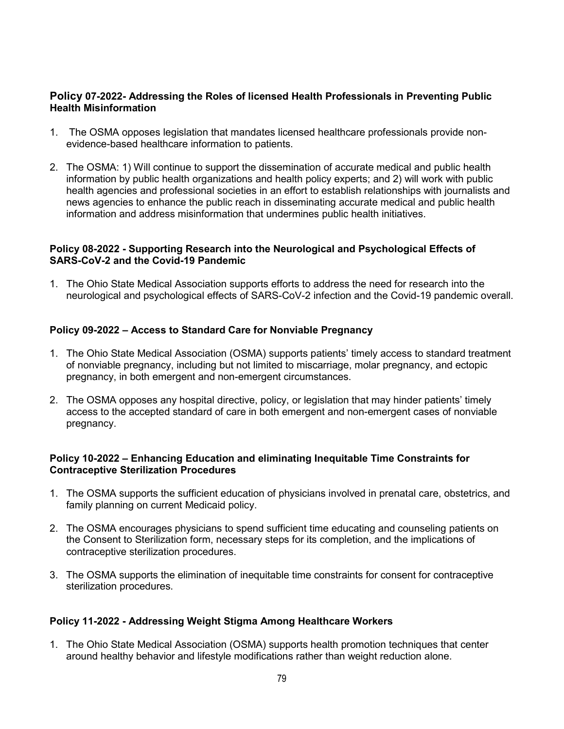### Policy 07-2022- Addressing the Roles of licensed Health Professionals in Preventing Public Health Misinformation

1. The OSMA opposes legislation that mandates licensed healthcare professionals provide non-evidence-based healthcare information to patients.
2. The OSMA: 1) Will continue to support the dissemination of accurate medical and public health information by public health organizations and health policy experts; and 2) will work with public health agencies and professional societies in an effort to establish relationships with journalists and news agencies to enhance the public reach in disseminating accurate medical and public health information and address misinformation that undermines public health initiatives.

### Policy 08-2022 - Supporting Research into the Neurological and Psychological Effects of SARS-CoV-2 and the Covid-19 Pandemic

1. The Ohio State Medical Association supports efforts to address the need for research into the neurological and psychological effects of SARS-CoV-2 infection and the Covid-19 pandemic overall.

### Policy 09-2022 – Access to Standard Care for Nonviable Pregnancy

1. The Ohio State Medical Association (OSMA) supports patients' timely access to standard treatment of nonviable pregnancy, including but not limited to miscarriage, molar pregnancy, and ectopic pregnancy, in both emergent and non-emergent circumstances.
2. The OSMA opposes any hospital directive, policy, or legislation that may hinder patients' timely access to the accepted standard of care in both emergent and non-emergent cases of nonviable pregnancy.

### Policy 10-2022 – Enhancing Education and eliminating Inequitable Time Constraints for Contraceptive Sterilization Procedures

1. The OSMA supports the sufficient education of physicians involved in prenatal care, obstetrics, and family planning on current Medicaid policy.
2. The OSMA encourages physicians to spend sufficient time educating and counseling patients on the Consent to Sterilization form, necessary steps for its completion, and the implications of contraceptive sterilization procedures.
3. The OSMA supports the elimination of inequitable time constraints for consent for contraceptive sterilization procedures.

### Policy 11-2022 - Addressing Weight Stigma Among Healthcare Workers

1. The Ohio State Medical Association (OSMA) supports health promotion techniques that center around healthy behavior and lifestyle modifications rather than weight reduction alone.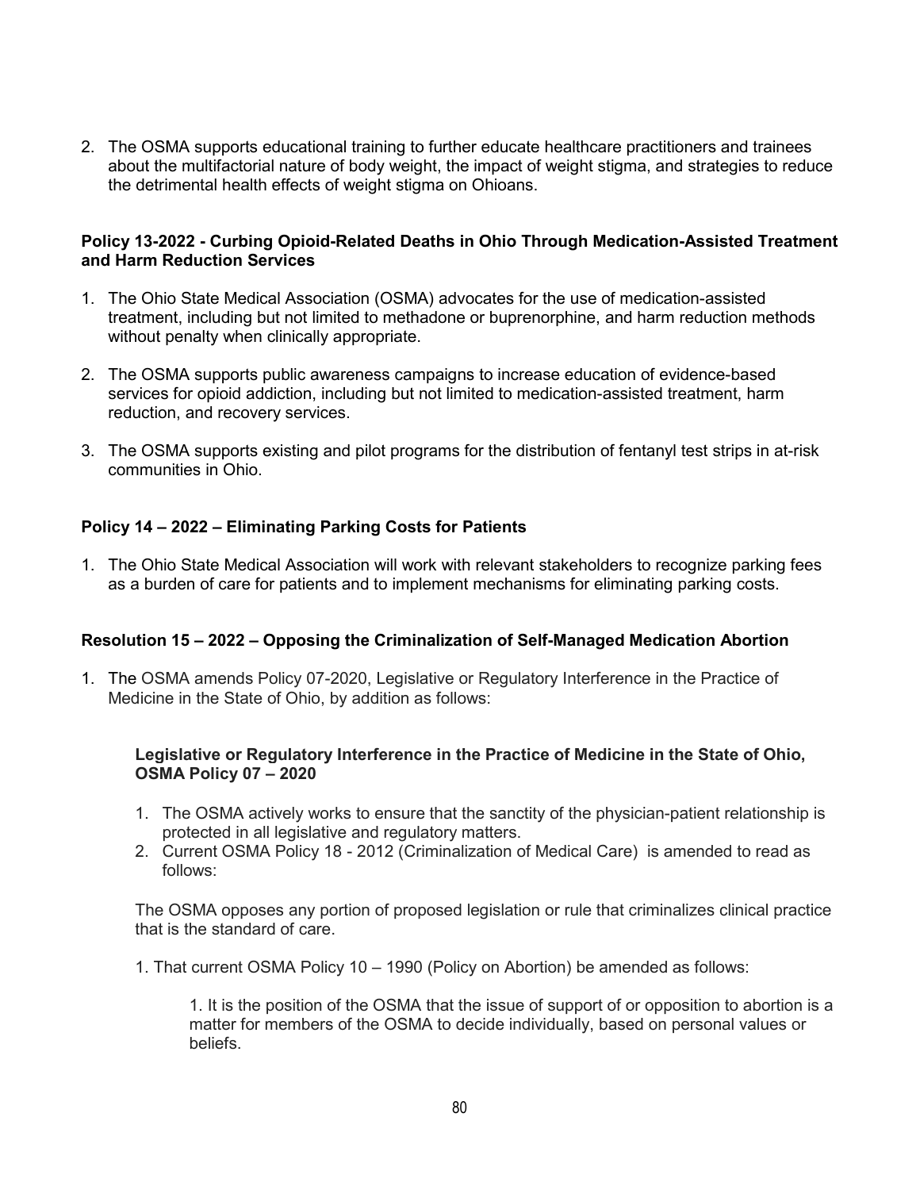2. The OSMA supports educational training to further educate healthcare practitioners and trainees about the multifactorial nature of body weight, the impact of weight stigma, and strategies to reduce the detrimental health effects of weight stigma on Ohioans.

**Policy 13-2022 - Curbing Opioid-Related Deaths in Ohio Through Medication-Assisted Treatment and Harm Reduction Services**

1. The Ohio State Medical Association (OSMA) advocates for the use of medication-assisted treatment, including but not limited to methadone or buprenorphine, and harm reduction methods without penalty when clinically appropriate.

2. The OSMA supports public awareness campaigns to increase education of evidence-based services for opioid addiction, including but not limited to medication-assisted treatment, harm reduction, and recovery services.

3. The OSMA supports existing and pilot programs for the distribution of fentanyl test strips in at-risk communities in Ohio.

**Policy 14 – 2022 – Eliminating Parking Costs for Patients**

1. The Ohio State Medical Association will work with relevant stakeholders to recognize parking fees as a burden of care for patients and to implement mechanisms for eliminating parking costs.

**Resolution 15 – 2022 – Opposing the Criminalization of Self-Managed Medication Abortion**

1. The OSMA amends Policy 07-2020, Legislative or Regulatory Interference in the Practice of Medicine in the State of Ohio, by addition as follows:

   **Legislative or Regulatory Interference in the Practice of Medicine in the State of Ohio, OSMA Policy 07 – 2020**

   1. The OSMA actively works to ensure that the sanctity of the physician-patient relationship is protected in all legislative and regulatory matters.
   2. Current OSMA Policy 18 - 2012 (Criminalization of Medical Care) is amended to read as follows:

   The OSMA opposes any portion of proposed legislation or rule that criminalizes clinical practice that is the standard of care.

   1. That current OSMA Policy 10 – 1990 (Policy on Abortion) be amended as follows:

      1. It is the position of the OSMA that the issue of support of or opposition to abortion is a matter for members of the OSMA to decide individually, based on personal values or beliefs.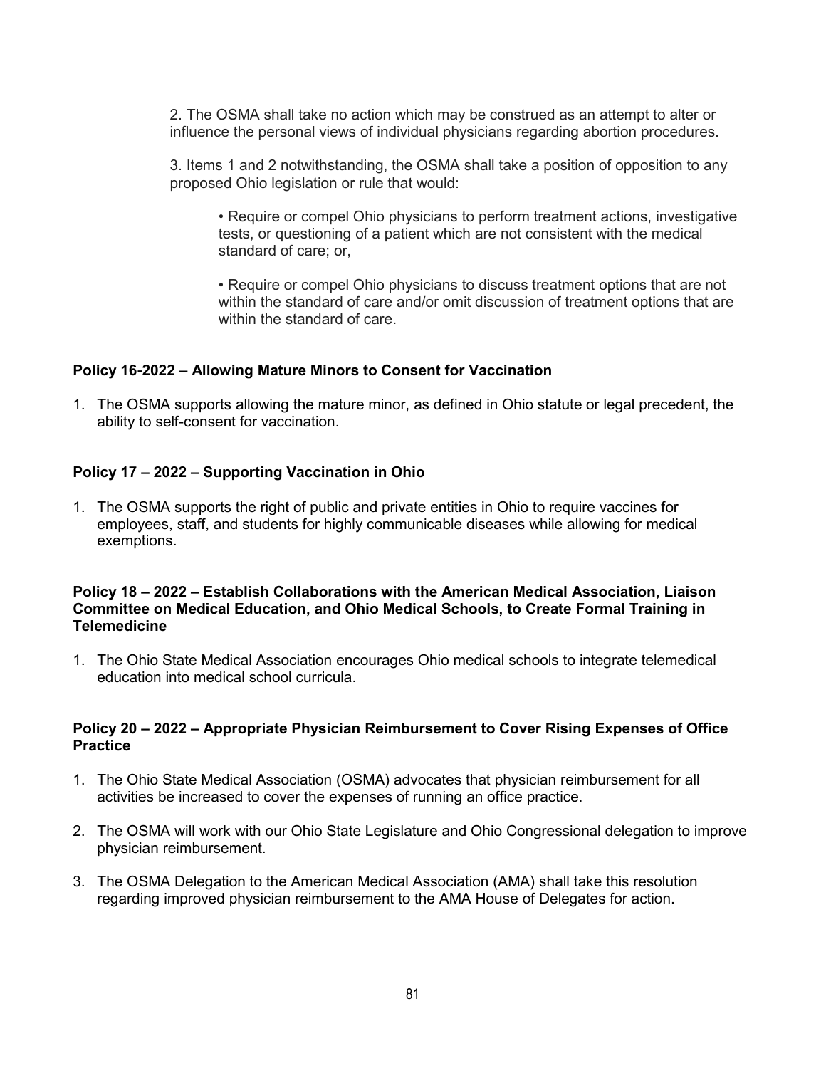2. The OSMA shall take no action which may be construed as an attempt to alter or influence the personal views of individual physicians regarding abortion procedures.

3. Items 1 and 2 notwithstanding, the OSMA shall take a position of opposition to any proposed Ohio legislation or rule that would:

- Require or compel Ohio physicians to perform treatment actions, investigative tests, or questioning of a patient which are not consistent with the medical standard of care; or,
- Require or compel Ohio physicians to discuss treatment options that are not within the standard of care and/or omit discussion of treatment options that are within the standard of care.

**Policy 16-2022 – Allowing Mature Minors to Consent for Vaccination**

1. The OSMA supports allowing the mature minor, as defined in Ohio statute or legal precedent, the ability to self-consent for vaccination.

**Policy 17 – 2022 – Supporting Vaccination in Ohio**

1. The OSMA supports the right of public and private entities in Ohio to require vaccines for employees, staff, and students for highly communicable diseases while allowing for medical exemptions.

**Policy 18 – 2022 – Establish Collaborations with the American Medical Association, Liaison Committee on Medical Education, and Ohio Medical Schools, to Create Formal Training in Telemedicine**

1. The Ohio State Medical Association encourages Ohio medical schools to integrate telemedical education into medical school curricula.

**Policy 20 – 2022 – Appropriate Physician Reimbursement to Cover Rising Expenses of Office Practice**

1. The Ohio State Medical Association (OSMA) advocates that physician reimbursement for all activities be increased to cover the expenses of running an office practice.
2. The OSMA will work with our Ohio State Legislature and Ohio Congressional delegation to improve physician reimbursement.
3. The OSMA Delegation to the American Medical Association (AMA) shall take this resolution regarding improved physician reimbursement to the AMA House of Delegates for action.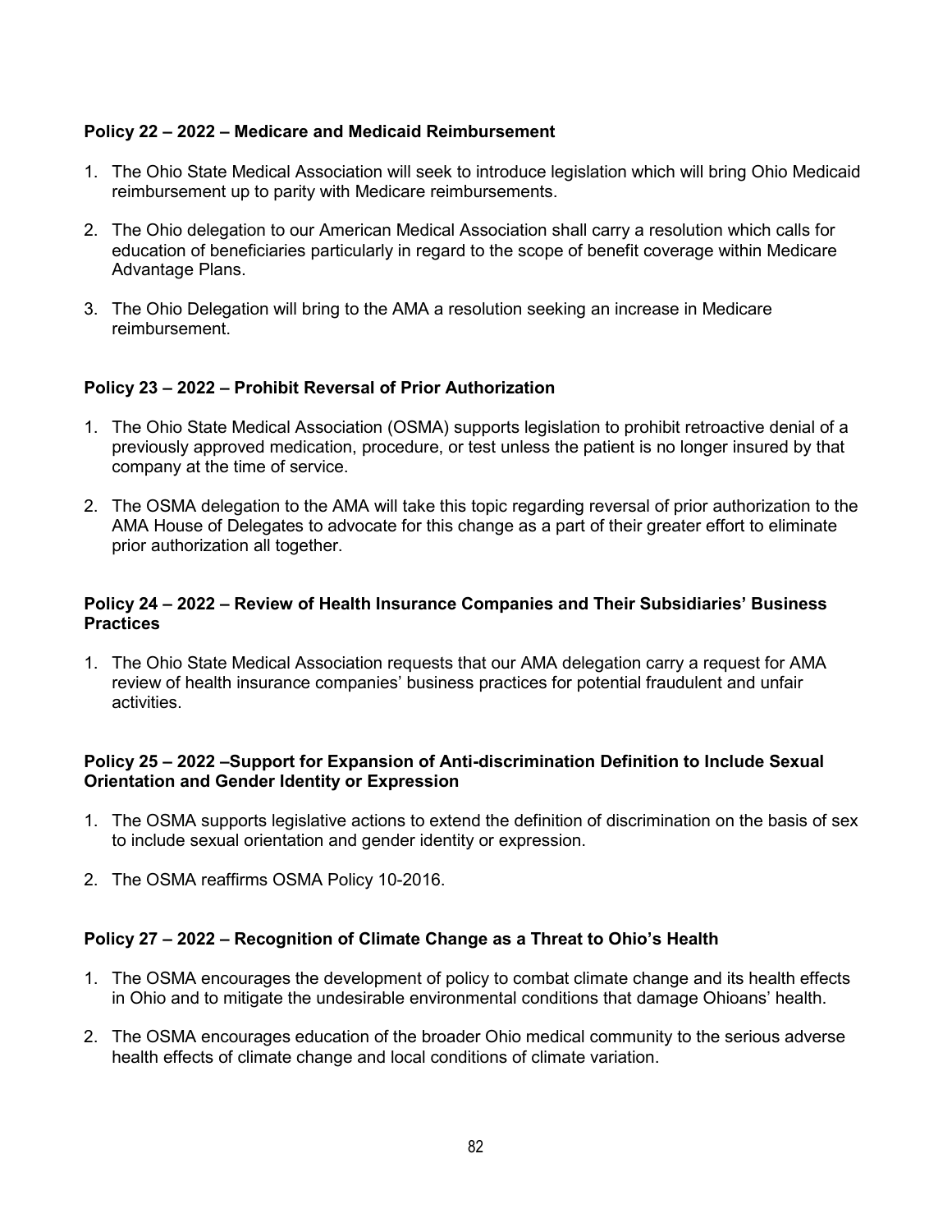**Policy 22 – 2022 – Medicare and Medicaid Reimbursement**

1. The Ohio State Medical Association will seek to introduce legislation which will bring Ohio Medicaid reimbursement up to parity with Medicare reimbursements.

2. The Ohio delegation to our American Medical Association shall carry a resolution which calls for education of beneficiaries particularly in regard to the scope of benefit coverage within Medicare Advantage Plans.

3. The Ohio Delegation will bring to the AMA a resolution seeking an increase in Medicare reimbursement.

**Policy 23 – 2022 – Prohibit Reversal of Prior Authorization**

1. The Ohio State Medical Association (OSMA) supports legislation to prohibit retroactive denial of a previously approved medication, procedure, or test unless the patient is no longer insured by that company at the time of service.

2. The OSMA delegation to the AMA will take this topic regarding reversal of prior authorization to the AMA House of Delegates to advocate for this change as a part of their greater effort to eliminate prior authorization all together.

**Policy 24 – 2022 – Review of Health Insurance Companies and Their Subsidiaries' Business Practices**

1. The Ohio State Medical Association requests that our AMA delegation carry a request for AMA review of health insurance companies' business practices for potential fraudulent and unfair activities.

**Policy 25 – 2022 –Support for Expansion of Anti-discrimination Definition to Include Sexual Orientation and Gender Identity or Expression**

1. The OSMA supports legislative actions to extend the definition of discrimination on the basis of sex to include sexual orientation and gender identity or expression.

2. The OSMA reaffirms OSMA Policy 10-2016.

**Policy 27 – 2022 – Recognition of Climate Change as a Threat to Ohio's Health**

1. The OSMA encourages the development of policy to combat climate change and its health effects in Ohio and to mitigate the undesirable environmental conditions that damage Ohioans' health.

2. The OSMA encourages education of the broader Ohio medical community to the serious adverse health effects of climate change and local conditions of climate variation.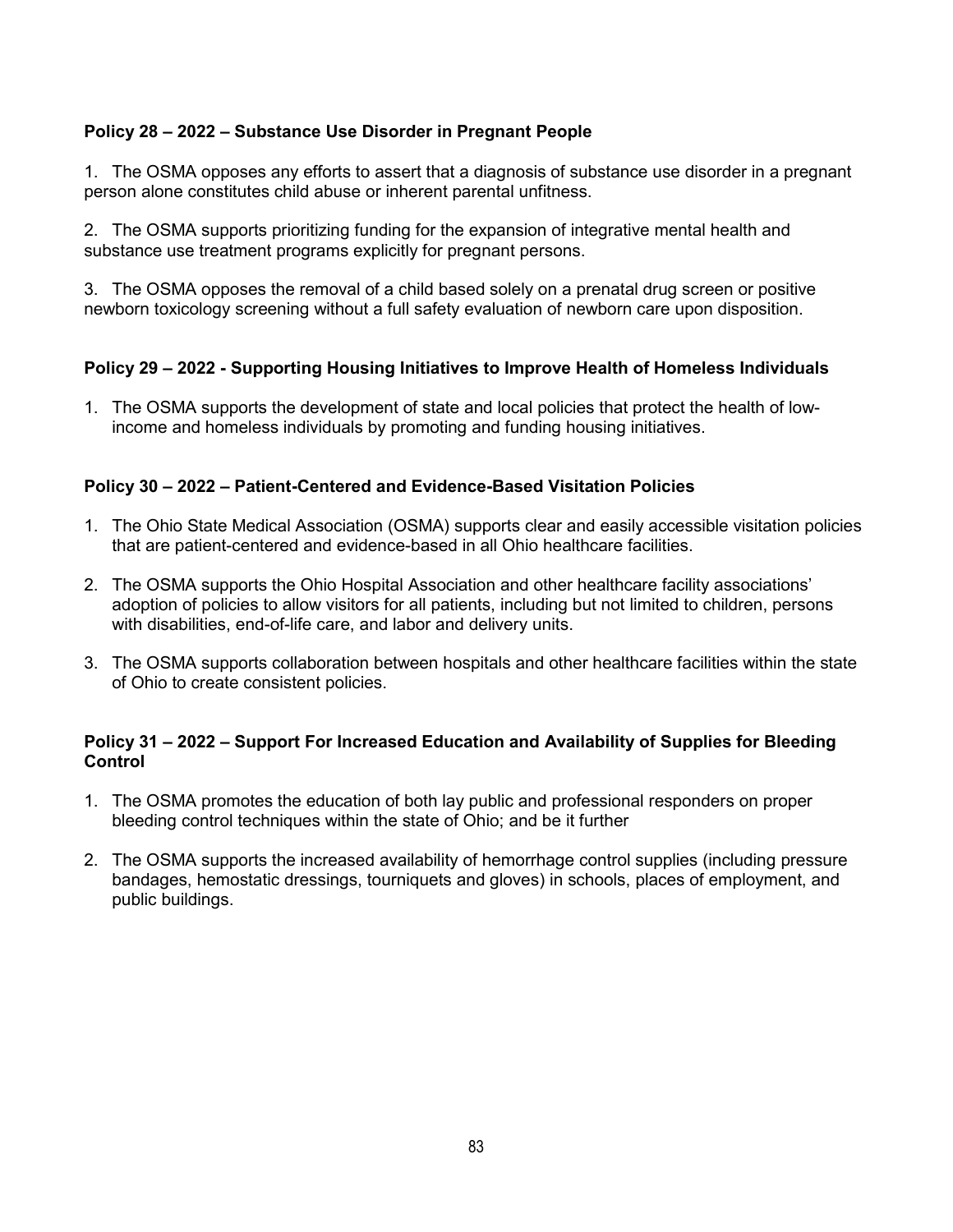**Policy 28 – 2022 – Substance Use Disorder in Pregnant People**

1. The OSMA opposes any efforts to assert that a diagnosis of substance use disorder in a pregnant person alone constitutes child abuse or inherent parental unfitness.

2. The OSMA supports prioritizing funding for the expansion of integrative mental health and substance use treatment programs explicitly for pregnant persons.

3. The OSMA opposes the removal of a child based solely on a prenatal drug screen or positive newborn toxicology screening without a full safety evaluation of newborn care upon disposition.

**Policy 29 – 2022 - Supporting Housing Initiatives to Improve Health of Homeless Individuals**

1. The OSMA supports the development of state and local policies that protect the health of low-income and homeless individuals by promoting and funding housing initiatives.

**Policy 30 – 2022 – Patient-Centered and Evidence-Based Visitation Policies**

1. The Ohio State Medical Association (OSMA) supports clear and easily accessible visitation policies that are patient-centered and evidence-based in all Ohio healthcare facilities.

2. The OSMA supports the Ohio Hospital Association and other healthcare facility associations' adoption of policies to allow visitors for all patients, including but not limited to children, persons with disabilities, end-of-life care, and labor and delivery units.

3. The OSMA supports collaboration between hospitals and other healthcare facilities within the state of Ohio to create consistent policies.

**Policy 31 – 2022 – Support For Increased Education and Availability of Supplies for Bleeding Control**

1. The OSMA promotes the education of both lay public and professional responders on proper bleeding control techniques within the state of Ohio; and be it further

2. The OSMA supports the increased availability of hemorrhage control supplies (including pressure bandages, hemostatic dressings, tourniquets and gloves) in schools, places of employment, and public buildings.